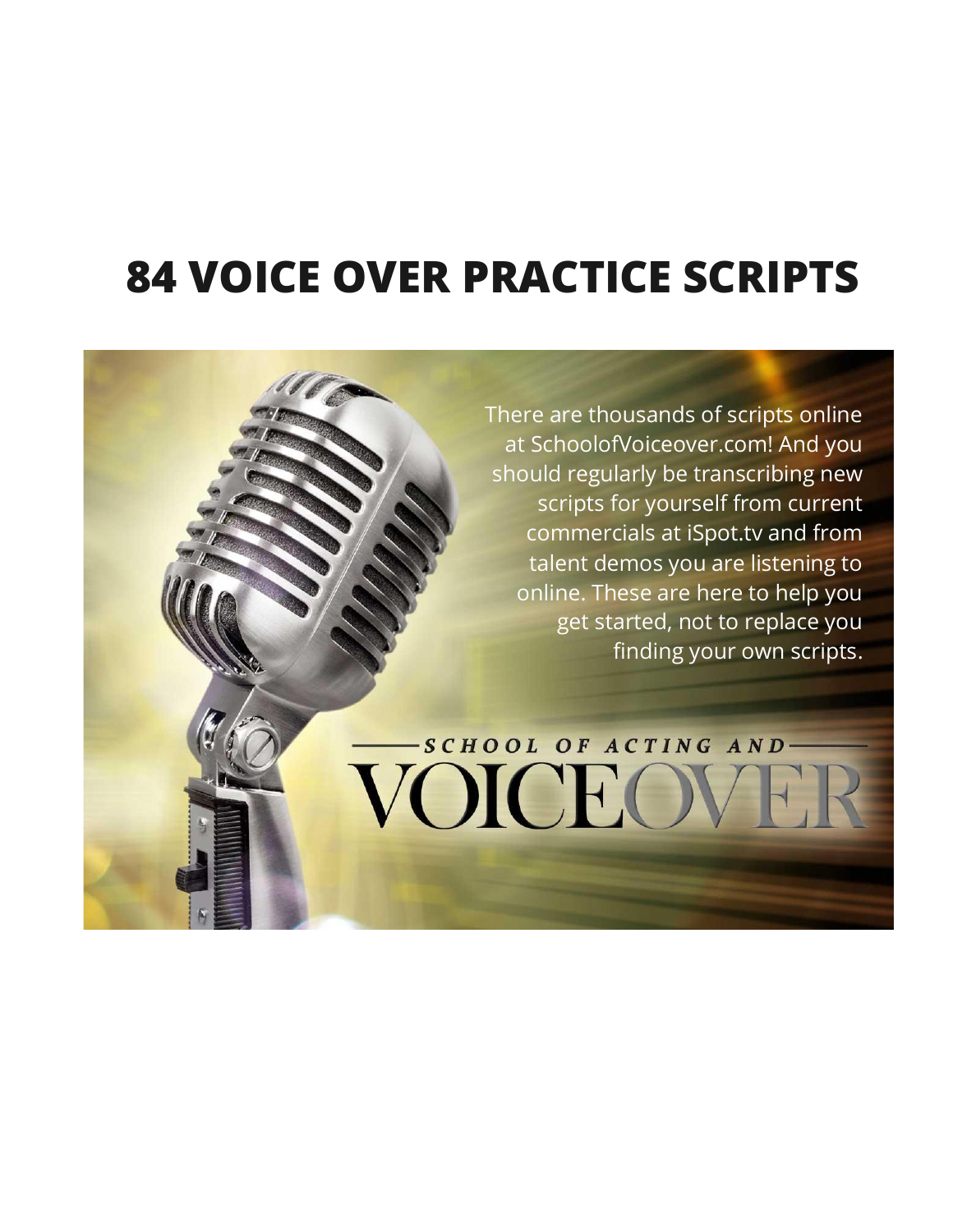# 84 VOICE OVER PRACTICE SCRIPTS

There are thousands of scripts online at SchoolofVoiceover.com! And you should regularly be transcribing new scripts for yourself from current commercials at iSpot.tv and from talent demos you are listening to online. These are here to help you get started, not to replace you finding your own scripts.

SCHOOL OF ACTING AND VOICEOVER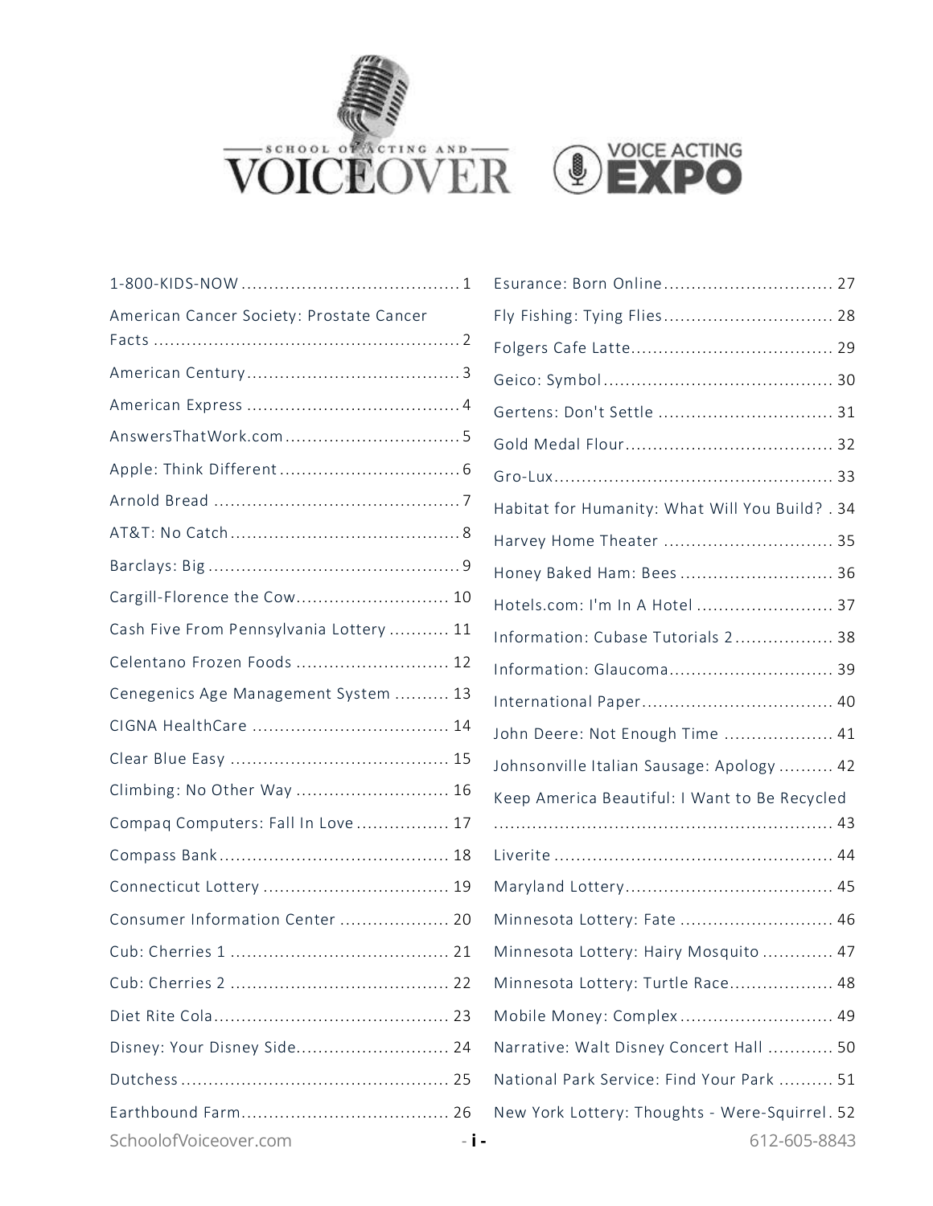1-800-KIDS-NOW ........................................ 1
American Cancer Society: Prostate Cancer Facts ........................................ 2
American Century ........................................ 3
American Express ........................................ 4
AnswersThatWork.com ........................................ 5
Apple: Think Different ........................................ 6
Arnold Bread ........................................ 7
AT&T: No Catch ........................................ 8
Barclays: Big ........................................ 9
Cargill-Florence the Cow ........................................ 10
Cash Five From Pennsylvania Lottery ........................................ 11
Celentano Frozen Foods ........................................ 12
Cenegenics Age Management System ........................................ 13
CIGNA HealthCare ........................................ 14
Clear Blue Easy ........................................ 15
Climbing: No Other Way ........................................ 16
Compaq Computers: Fall In Love ........................................ 17
Compass Bank ........................................ 18
Connecticut Lottery ........................................ 19
Consumer Information Center ........................................ 20
Cub: Cherries 1 ........................................ 21
Cub: Cherries 2 ........................................ 22
Diet Rite Cola ........................................ 23
Disney: Your Disney Side ........................................ 24
Dutchess ........................................ 25
Earthbound Farm ........................................ 26
Esurance: Born Online ........................................ 27
Fly Fishing: Tying Flies ........................................ 28
Folgers Cafe Latte ........................................ 29
Geico: Symbol ........................................ 30
Gertens: Don't Settle ........................................ 31
Gold Medal Flour ........................................ 32
Gro-Lux ........................................ 33
Habitat for Humanity: What Will You Build? ........................................ 34
Harvey Home Theater ........................................ 35
Honey Baked Ham: Bees ........................................ 36
Hotels.com: I'm In A Hotel ........................................ 37
Information: Cubase Tutorials 2 ........................................ 38
Information: Glaucoma ........................................ 39
International Paper ........................................ 40
John Deere: Not Enough Time ........................................ 41
Johnsonville Italian Sausage: Apology ........................................ 42
Keep America Beautiful: I Want to Be Recycled ........................................ 43
Liverite ........................................ 44
Maryland Lottery ........................................ 45
Minnesota Lottery: Fate ........................................ 46
Minnesota Lottery: Hairy Mosquito ........................................ 47
Minnesota Lottery: Turtle Race ........................................ 48
Mobile Money: Complex ........................................ 49
Narrative: Walt Disney Concert Hall ........................................ 50
National Park Service: Find Your Park ........................................ 51
New York Lottery: Thoughts - Were-Squirrel ........................................ 52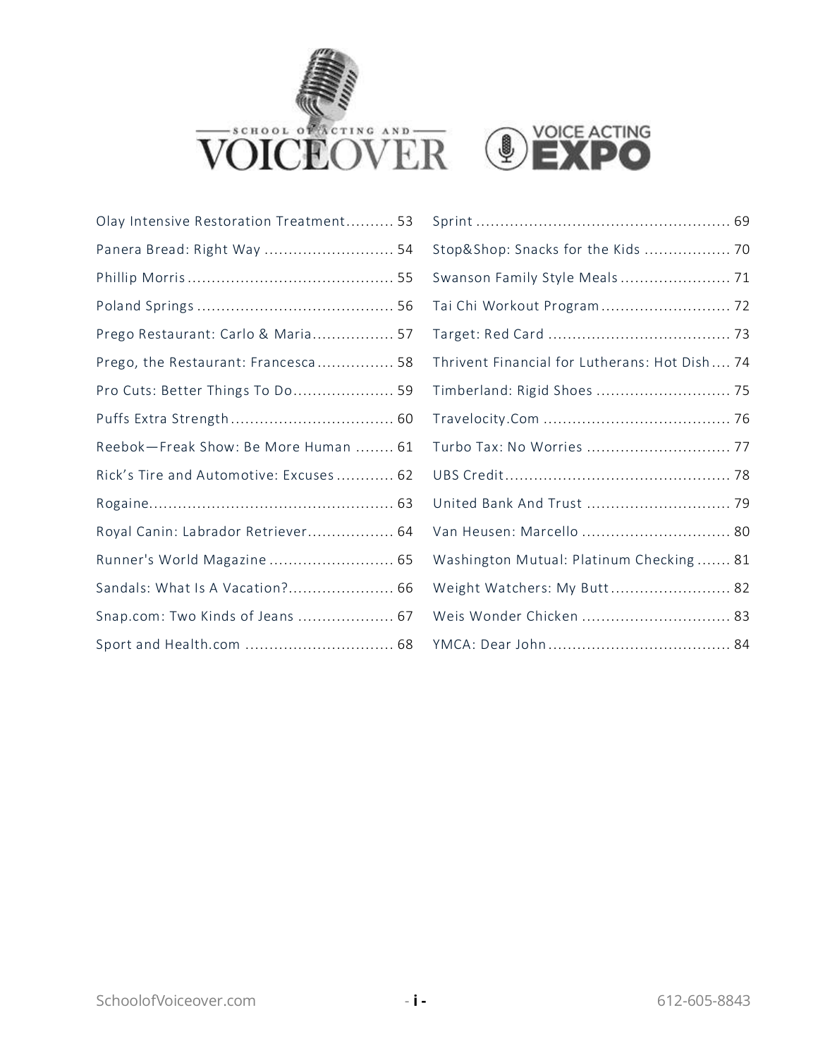Olay Intensive Restoration Treatment .......... 53
Panera Bread: Right Way .......................... 54
Phillip Morris .......................................... 55
Poland Springs ........................................ 56
Prego Restaurant: Carlo & Maria ................. 57
Prego, the Restaurant: Francesca ................ 58
Pro Cuts: Better Things To Do ..................... 59
Puffs Extra Strength ................................. 60
Reebok—Freak Show: Be More Human ........ 61
Rick's Tire and Automotive: Excuses ............ 62
Rogaine ................................................... 63
Royal Canin: Labrador Retriever .................. 64
Runner's World Magazine .......................... 65
Sandals: What Is A Vacation? ...................... 66
Snap.com: Two Kinds of Jeans .................... 67
Sport and Health.com ............................... 68
Sprint ..................................................... 69
Stop&Shop: Snacks for the Kids .................. 70
Swanson Family Style Meals ....................... 71
Tai Chi Workout Program ........................... 72
Target: Red Card ...................................... 73
Thrivent Financial for Lutherans: Hot Dish .... 74
Timberland: Rigid Shoes ............................ 75
Travelocity.Com ....................................... 76
Turbo Tax: No Worries .............................. 77
UBS Credit ............................................... 78
United Bank And Trust .............................. 79
Van Heusen: Marcello ............................... 80
Washington Mutual: Platinum Checking ....... 81
Weight Watchers: My Butt ......................... 82
Weis Wonder Chicken ............................... 83
YMCA: Dear John ...................................... 84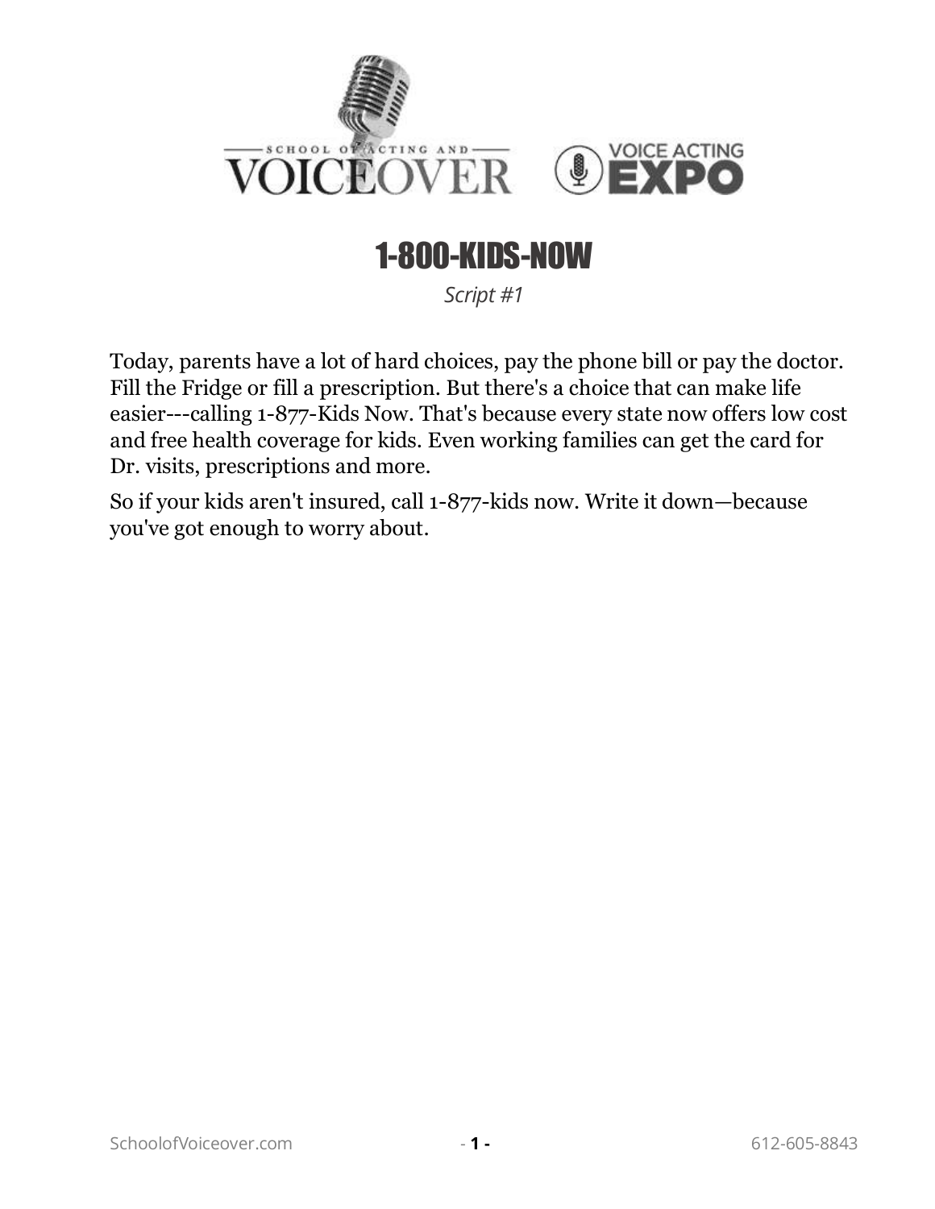# 1-800-KIDS-NOW

*Script #1*

Today, parents have a lot of hard choices, pay the phone bill or pay the doctor. Fill the Fridge or fill a prescription. But there's a choice that can make life easier---calling 1-877-Kids Now. That's because every state now offers low cost and free health coverage for kids. Even working families can get the card for Dr. visits, prescriptions and more.

So if your kids aren't insured, call 1-877-kids now. Write it down—because you've got enough to worry about.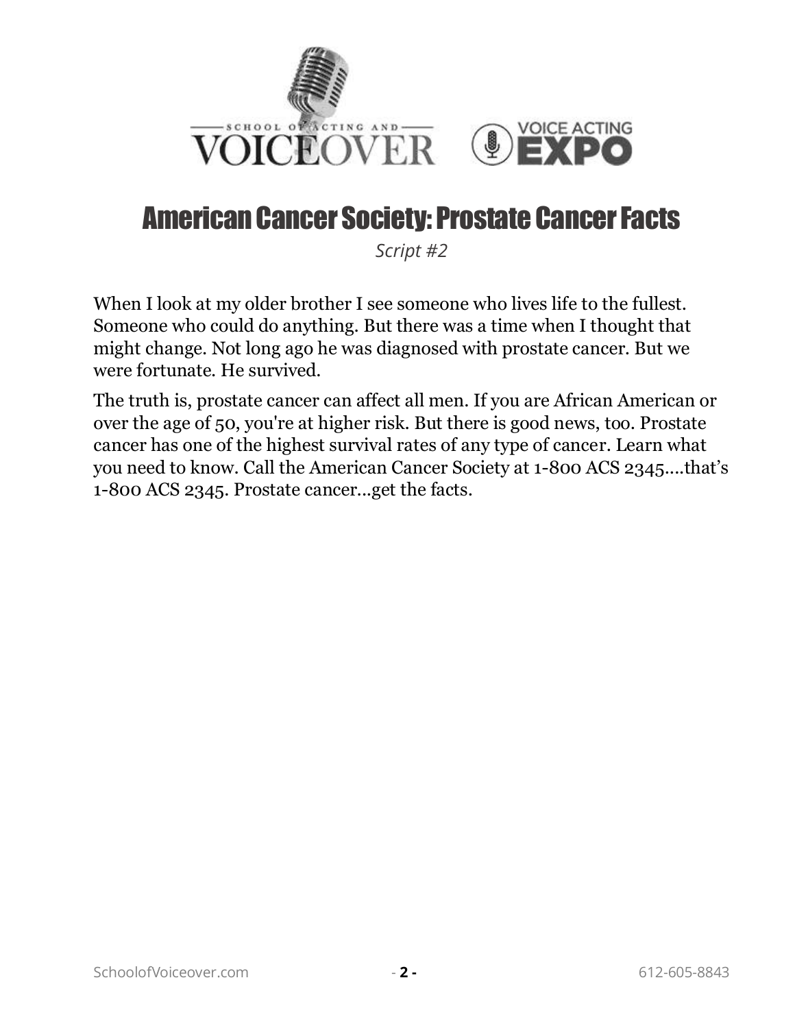# American Cancer Society: Prostate Cancer Facts

*Script #2*

When I look at my older brother I see someone who lives life to the fullest. Someone who could do anything. But there was a time when I thought that might change. Not long ago he was diagnosed with prostate cancer. But we were fortunate. He survived.

The truth is, prostate cancer can affect all men. If you are African American or over the age of 50, you're at higher risk. But there is good news, too. Prostate cancer has one of the highest survival rates of any type of cancer. Learn what you need to know. Call the American Cancer Society at 1-800 ACS 2345....that's 1-800 ACS 2345. Prostate cancer...get the facts.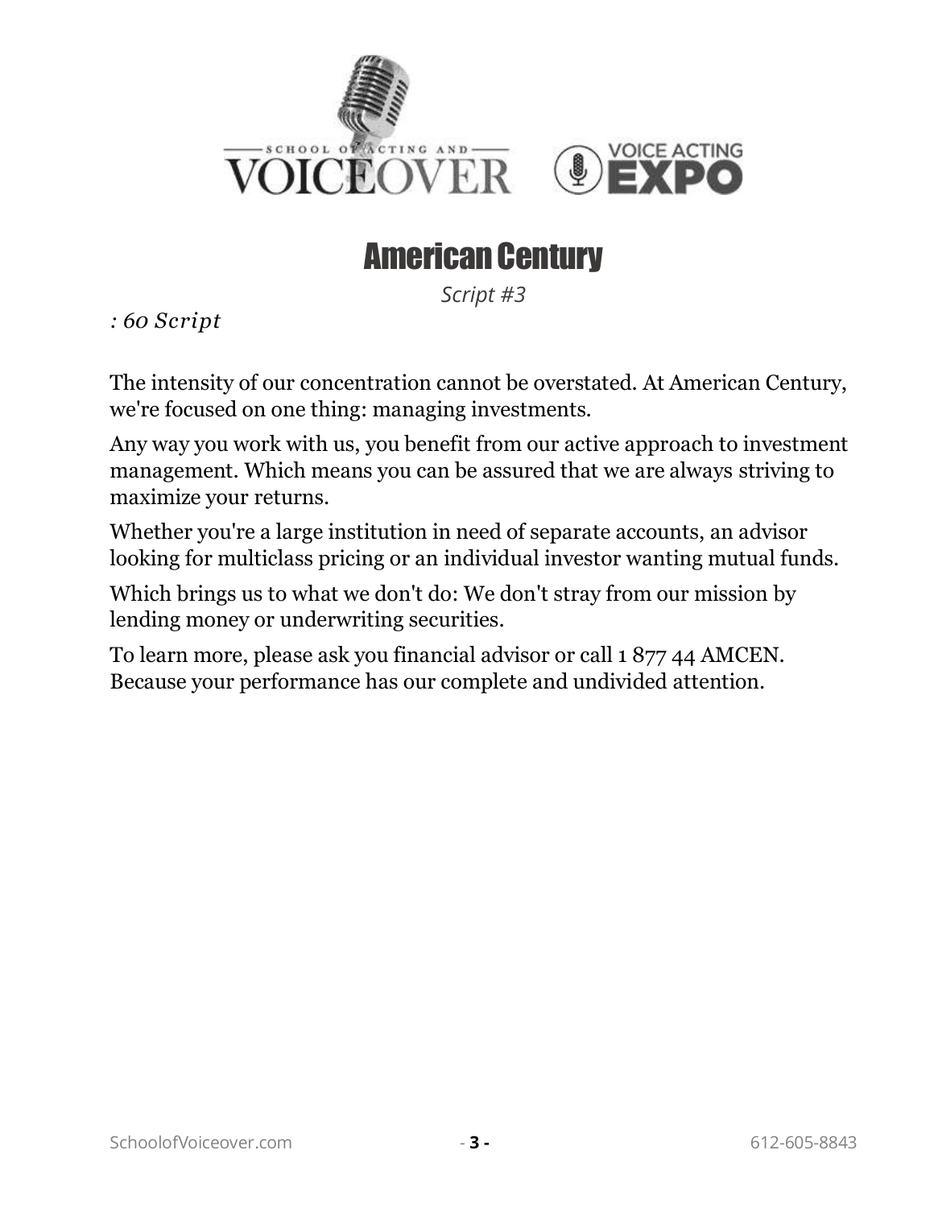# American Century

*Script #3*

*: 60 Script*

The intensity of our concentration cannot be overstated. At American Century, we're focused on one thing: managing investments.

Any way you work with us, you benefit from our active approach to investment management. Which means you can be assured that we are always striving to maximize your returns.

Whether you're a large institution in need of separate accounts, an advisor looking for multiclass pricing or an individual investor wanting mutual funds.

Which brings us to what we don't do: We don't stray from our mission by lending money or underwriting securities.

To learn more, please ask you financial advisor or call 1 877 44 AMCEN. Because your performance has our complete and undivided attention.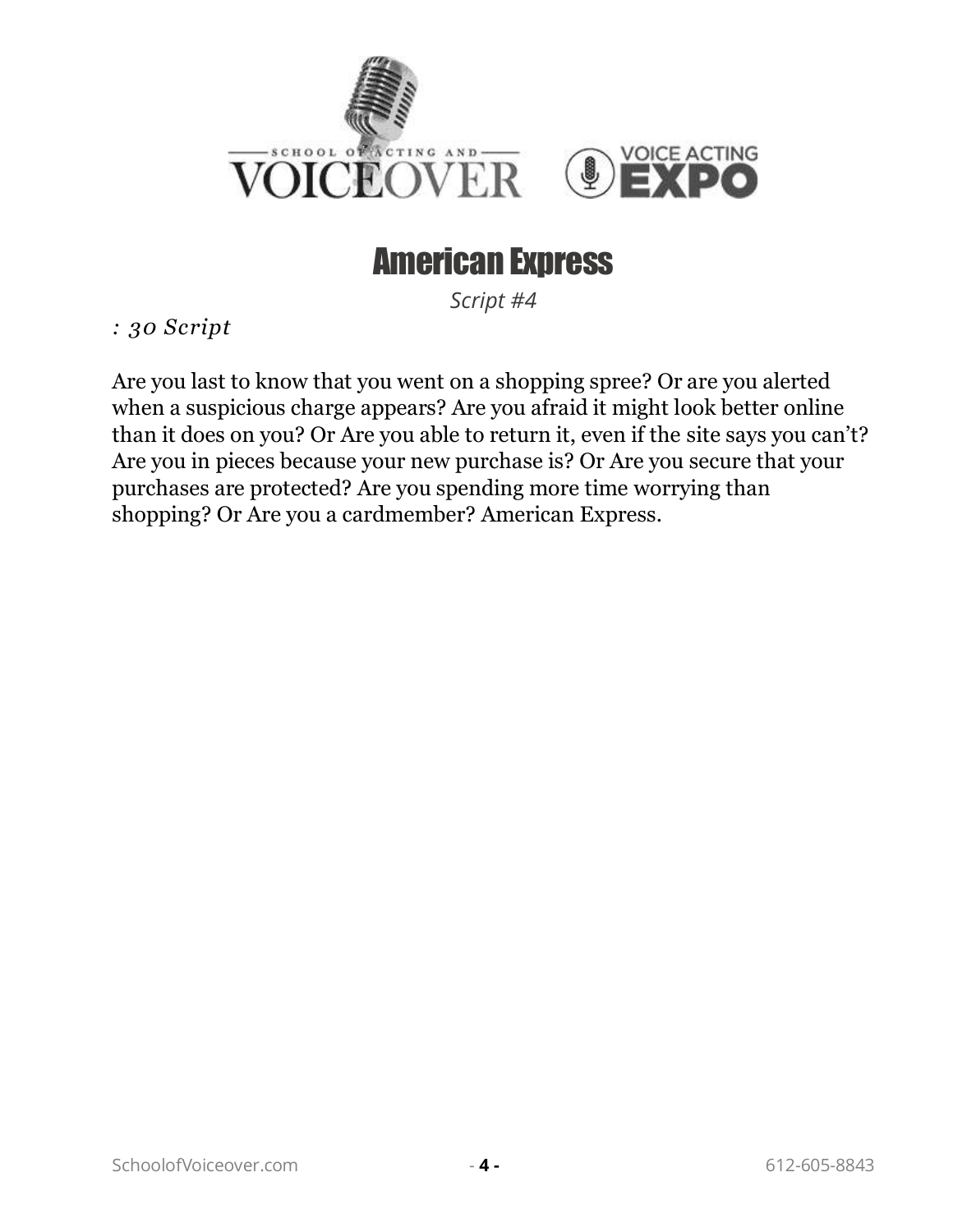# American Express

*Script #4*

*: 30 Script*

Are you last to know that you went on a shopping spree? Or are you alerted when a suspicious charge appears? Are you afraid it might look better online than it does on you? Or Are you able to return it, even if the site says you can't? Are you in pieces because your new purchase is? Or Are you secure that your purchases are protected? Are you spending more time worrying than shopping? Or Are you a cardmember? American Express.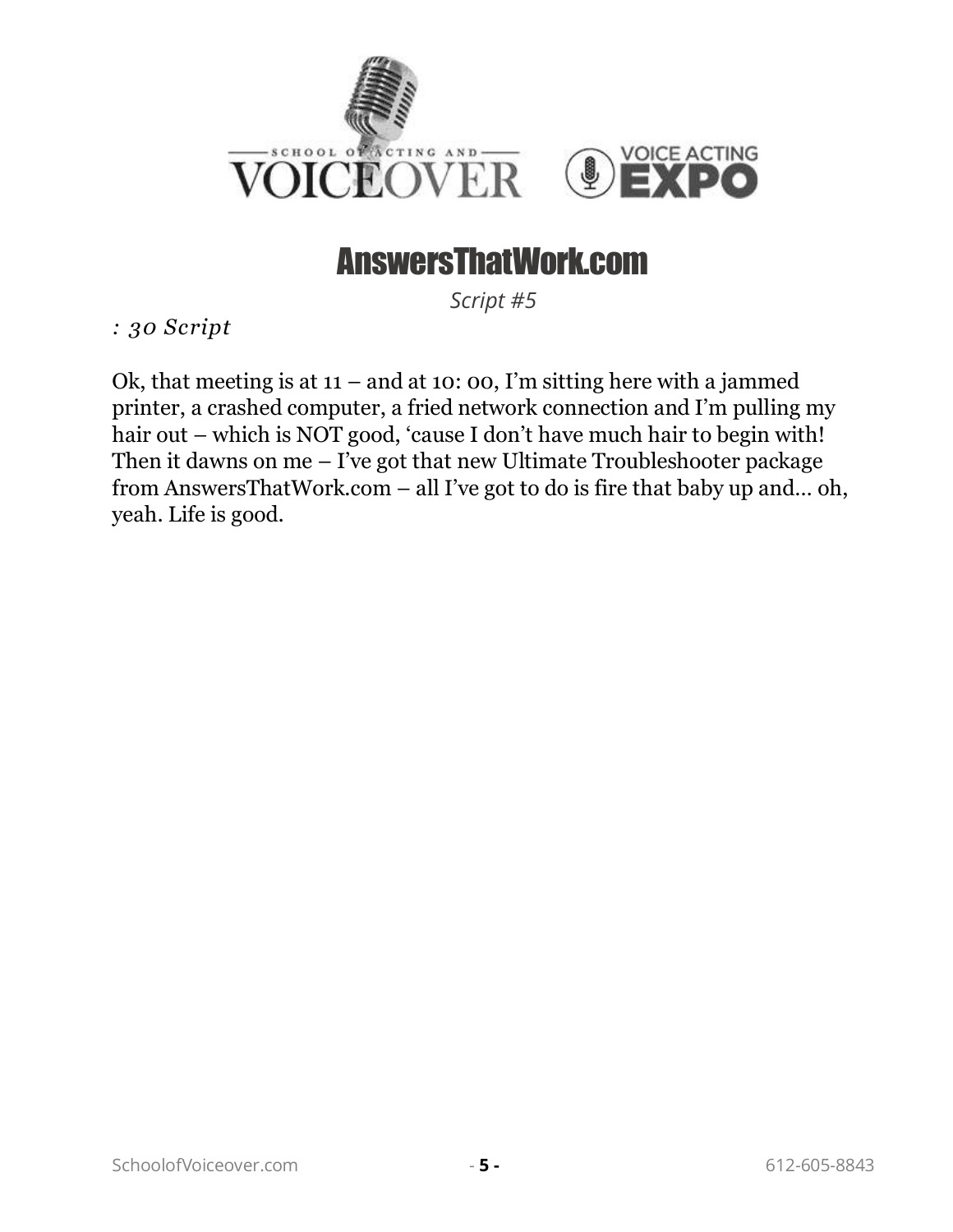# AnswersThatWork.com

*Script #5*

*: 30 Script*

Ok, that meeting is at 11 – and at 10: 00, I'm sitting here with a jammed printer, a crashed computer, a fried network connection and I'm pulling my hair out – which is NOT good, 'cause I don't have much hair to begin with! Then it dawns on me – I've got that new Ultimate Troubleshooter package from AnswersThatWork.com – all I've got to do is fire that baby up and… oh, yeah. Life is good.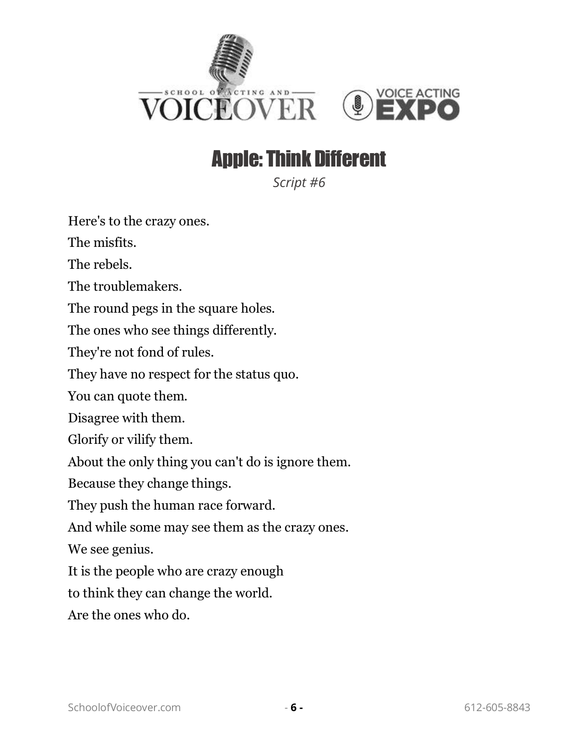# Apple: Think Different

*Script #6*

Here's to the crazy ones.

The misfits.

The rebels.

The troublemakers.

The round pegs in the square holes.

The ones who see things differently.

They're not fond of rules.

They have no respect for the status quo.

You can quote them.

Disagree with them.

Glorify or vilify them.

About the only thing you can't do is ignore them.

Because they change things.

They push the human race forward.

And while some may see them as the crazy ones.

We see genius.

It is the people who are crazy enough

to think they can change the world.

Are the ones who do.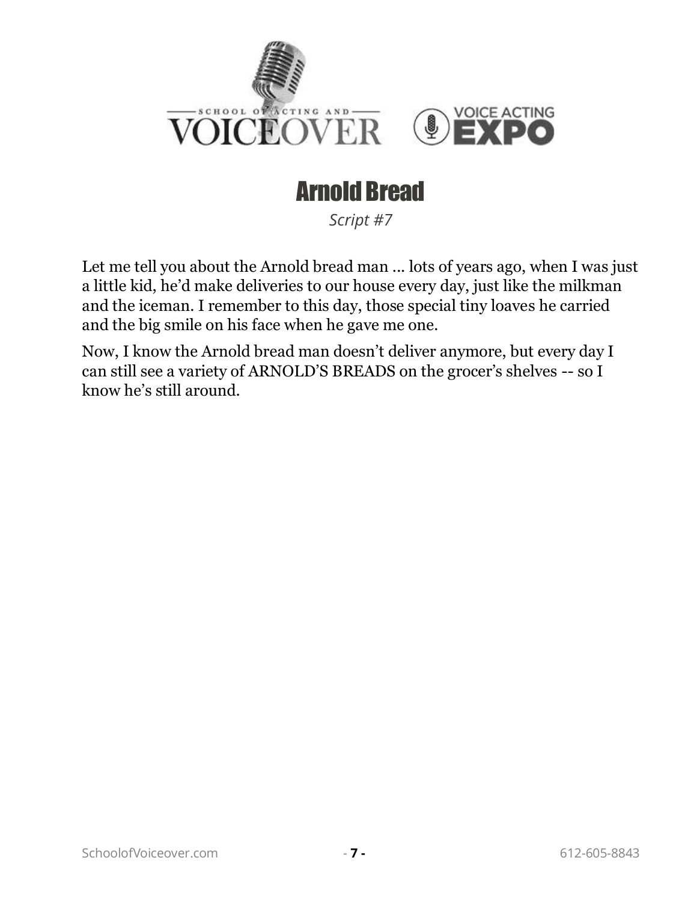# Arnold Bread

*Script #7*

Let me tell you about the Arnold bread man ... lots of years ago, when I was just a little kid, he'd make deliveries to our house every day, just like the milkman and the iceman. I remember to this day, those special tiny loaves he carried and the big smile on his face when he gave me one.

Now, I know the Arnold bread man doesn't deliver anymore, but every day I can still see a variety of ARNOLD'S BREADS on the grocer's shelves -- so I know he's still around.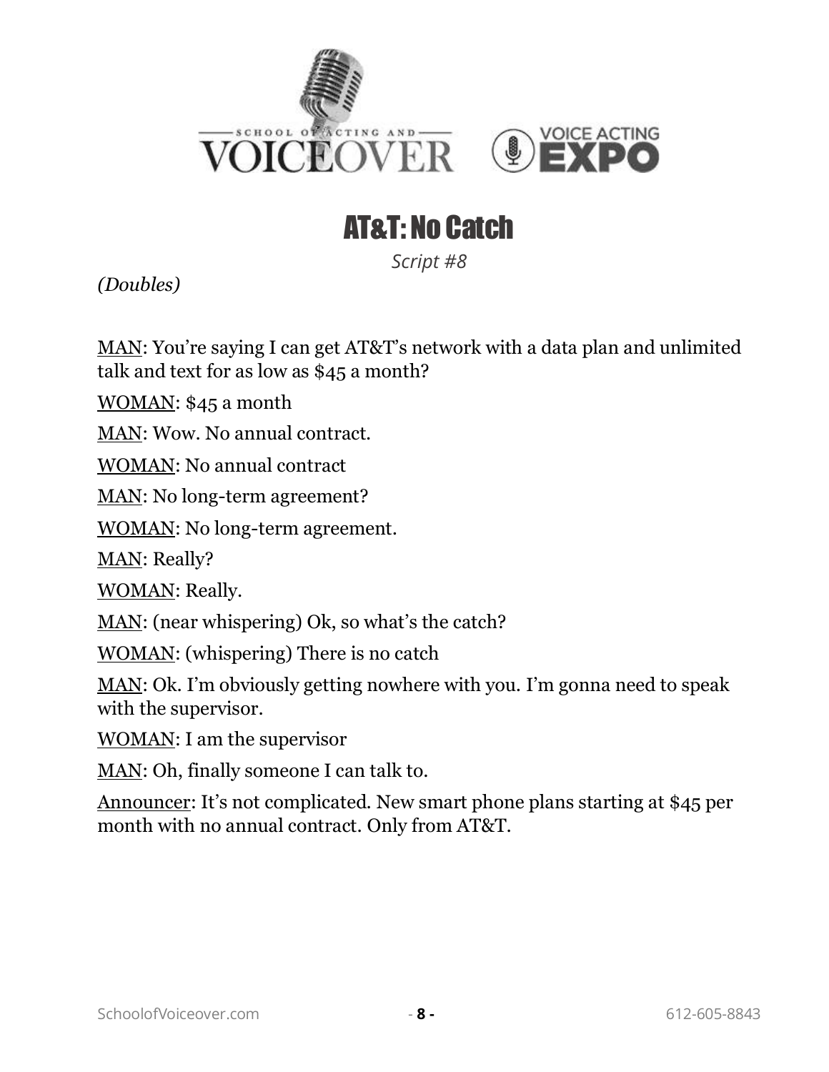# AT&T: No Catch

*Script #8*

*(Doubles)*

MAN: You're saying I can get AT&T's network with a data plan and unlimited talk and text for as low as $45 a month?

WOMAN: $45 a month

MAN: Wow. No annual contract.

WOMAN: No annual contract

MAN: No long-term agreement?

WOMAN: No long-term agreement.

MAN: Really?

WOMAN: Really.

MAN: (near whispering) Ok, so what's the catch?

WOMAN: (whispering) There is no catch

MAN: Ok. I'm obviously getting nowhere with you. I'm gonna need to speak with the supervisor.

WOMAN: I am the supervisor

MAN: Oh, finally someone I can talk to.

Announcer: It's not complicated. New smart phone plans starting at $45 per month with no annual contract. Only from AT&T.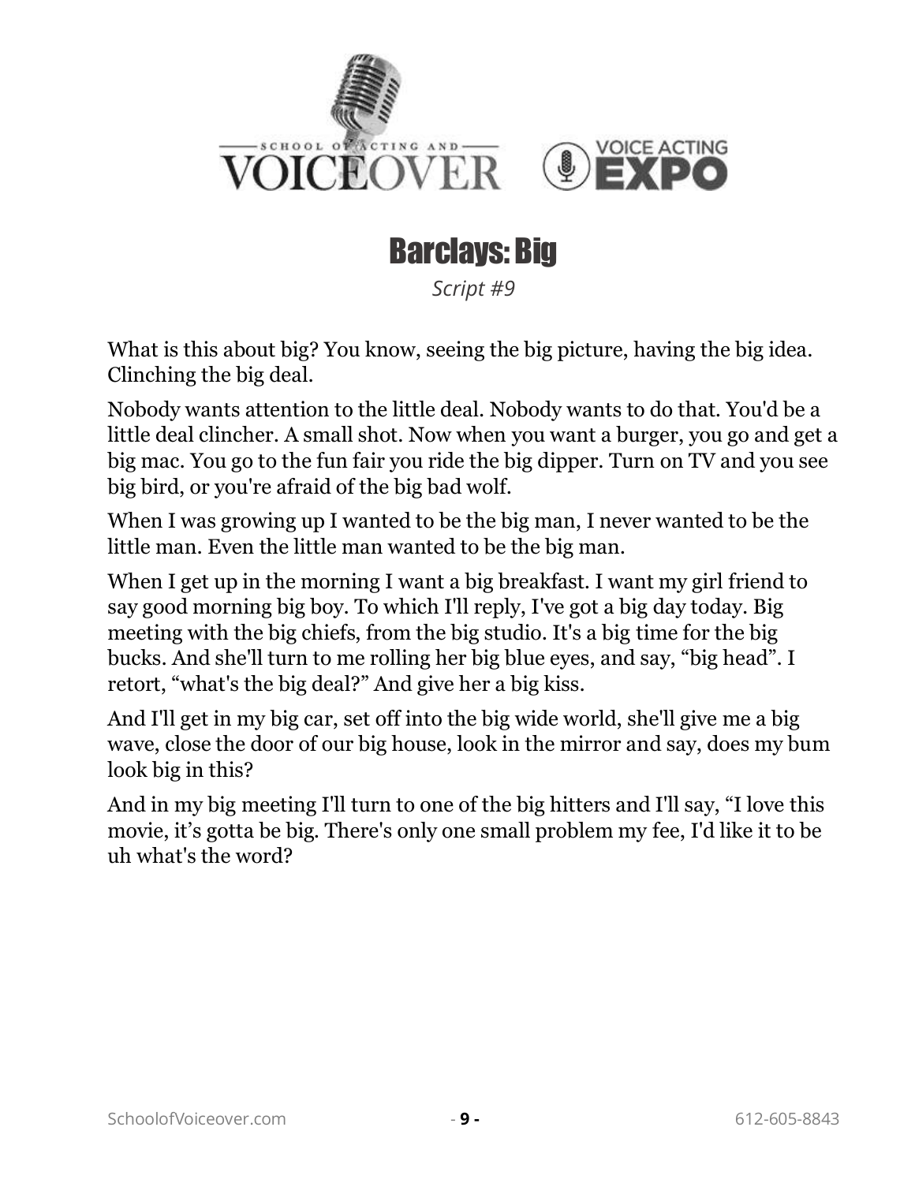## Barclays: Big

*Script #9*

What is this about big? You know, seeing the big picture, having the big idea. Clinching the big deal.

Nobody wants attention to the little deal. Nobody wants to do that. You'd be a little deal clincher. A small shot. Now when you want a burger, you go and get a big mac. You go to the fun fair you ride the big dipper. Turn on TV and you see big bird, or you're afraid of the big bad wolf.

When I was growing up I wanted to be the big man, I never wanted to be the little man. Even the little man wanted to be the big man.

When I get up in the morning I want a big breakfast. I want my girl friend to say good morning big boy. To which I'll reply, I've got a big day today. Big meeting with the big chiefs, from the big studio. It's a big time for the big bucks. And she'll turn to me rolling her big blue eyes, and say, “big head”. I retort, “what's the big deal?” And give her a big kiss.

And I'll get in my big car, set off into the big wide world, she'll give me a big wave, close the door of our big house, look in the mirror and say, does my bum look big in this?

And in my big meeting I'll turn to one of the big hitters and I'll say, “I love this movie, it’s gotta be big. There's only one small problem my fee, I'd like it to be uh what's the word?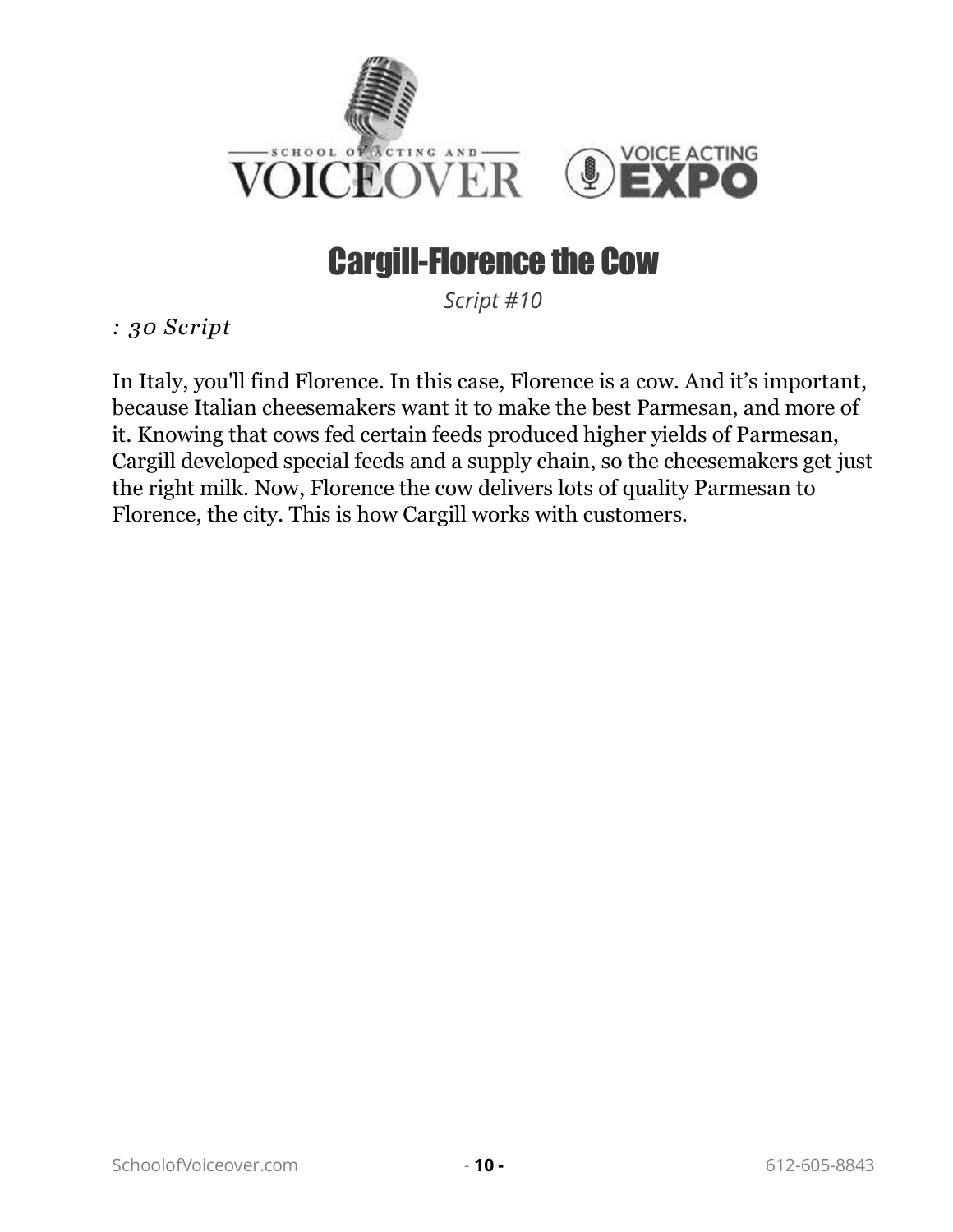# Cargill-Florence the Cow

*Script #10*

*: 30 Script*

In Italy, you'll find Florence. In this case, Florence is a cow. And it's important, because Italian cheesemakers want it to make the best Parmesan, and more of it. Knowing that cows fed certain feeds produced higher yields of Parmesan, Cargill developed special feeds and a supply chain, so the cheesemakers get just the right milk. Now, Florence the cow delivers lots of quality Parmesan to Florence, the city. This is how Cargill works with customers.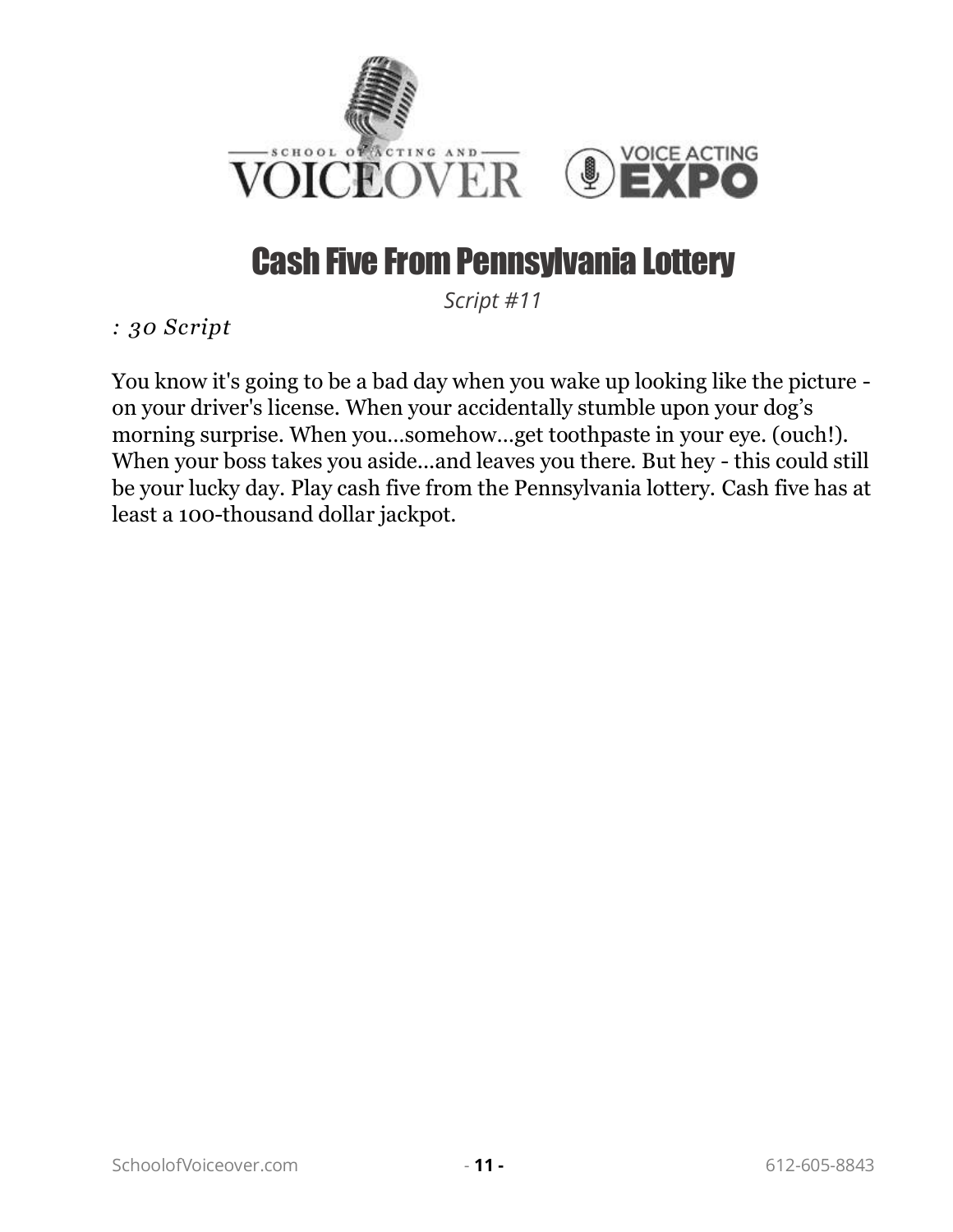# Cash Five From Pennsylvania Lottery

*Script #11*

*: 30 Script*

You know it's going to be a bad day when you wake up looking like the picture - on your driver's license. When your accidentally stumble upon your dog's morning surprise. When you…somehow…get toothpaste in your eye. (ouch!). When your boss takes you aside…and leaves you there. But hey - this could still be your lucky day. Play cash five from the Pennsylvania lottery. Cash five has at least a 100-thousand dollar jackpot.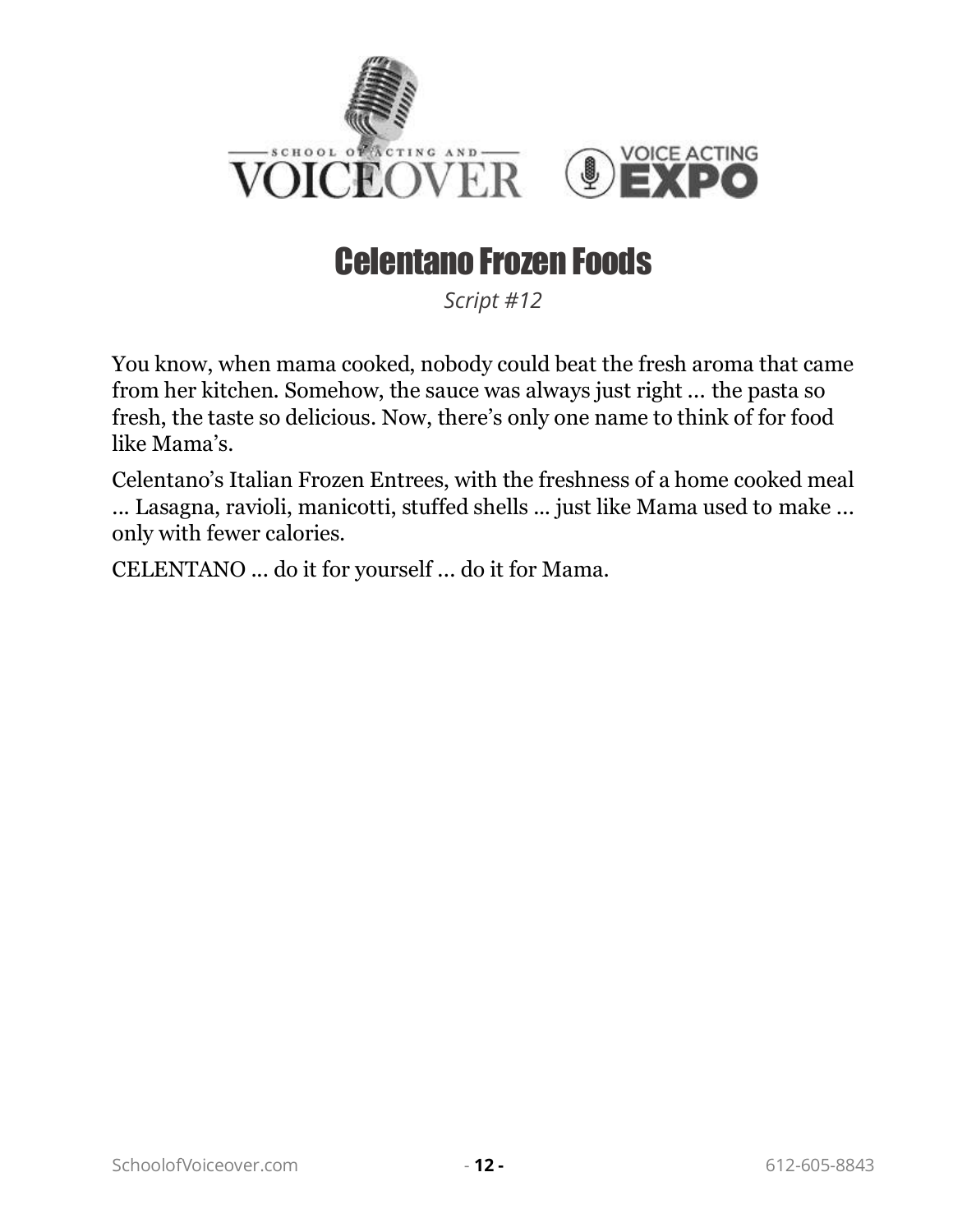# Celentano Frozen Foods

*Script #12*

You know, when mama cooked, nobody could beat the fresh aroma that came from her kitchen. Somehow, the sauce was always just right … the pasta so fresh, the taste so delicious. Now, there's only one name to think of for food like Mama's.

Celentano's Italian Frozen Entrees, with the freshness of a home cooked meal … Lasagna, ravioli, manicotti, stuffed shells … just like Mama used to make … only with fewer calories.

CELENTANO … do it for yourself … do it for Mama.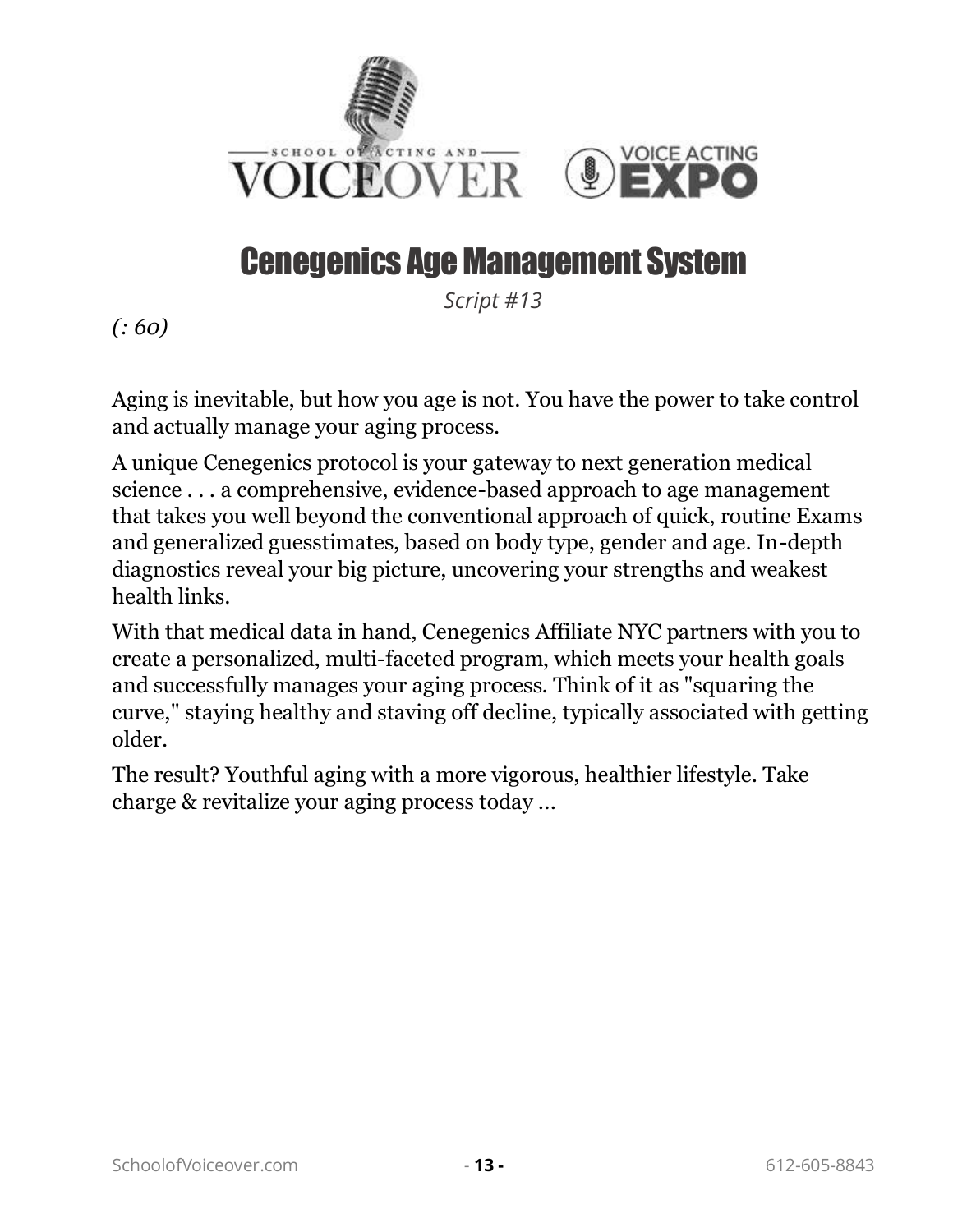# Cenegenics Age Management System

*Script #13*

*(: 60)*

Aging is inevitable, but how you age is not. You have the power to take control and actually manage your aging process.

A unique Cenegenics protocol is your gateway to next generation medical science . . . a comprehensive, evidence-based approach to age management that takes you well beyond the conventional approach of quick, routine Exams and generalized guesstimates, based on body type, gender and age. In-depth diagnostics reveal your big picture, uncovering your strengths and weakest health links.

With that medical data in hand, Cenegenics Affiliate NYC partners with you to create a personalized, multi-faceted program, which meets your health goals and successfully manages your aging process. Think of it as "squaring the curve," staying healthy and staving off decline, typically associated with getting older.

The result? Youthful aging with a more vigorous, healthier lifestyle. Take charge & revitalize your aging process today ...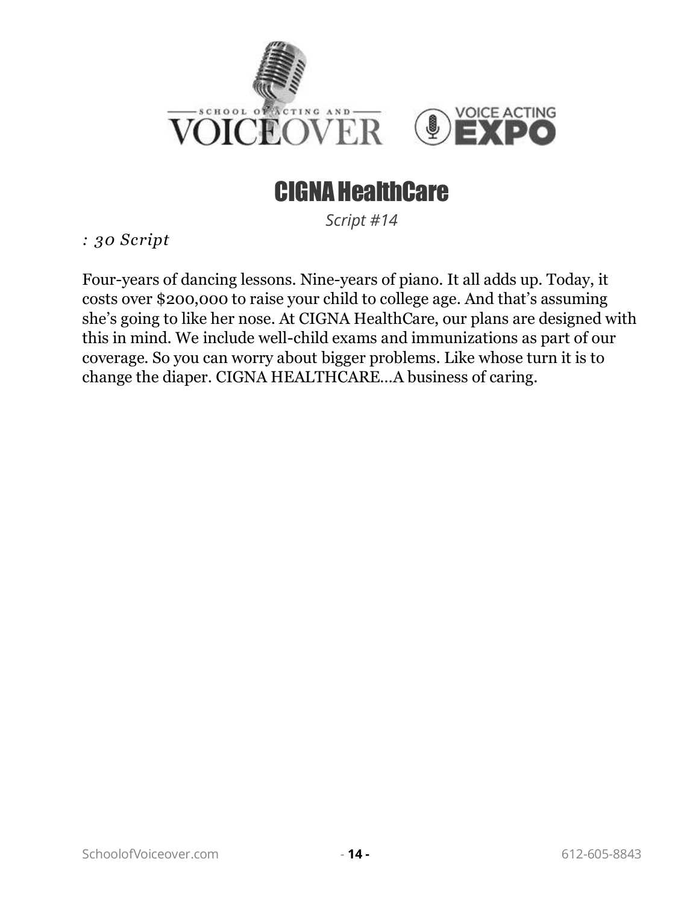# CIGNA HealthCare

*Script #14*

*: 30 Script*

Four-years of dancing lessons. Nine-years of piano. It all adds up. Today, it costs over $200,000 to raise your child to college age. And that's assuming she's going to like her nose. At CIGNA HealthCare, our plans are designed with this in mind. We include well-child exams and immunizations as part of our coverage. So you can worry about bigger problems. Like whose turn it is to change the diaper. CIGNA HEALTHCARE…A business of caring.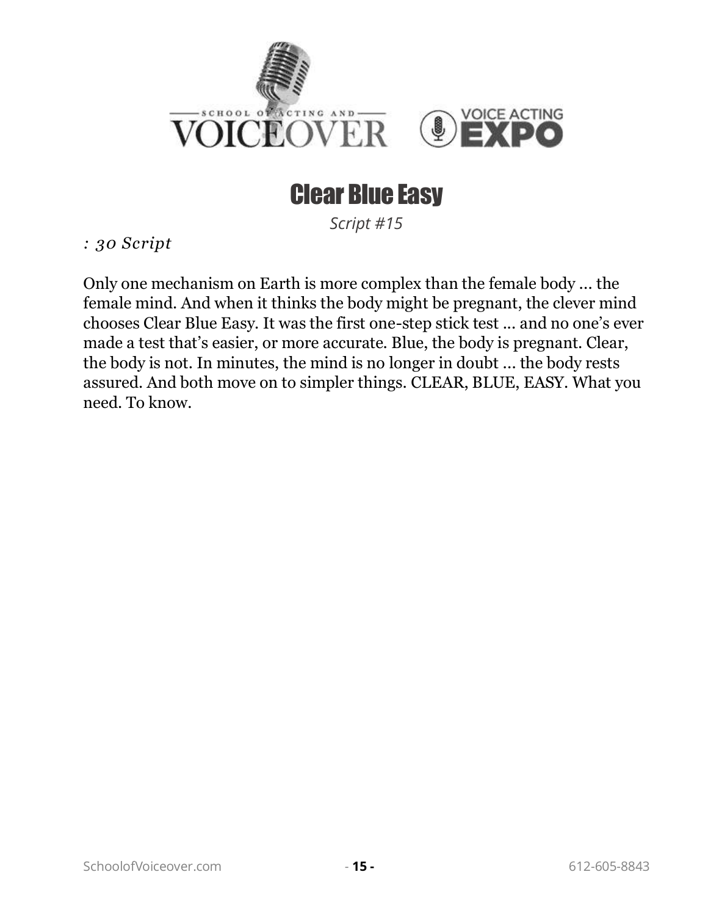# Clear Blue Easy

*Script #15*

*: 30 Script*

Only one mechanism on Earth is more complex than the female body … the female mind. And when it thinks the body might be pregnant, the clever mind chooses Clear Blue Easy. It was the first one-step stick test … and no one's ever made a test that's easier, or more accurate. Blue, the body is pregnant. Clear, the body is not. In minutes, the mind is no longer in doubt … the body rests assured. And both move on to simpler things. CLEAR, BLUE, EASY. What you need. To know.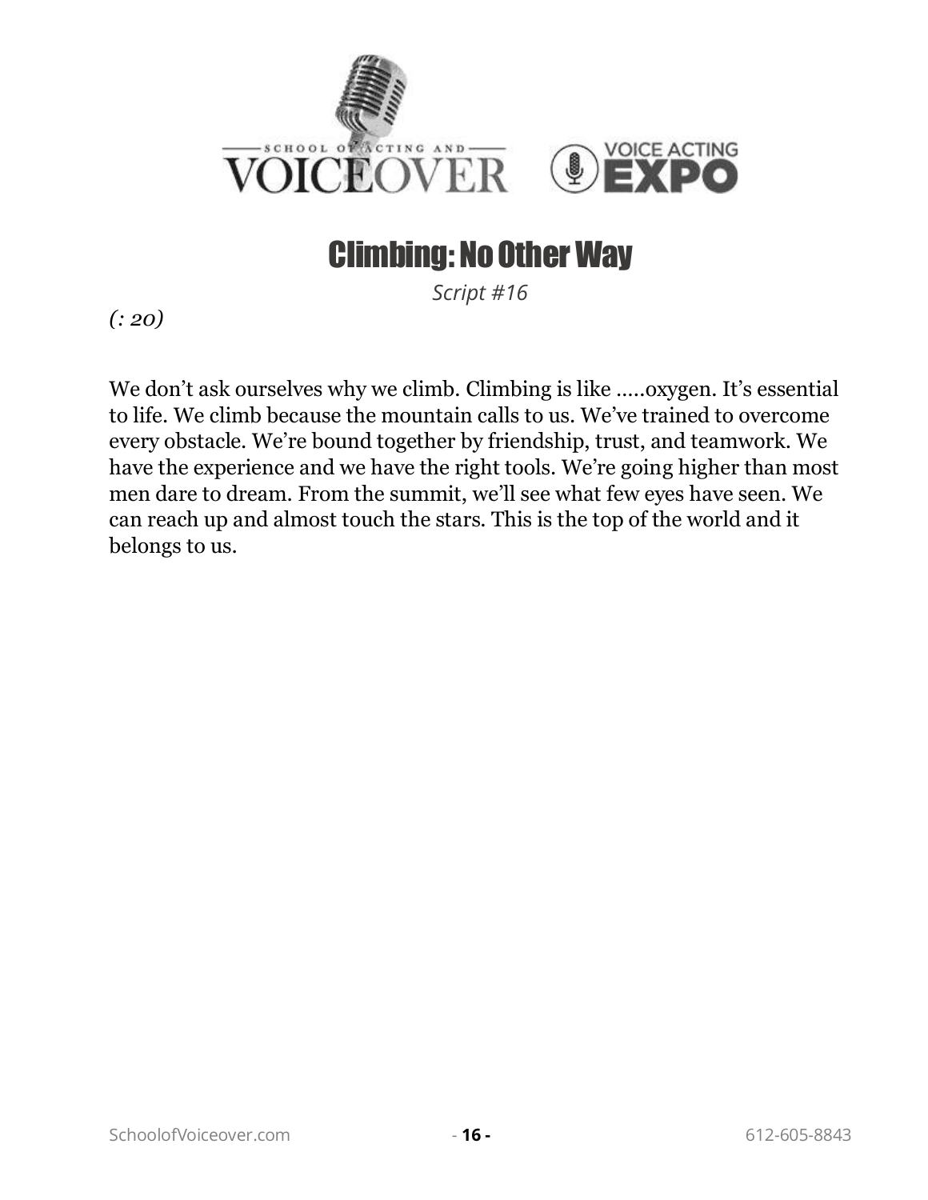# Climbing: No Other Way

*Script #16*

*(: 20)*

We don't ask ourselves why we climb. Climbing is like .....oxygen. It's essential to life. We climb because the mountain calls to us. We've trained to overcome every obstacle. We're bound together by friendship, trust, and teamwork. We have the experience and we have the right tools. We're going higher than most men dare to dream. From the summit, we'll see what few eyes have seen. We can reach up and almost touch the stars. This is the top of the world and it belongs to us.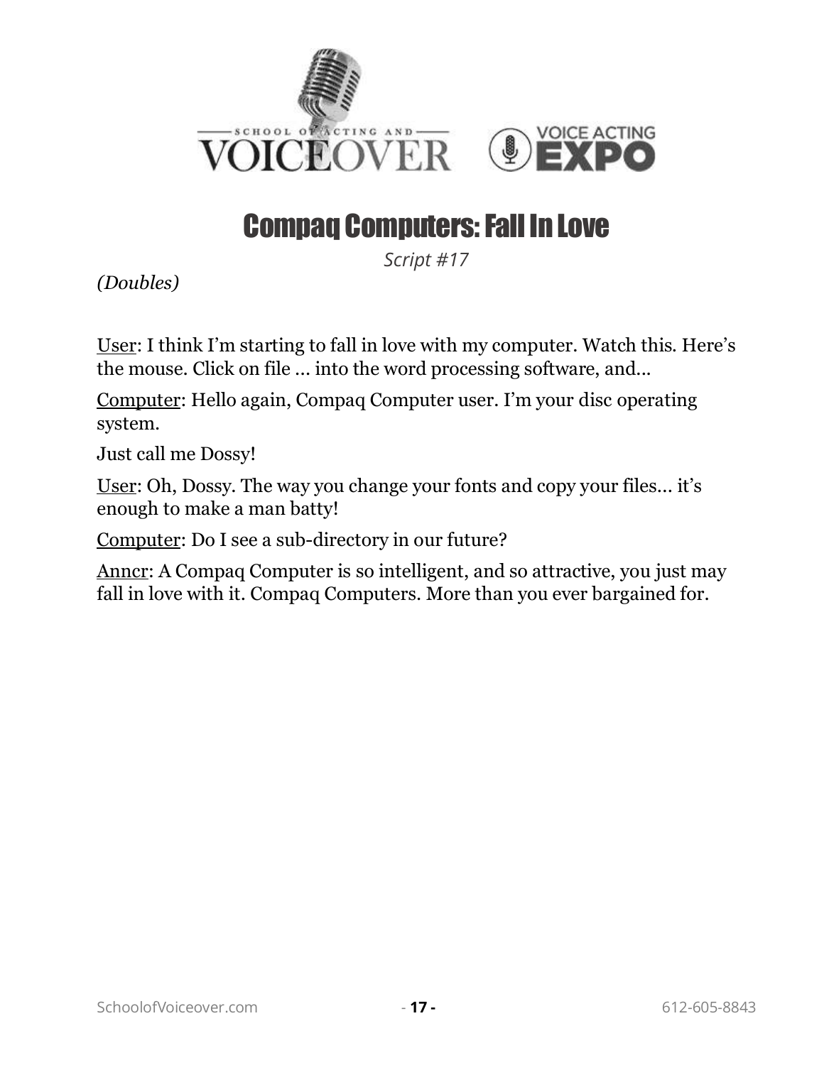# Compaq Computers: Fall In Love

*Script #17*

*(Doubles)*

User: I think I'm starting to fall in love with my computer. Watch this. Here's the mouse. Click on file ... into the word processing software, and...

Computer: Hello again, Compaq Computer user. I'm your disc operating system.

Just call me Dossy!

User: Oh, Dossy. The way you change your fonts and copy your files... it's enough to make a man batty!

Computer: Do I see a sub-directory in our future?

Anncr: A Compaq Computer is so intelligent, and so attractive, you just may fall in love with it. Compaq Computers. More than you ever bargained for.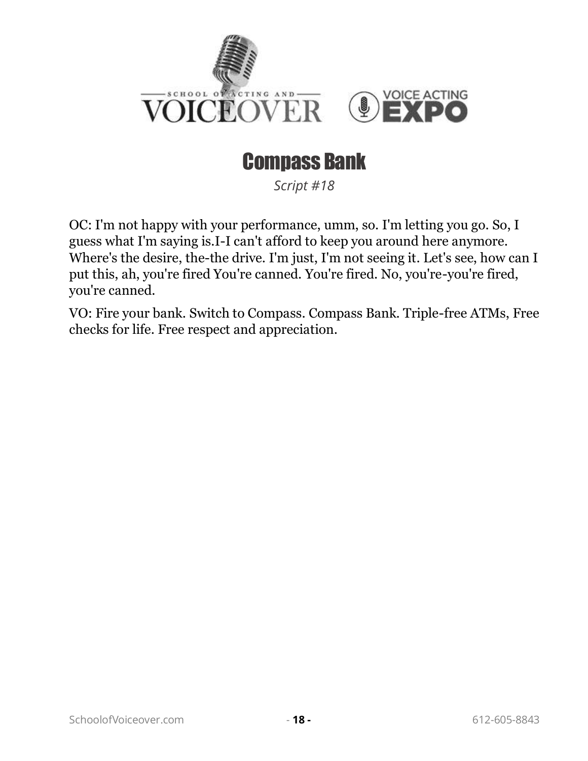# Compass Bank

*Script #18*

OC: I'm not happy with your performance, umm, so. I'm letting you go. So, I guess what I'm saying is.I-I can't afford to keep you around here anymore. Where's the desire, the-the drive. I'm just, I'm not seeing it. Let's see, how can I put this, ah, you're fired You're canned. You're fired. No, you're-you're fired, you're canned.

VO: Fire your bank. Switch to Compass. Compass Bank. Triple-free ATMs, Free checks for life. Free respect and appreciation.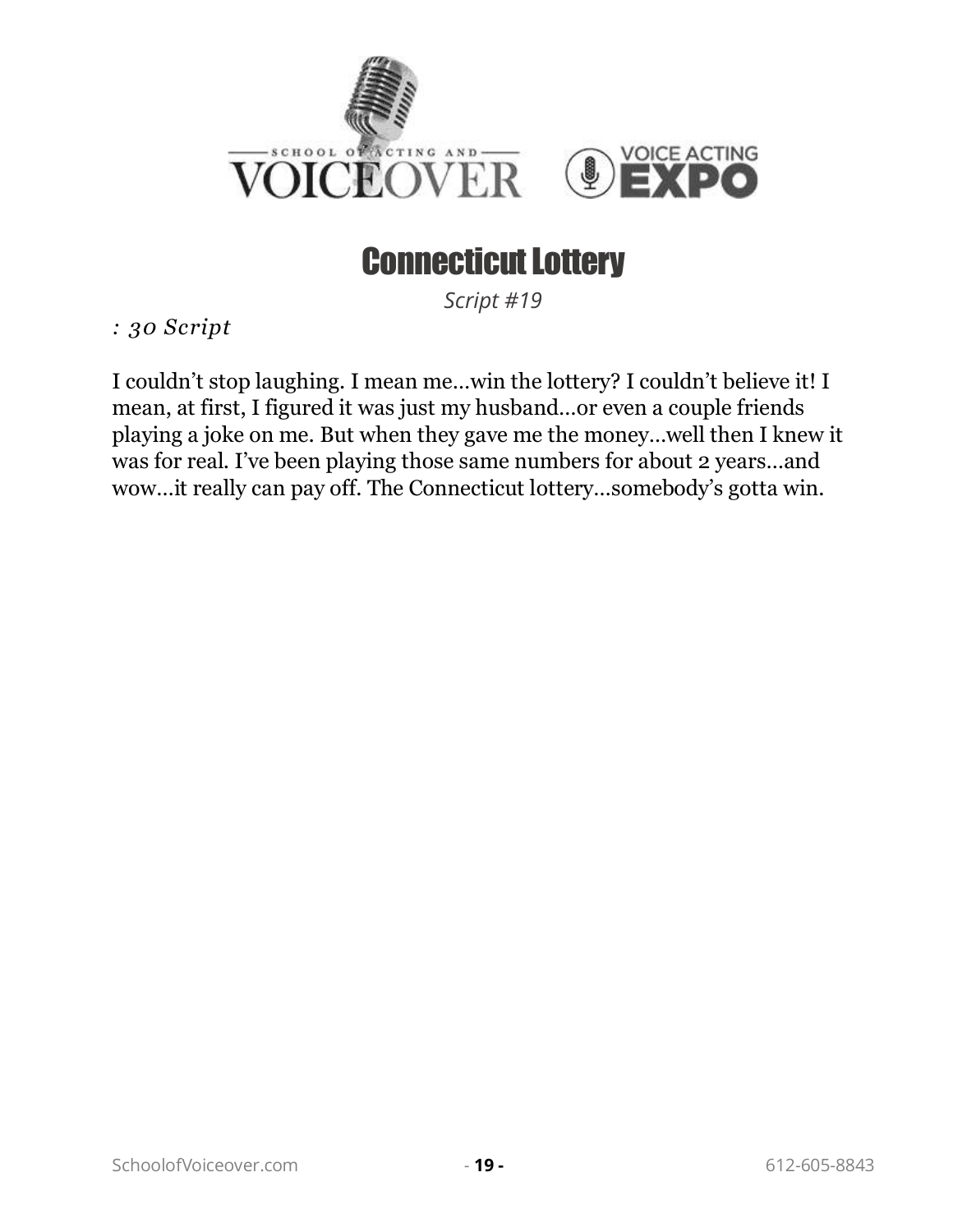# Connecticut Lottery

*Script #19*

*: 30 Script*

I couldn't stop laughing. I mean me…win the lottery? I couldn't believe it! I mean, at first, I figured it was just my husband…or even a couple friends playing a joke on me. But when they gave me the money…well then I knew it was for real. I've been playing those same numbers for about 2 years…and wow…it really can pay off. The Connecticut lottery…somebody's gotta win.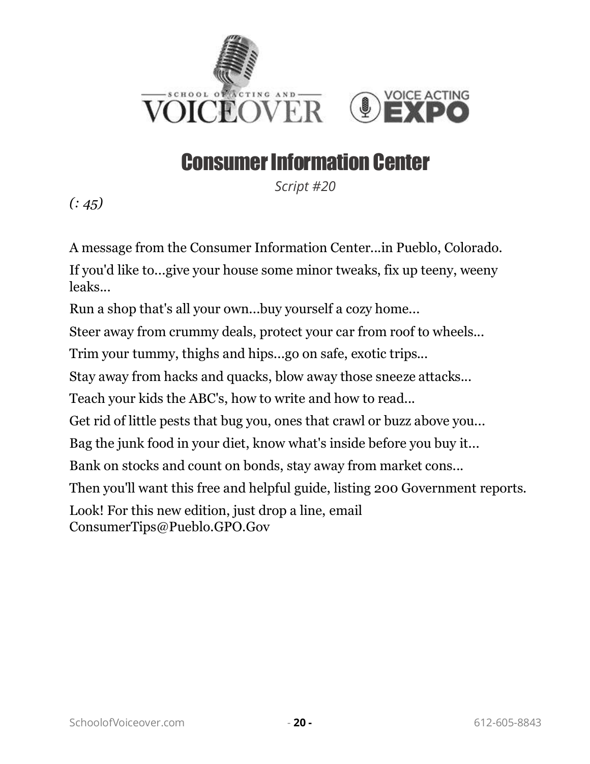# Consumer Information Center

*Script #20*

*(: 45)*

A message from the Consumer Information Center…in Pueblo, Colorado.

If you'd like to…give your house some minor tweaks, fix up teeny, weeny leaks…

Run a shop that's all your own…buy yourself a cozy home…

Steer away from crummy deals, protect your car from roof to wheels…

Trim your tummy, thighs and hips…go on safe, exotic trips…

Stay away from hacks and quacks, blow away those sneeze attacks…

Teach your kids the ABC's, how to write and how to read…

Get rid of little pests that bug you, ones that crawl or buzz above you…

Bag the junk food in your diet, know what's inside before you buy it…

Bank on stocks and count on bonds, stay away from market cons…

Then you'll want this free and helpful guide, listing 200 Government reports.

Look! For this new edition, just drop a line, email ConsumerTips@Pueblo.GPO.Gov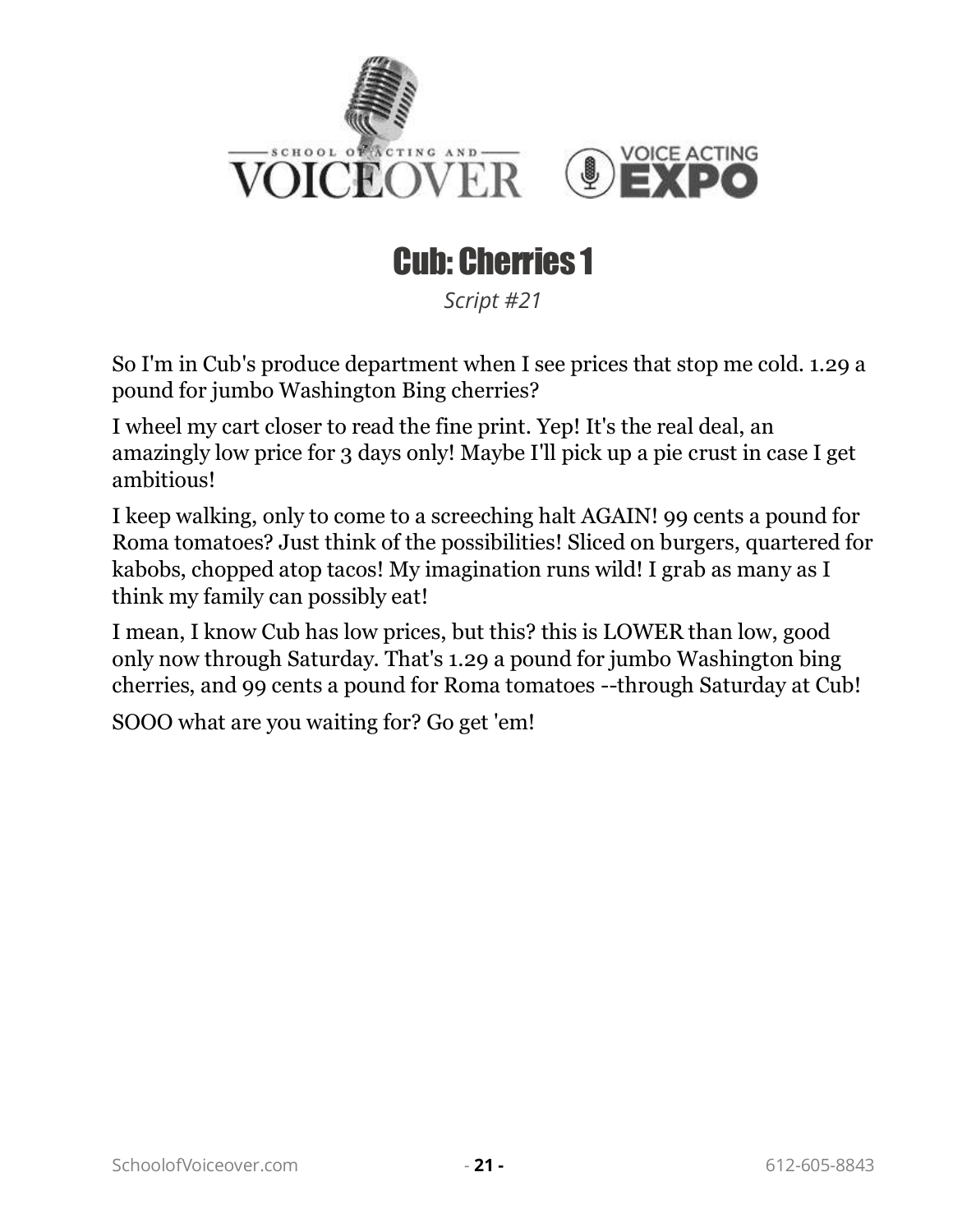# Cub: Cherries 1

*Script #21*

So I'm in Cub's produce department when I see prices that stop me cold. 1.29 a pound for jumbo Washington Bing cherries?

I wheel my cart closer to read the fine print. Yep! It's the real deal, an amazingly low price for 3 days only! Maybe I'll pick up a pie crust in case I get ambitious!

I keep walking, only to come to a screeching halt AGAIN! 99 cents a pound for Roma tomatoes? Just think of the possibilities! Sliced on burgers, quartered for kabobs, chopped atop tacos! My imagination runs wild! I grab as many as I think my family can possibly eat!

I mean, I know Cub has low prices, but this? this is LOWER than low, good only now through Saturday. That's 1.29 a pound for jumbo Washington bing cherries, and 99 cents a pound for Roma tomatoes --through Saturday at Cub!

SOOO what are you waiting for? Go get 'em!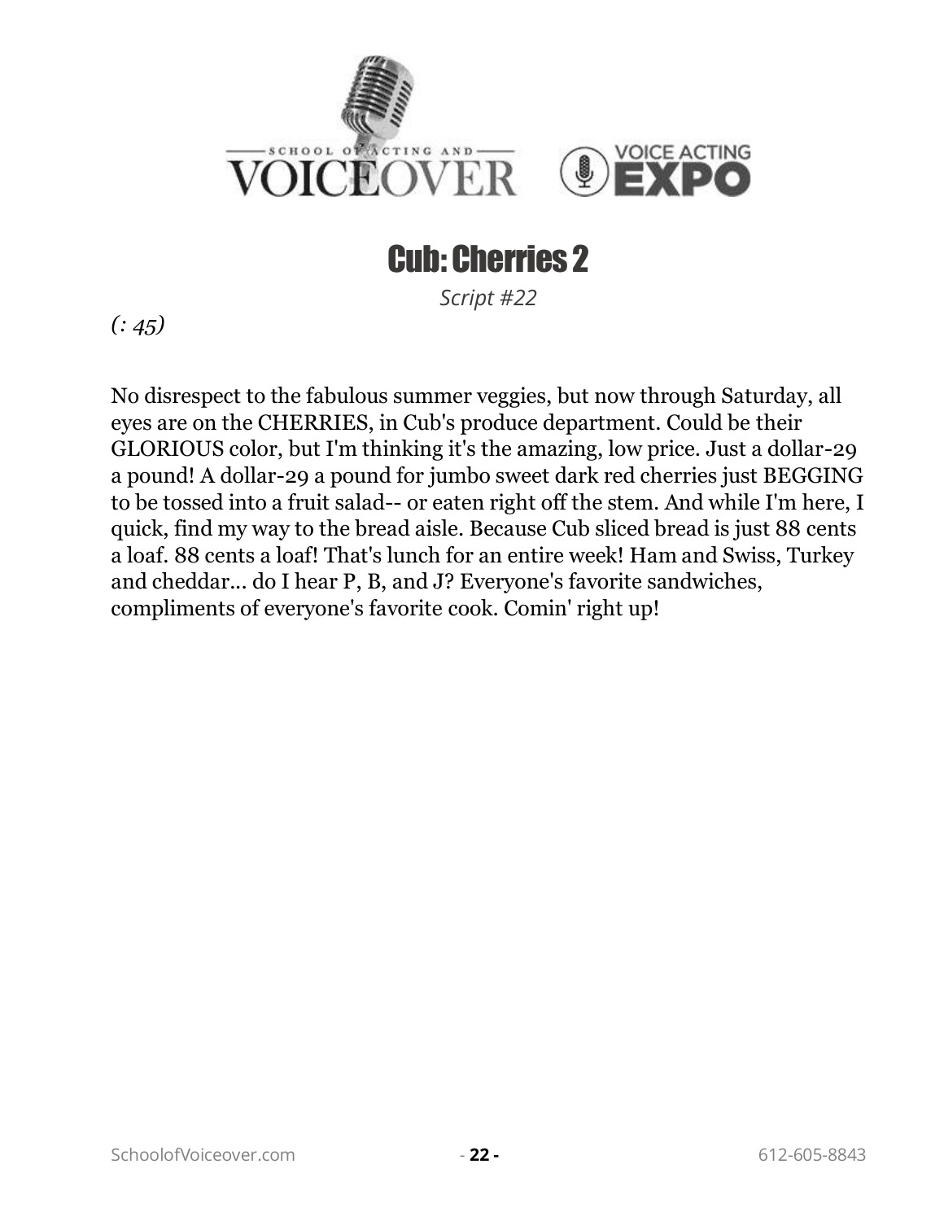# Cub: Cherries 2

*Script #22*

*(: 45)*

No disrespect to the fabulous summer veggies, but now through Saturday, all eyes are on the CHERRIES, in Cub's produce department. Could be their GLORIOUS color, but I'm thinking it's the amazing, low price. Just a dollar-29 a pound! A dollar-29 a pound for jumbo sweet dark red cherries just BEGGING to be tossed into a fruit salad-- or eaten right off the stem. And while I'm here, I quick, find my way to the bread aisle. Because Cub sliced bread is just 88 cents a loaf. 88 cents a loaf! That's lunch for an entire week! Ham and Swiss, Turkey and cheddar... do I hear P, B, and J? Everyone's favorite sandwiches, compliments of everyone's favorite cook. Comin' right up!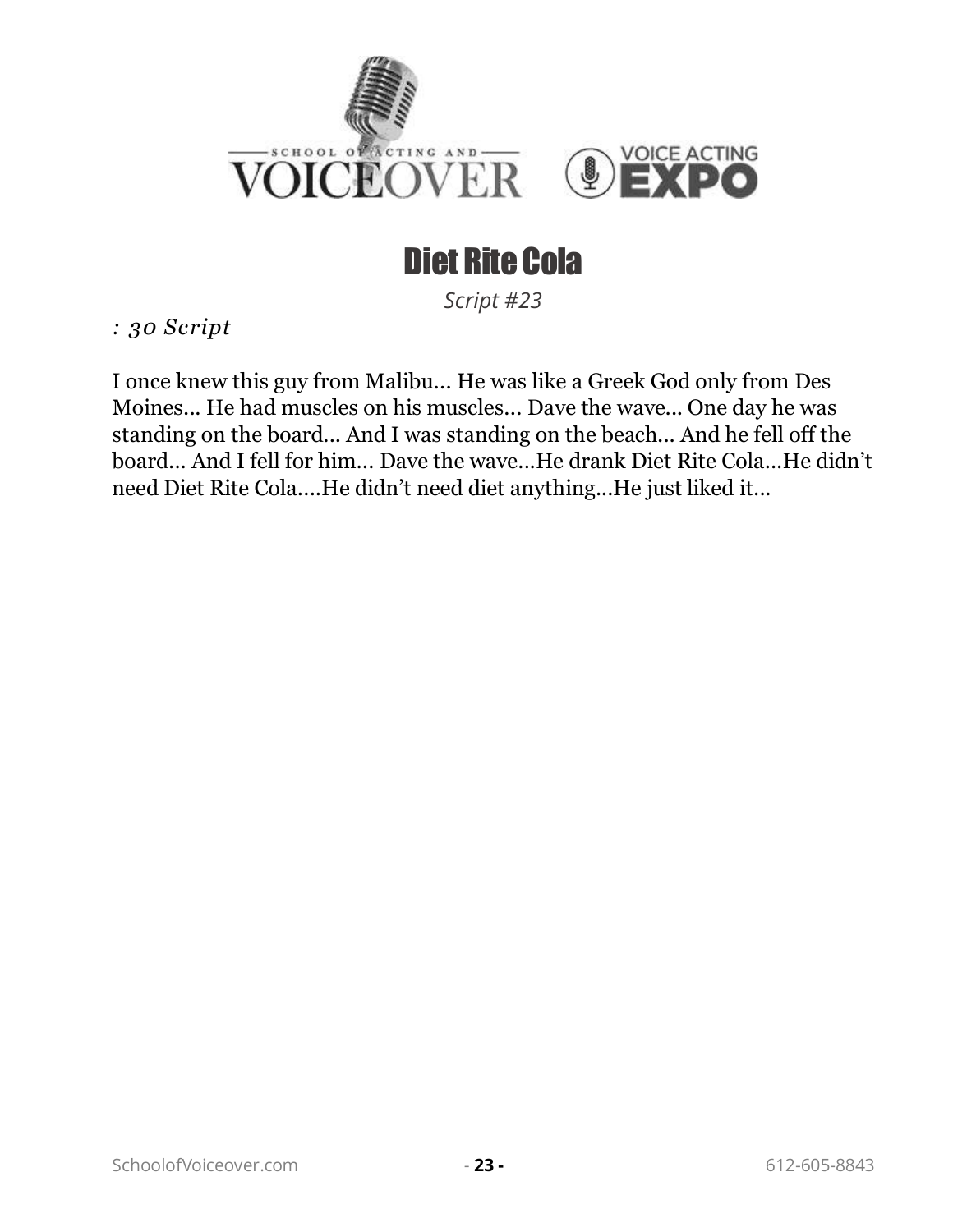# Diet Rite Cola

*Script #23*

*: 30 Script*

I once knew this guy from Malibu… He was like a Greek God only from Des Moines… He had muscles on his muscles… Dave the wave… One day he was standing on the board… And I was standing on the beach… And he fell off the board… And I fell for him… Dave the wave…He drank Diet Rite Cola…He didn't need Diet Rite Cola….He didn't need diet anything…He just liked it…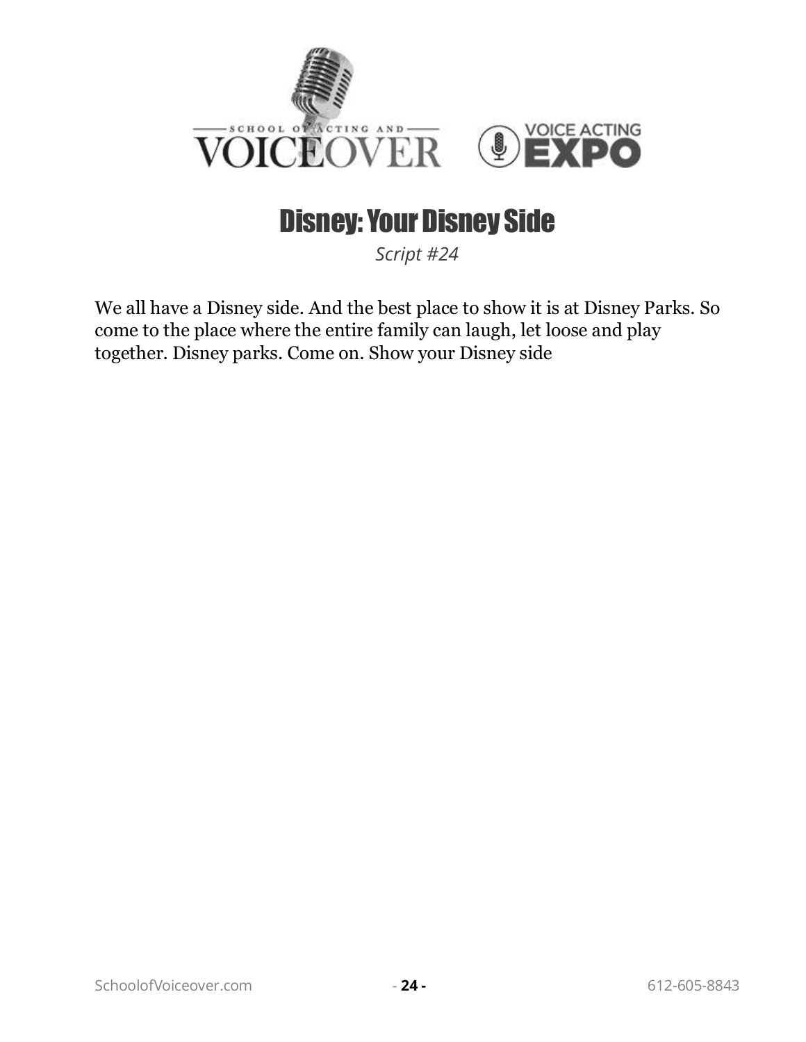# Disney: Your Disney Side

*Script #24*

We all have a Disney side. And the best place to show it is at Disney Parks. So come to the place where the entire family can laugh, let loose and play together. Disney parks. Come on. Show your Disney side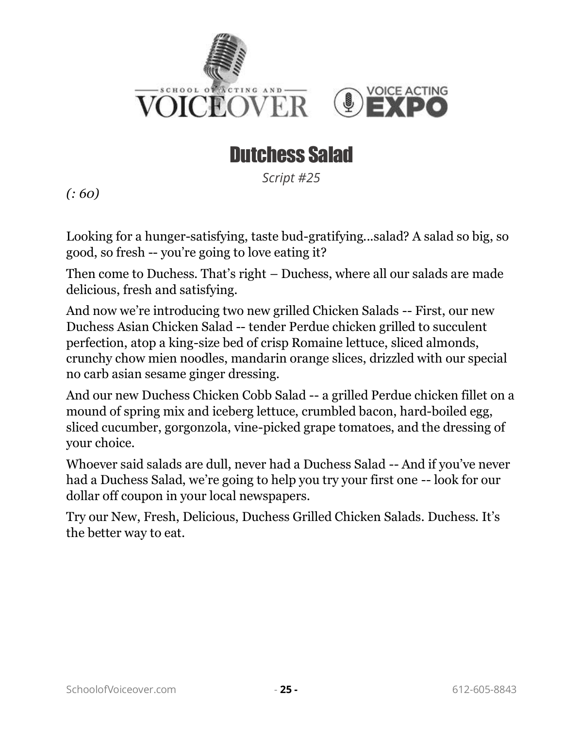# Dutchess Salad

*Script #25*

*(: 60)*

Looking for a hunger-satisfying, taste bud-gratifying...salad? A salad so big, so good, so fresh -- you're going to love eating it?

Then come to Duchess. That's right – Duchess, where all our salads are made delicious, fresh and satisfying.

And now we're introducing two new grilled Chicken Salads -- First, our new Duchess Asian Chicken Salad -- tender Perdue chicken grilled to succulent perfection, atop a king-size bed of crisp Romaine lettuce, sliced almonds, crunchy chow mien noodles, mandarin orange slices, drizzled with our special no carb asian sesame ginger dressing.

And our new Duchess Chicken Cobb Salad -- a grilled Perdue chicken fillet on a mound of spring mix and iceberg lettuce, crumbled bacon, hard-boiled egg, sliced cucumber, gorgonzola, vine-picked grape tomatoes, and the dressing of your choice.

Whoever said salads are dull, never had a Duchess Salad -- And if you've never had a Duchess Salad, we're going to help you try your first one -- look for our dollar off coupon in your local newspapers.

Try our New, Fresh, Delicious, Duchess Grilled Chicken Salads. Duchess. It's the better way to eat.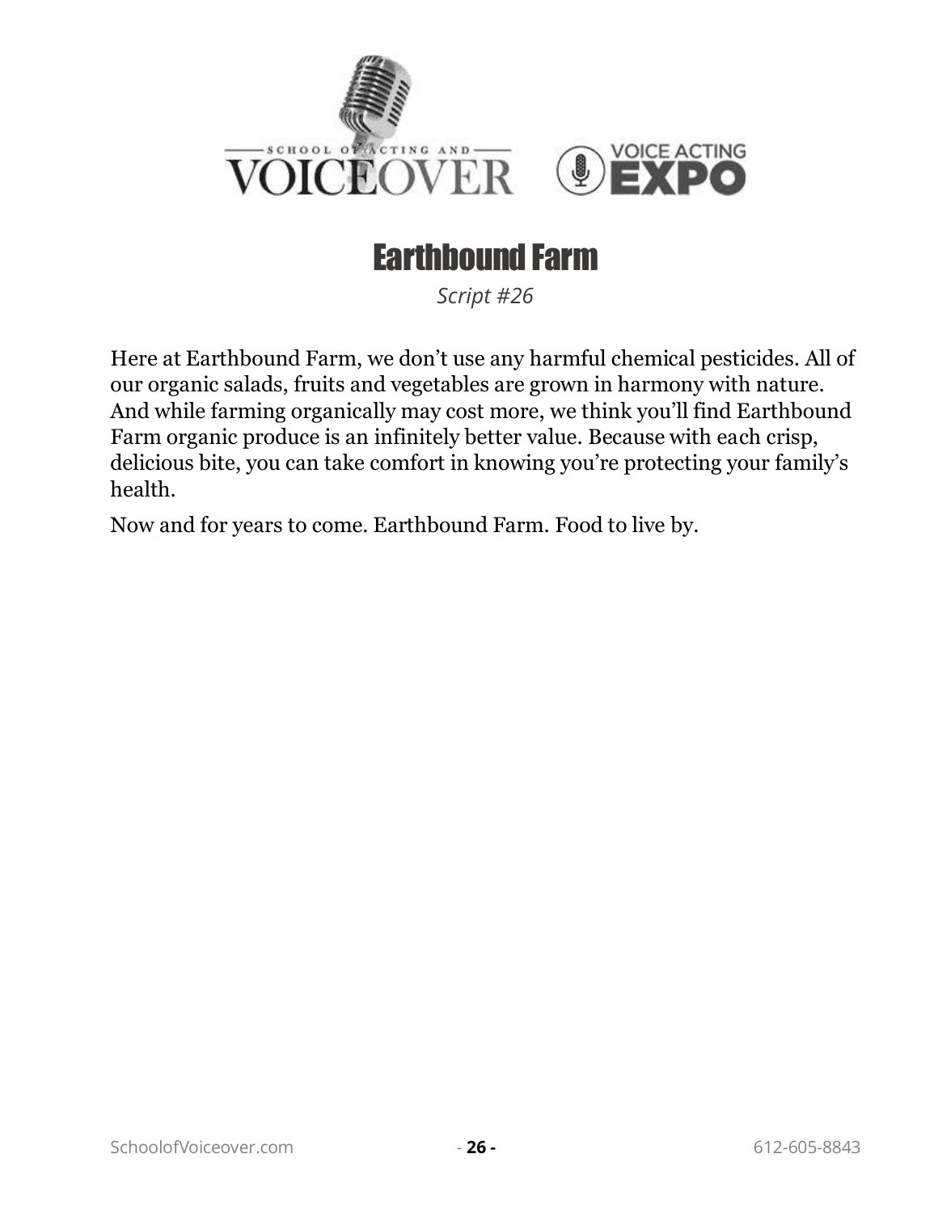# Earthbound Farm

*Script #26*

Here at Earthbound Farm, we don't use any harmful chemical pesticides. All of our organic salads, fruits and vegetables are grown in harmony with nature. And while farming organically may cost more, we think you'll find Earthbound Farm organic produce is an infinitely better value. Because with each crisp, delicious bite, you can take comfort in knowing you're protecting your family's health.

Now and for years to come. Earthbound Farm. Food to live by.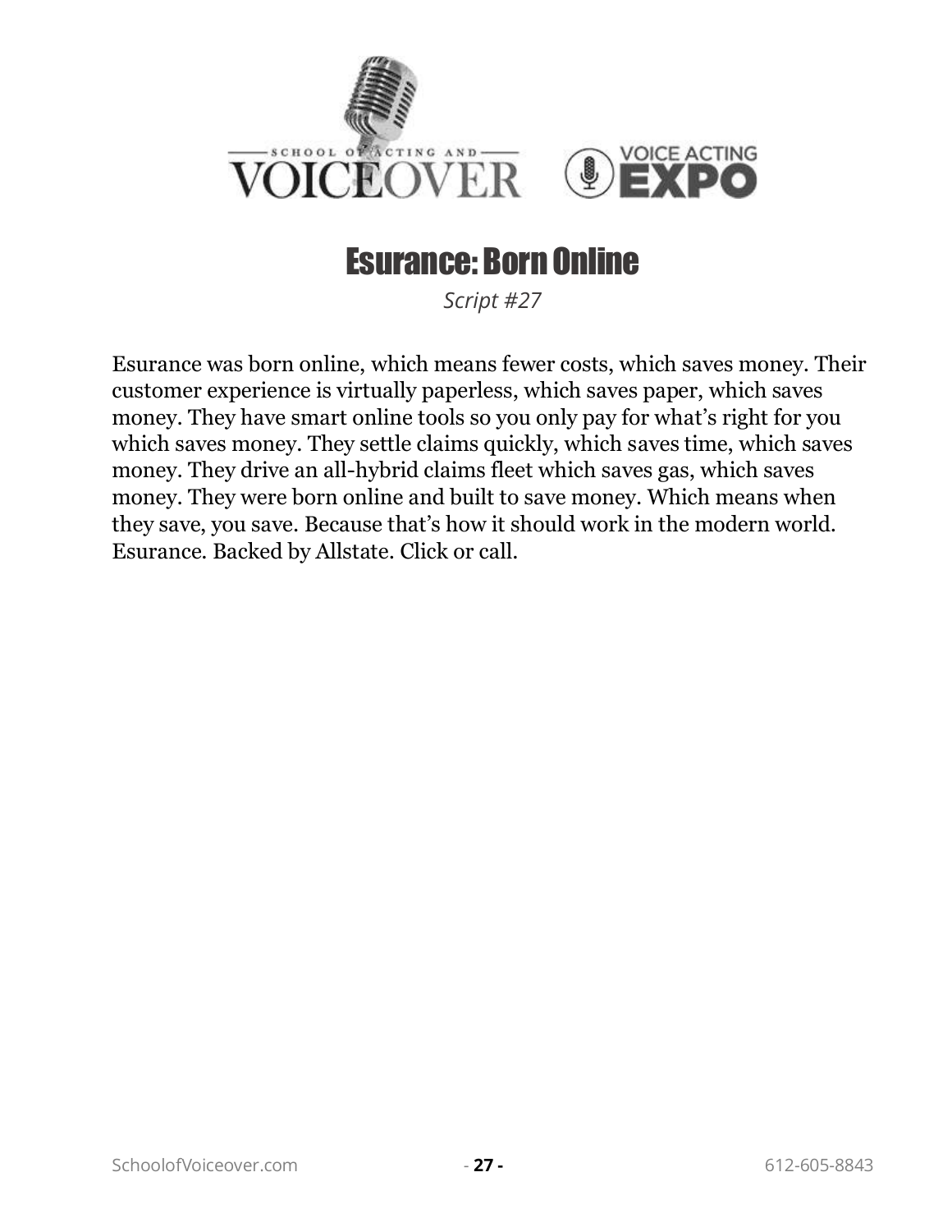# Esurance: Born Online

*Script #27*

Esurance was born online, which means fewer costs, which saves money. Their customer experience is virtually paperless, which saves paper, which saves money. They have smart online tools so you only pay for what's right for you which saves money. They settle claims quickly, which saves time, which saves money. They drive an all-hybrid claims fleet which saves gas, which saves money. They were born online and built to save money. Which means when they save, you save. Because that's how it should work in the modern world. Esurance. Backed by Allstate. Click or call.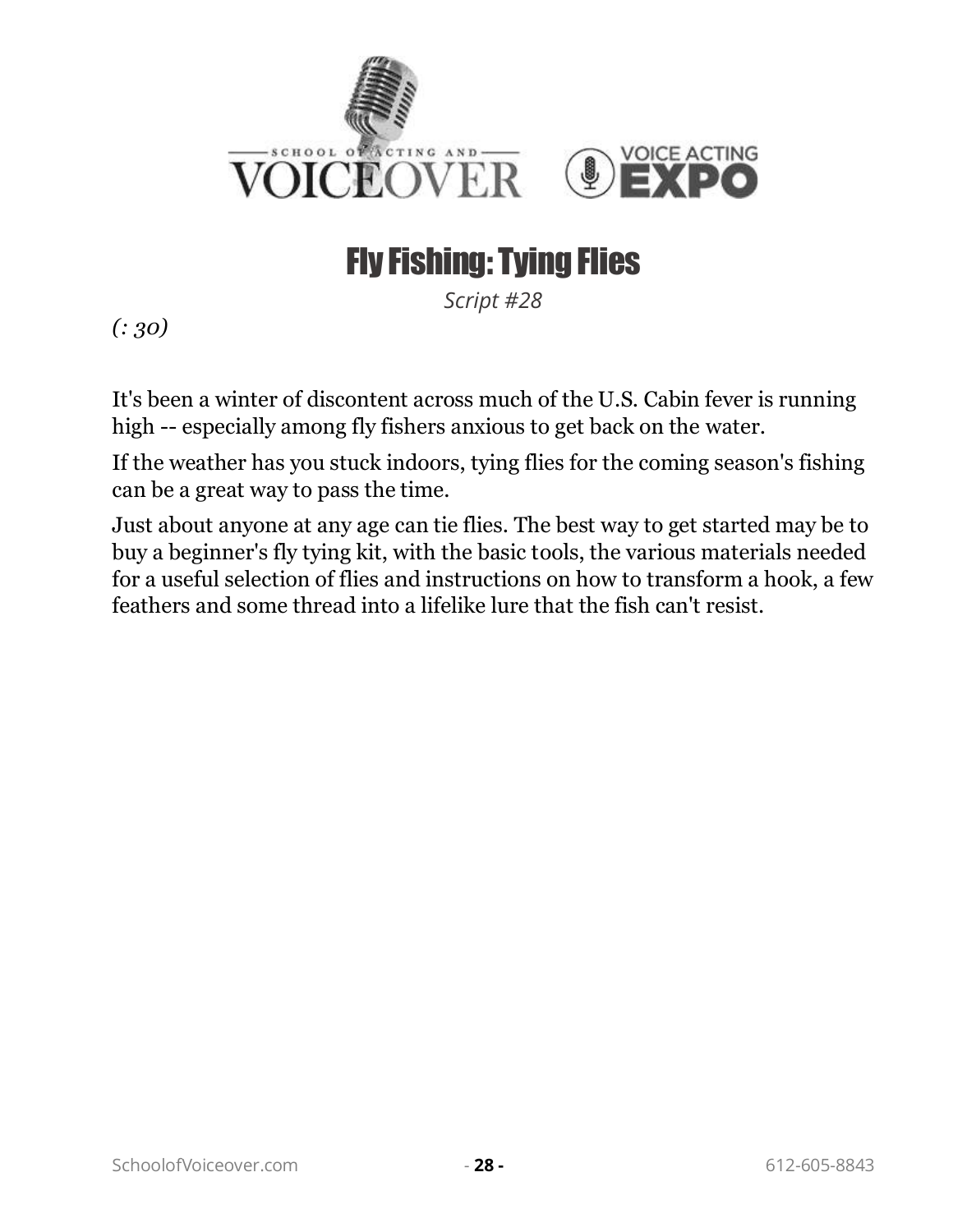# Fly Fishing: Tying Flies

*Script #28*

*(: 30)*

It's been a winter of discontent across much of the U.S. Cabin fever is running high -- especially among fly fishers anxious to get back on the water.

If the weather has you stuck indoors, tying flies for the coming season's fishing can be a great way to pass the time.

Just about anyone at any age can tie flies. The best way to get started may be to buy a beginner's fly tying kit, with the basic tools, the various materials needed for a useful selection of flies and instructions on how to transform a hook, a few feathers and some thread into a lifelike lure that the fish can't resist.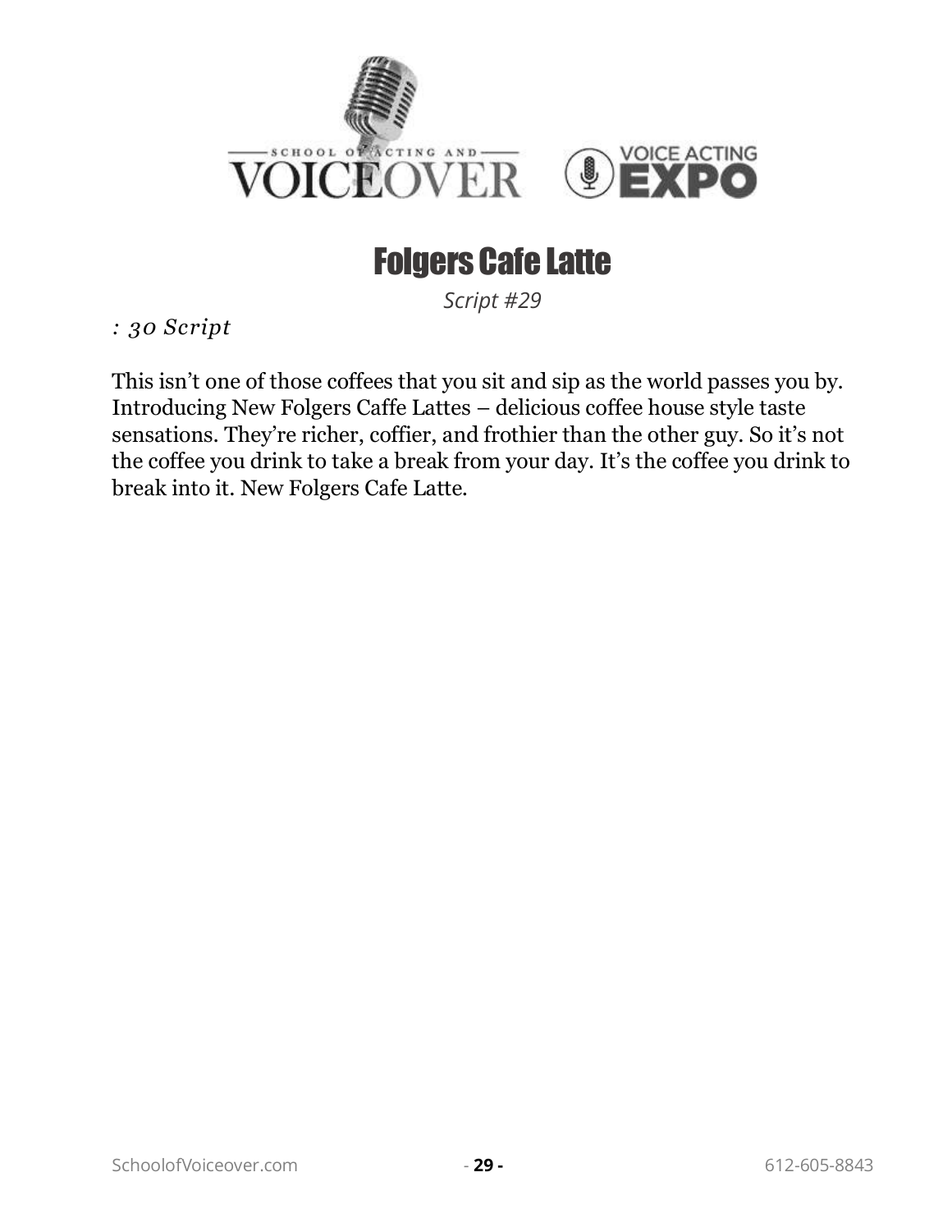# Folgers Cafe Latte

*Script #29*

*: 30 Script*

This isn't one of those coffees that you sit and sip as the world passes you by. Introducing New Folgers Caffe Lattes – delicious coffee house style taste sensations. They're richer, coffier, and frothier than the other guy. So it's not the coffee you drink to take a break from your day. It's the coffee you drink to break into it. New Folgers Cafe Latte.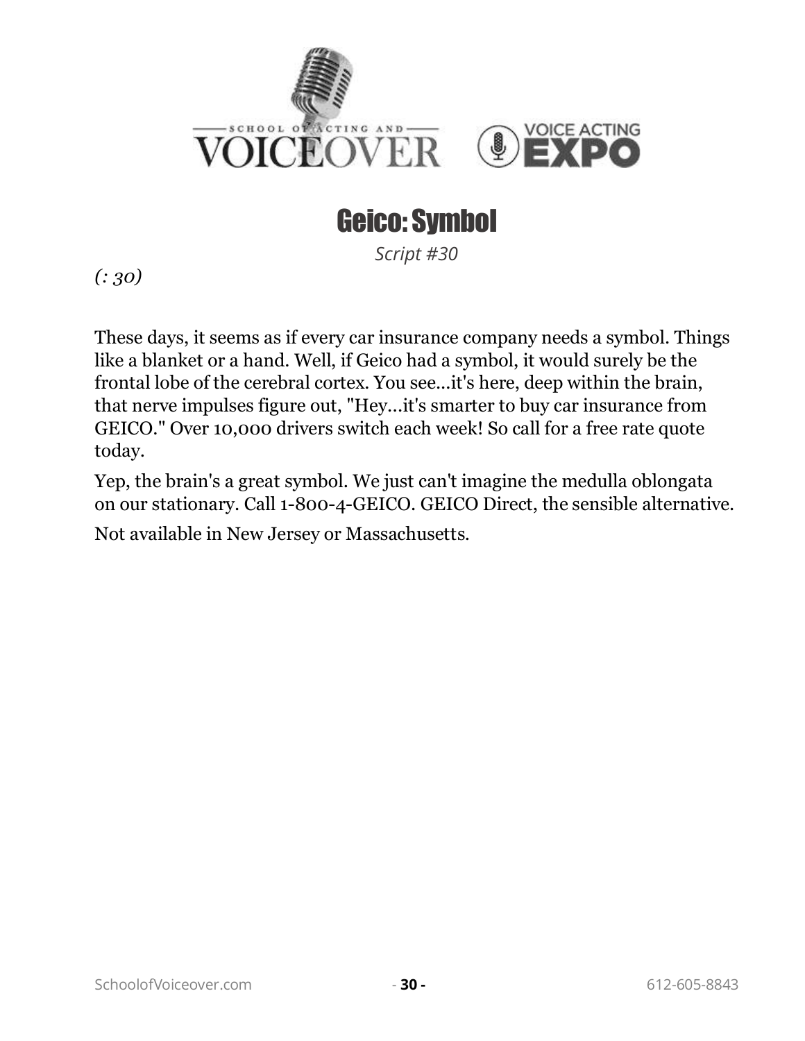# Geico: Symbol

*Script #30*

*(: 30)*

These days, it seems as if every car insurance company needs a symbol. Things like a blanket or a hand. Well, if Geico had a symbol, it would surely be the frontal lobe of the cerebral cortex. You see...it's here, deep within the brain, that nerve impulses figure out, "Hey...it's smarter to buy car insurance from GEICO." Over 10,000 drivers switch each week! So call for a free rate quote today.

Yep, the brain's a great symbol. We just can't imagine the medulla oblongata on our stationary. Call 1-800-4-GEICO. GEICO Direct, the sensible alternative.

Not available in New Jersey or Massachusetts.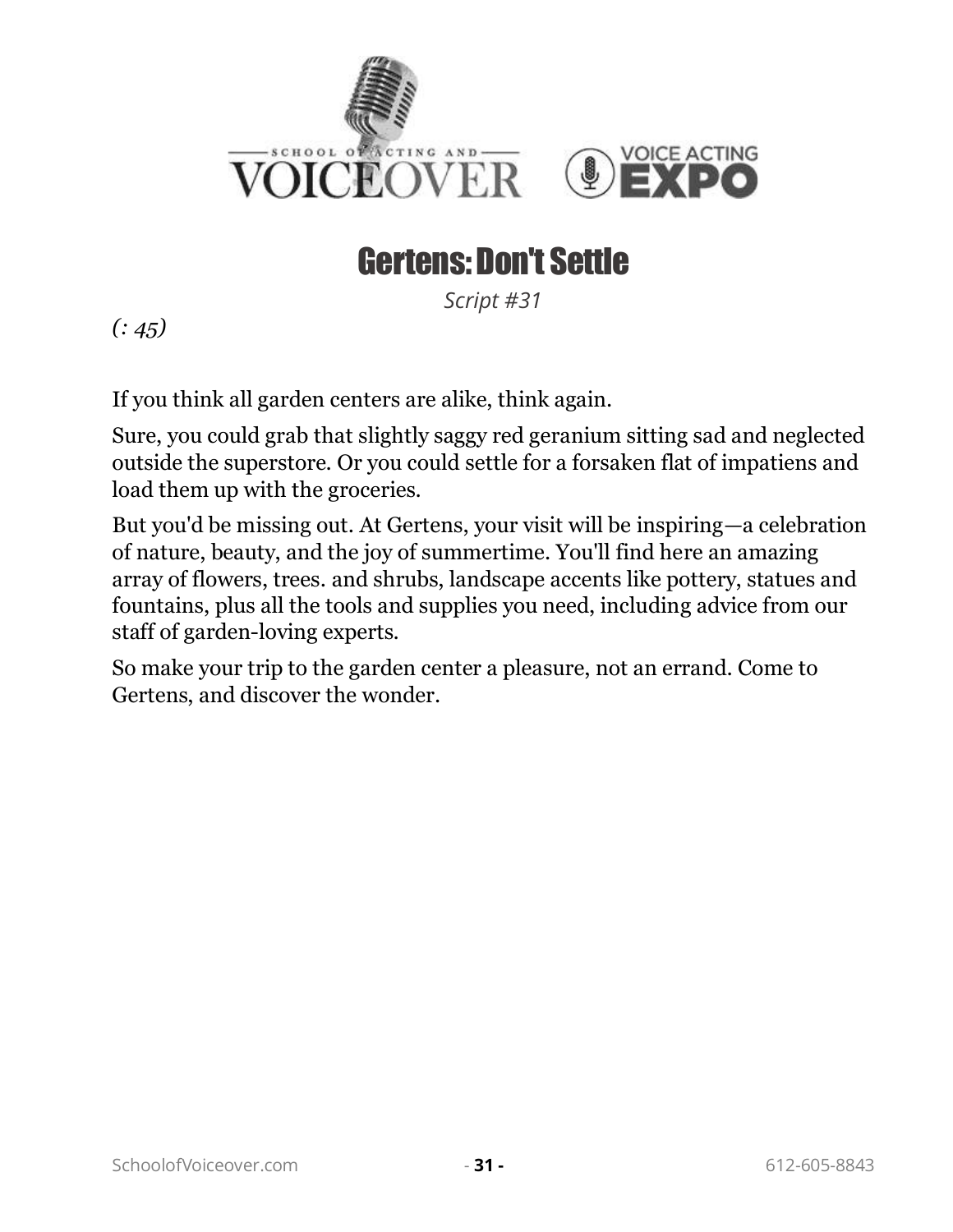# Gertens: Don't Settle

*Script #31*

*(: 45)*

If you think all garden centers are alike, think again.

Sure, you could grab that slightly saggy red geranium sitting sad and neglected outside the superstore. Or you could settle for a forsaken flat of impatiens and load them up with the groceries.

But you'd be missing out. At Gertens, your visit will be inspiring—a celebration of nature, beauty, and the joy of summertime. You'll find here an amazing array of flowers, trees. and shrubs, landscape accents like pottery, statues and fountains, plus all the tools and supplies you need, including advice from our staff of garden-loving experts.

So make your trip to the garden center a pleasure, not an errand. Come to Gertens, and discover the wonder.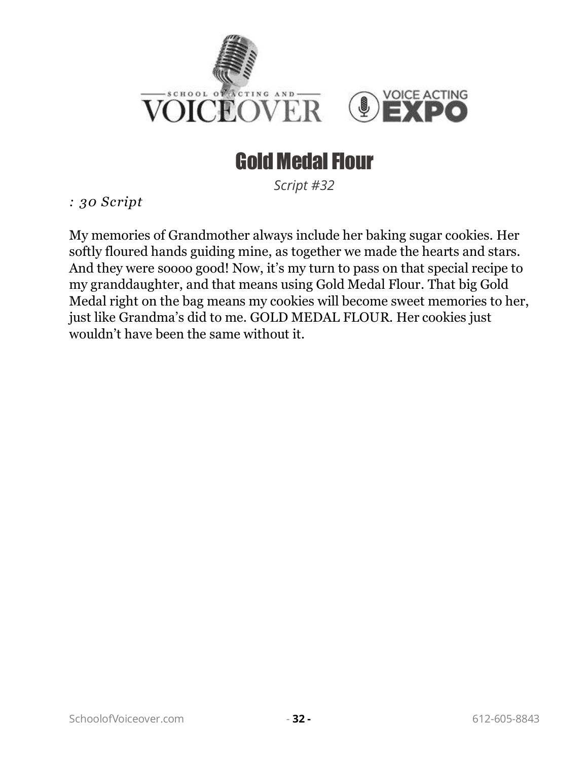# Gold Medal Flour

*Script #32*

*: 30 Script*

My memories of Grandmother always include her baking sugar cookies. Her softly floured hands guiding mine, as together we made the hearts and stars. And they were soooo good! Now, it's my turn to pass on that special recipe to my granddaughter, and that means using Gold Medal Flour. That big Gold Medal right on the bag means my cookies will become sweet memories to her, just like Grandma's did to me. GOLD MEDAL FLOUR. Her cookies just wouldn't have been the same without it.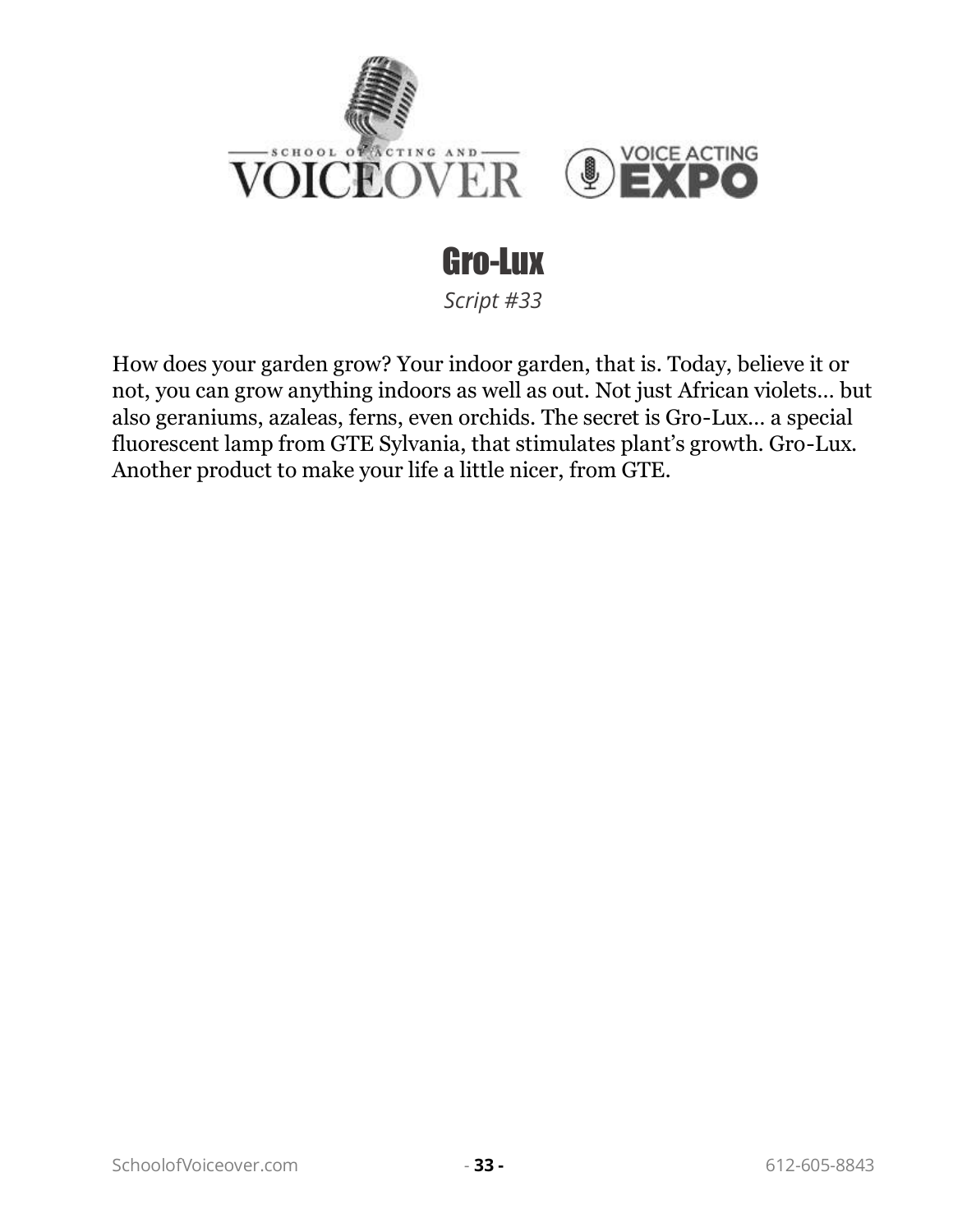# Gro-Lux

*Script #33*

How does your garden grow? Your indoor garden, that is. Today, believe it or not, you can grow anything indoors as well as out. Not just African violets… but also geraniums, azaleas, ferns, even orchids. The secret is Gro-Lux… a special fluorescent lamp from GTE Sylvania, that stimulates plant's growth. Gro-Lux. Another product to make your life a little nicer, from GTE.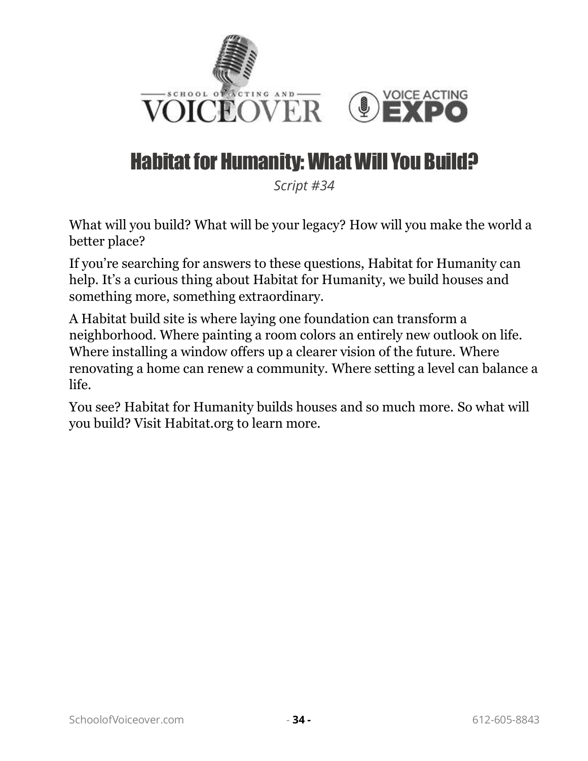# Habitat for Humanity: What Will You Build?

*Script #34*

What will you build? What will be your legacy? How will you make the world a better place?

If you're searching for answers to these questions, Habitat for Humanity can help. It's a curious thing about Habitat for Humanity, we build houses and something more, something extraordinary.

A Habitat build site is where laying one foundation can transform a neighborhood. Where painting a room colors an entirely new outlook on life. Where installing a window offers up a clearer vision of the future. Where renovating a home can renew a community. Where setting a level can balance a life.

You see? Habitat for Humanity builds houses and so much more. So what will you build? Visit Habitat.org to learn more.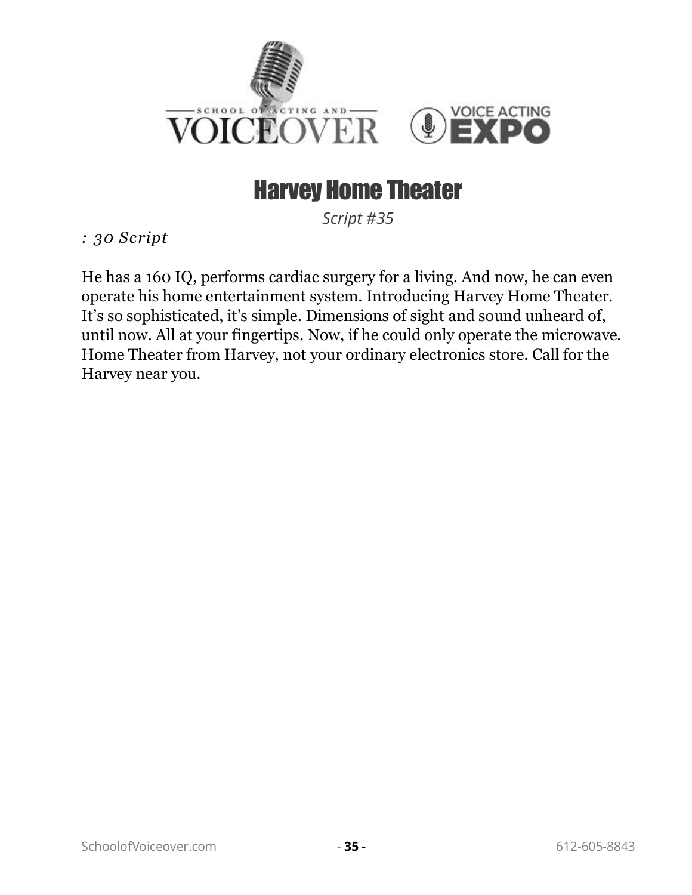# Harvey Home Theater

*Script #35*

*: 30 Script*

He has a 160 IQ, performs cardiac surgery for a living. And now, he can even operate his home entertainment system. Introducing Harvey Home Theater. It's so sophisticated, it's simple. Dimensions of sight and sound unheard of, until now. All at your fingertips. Now, if he could only operate the microwave. Home Theater from Harvey, not your ordinary electronics store. Call for the Harvey near you.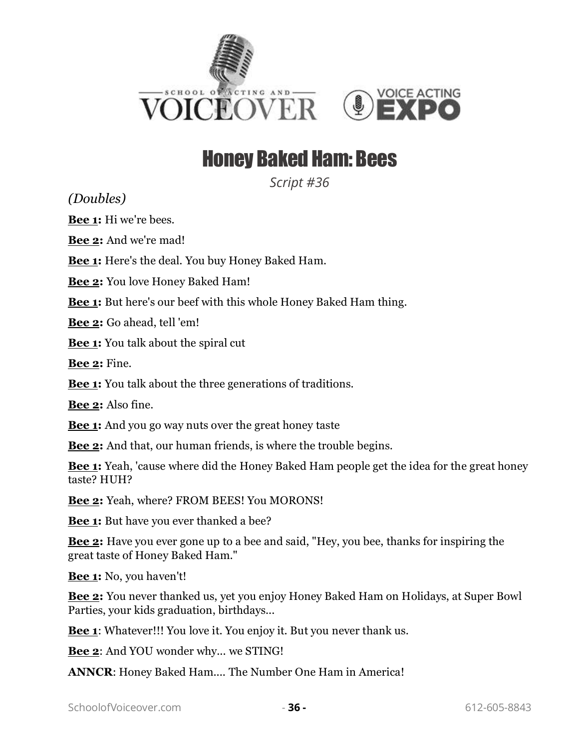# Honey Baked Ham: Bees

*Script #36*

*(Doubles)*

**Bee 1:** Hi we're bees.

**Bee 2:** And we're mad!

**Bee 1:** Here's the deal. You buy Honey Baked Ham.

**Bee 2:** You love Honey Baked Ham!

**Bee 1:** But here's our beef with this whole Honey Baked Ham thing.

**Bee 2:** Go ahead, tell 'em!

**Bee 1:** You talk about the spiral cut

**Bee 2:** Fine.

**Bee 1:** You talk about the three generations of traditions.

**Bee 2:** Also fine.

**Bee 1:** And you go way nuts over the great honey taste

**Bee 2:** And that, our human friends, is where the trouble begins.

**Bee 1:** Yeah, 'cause where did the Honey Baked Ham people get the idea for the great honey taste? HUH?

**Bee 2:** Yeah, where? FROM BEES! You MORONS!

**Bee 1:** But have you ever thanked a bee?

**Bee 2:** Have you ever gone up to a bee and said, "Hey, you bee, thanks for inspiring the great taste of Honey Baked Ham."

**Bee 1:** No, you haven't!

**Bee 2:** You never thanked us, yet you enjoy Honey Baked Ham on Holidays, at Super Bowl Parties, your kids graduation, birthdays...

**Bee 1**: Whatever!!! You love it. You enjoy it. But you never thank us.

**Bee 2**: And YOU wonder why... we STING!

**ANNCR**: Honey Baked Ham.... The Number One Ham in America!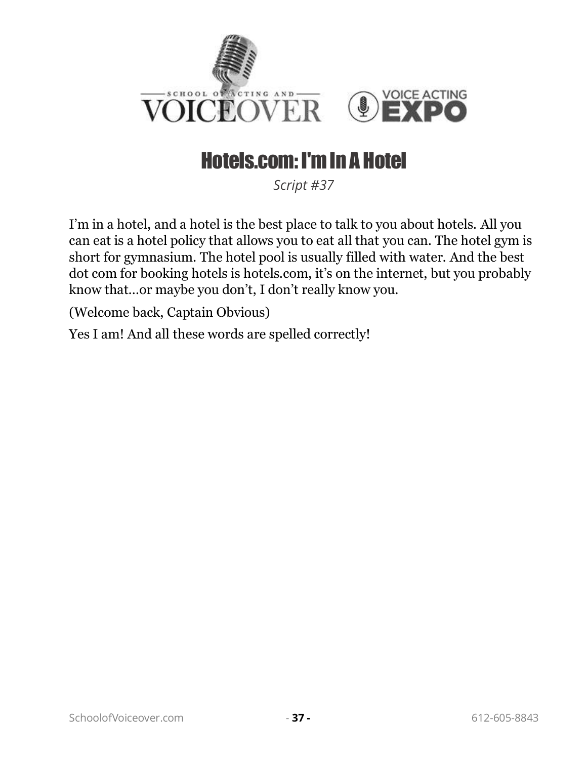# Hotels.com: I'm In A Hotel

*Script #37*

I'm in a hotel, and a hotel is the best place to talk to you about hotels. All you can eat is a hotel policy that allows you to eat all that you can. The hotel gym is short for gymnasium. The hotel pool is usually filled with water. And the best dot com for booking hotels is hotels.com, it's on the internet, but you probably know that…or maybe you don't, I don't really know you.

(Welcome back, Captain Obvious)

Yes I am! And all these words are spelled correctly!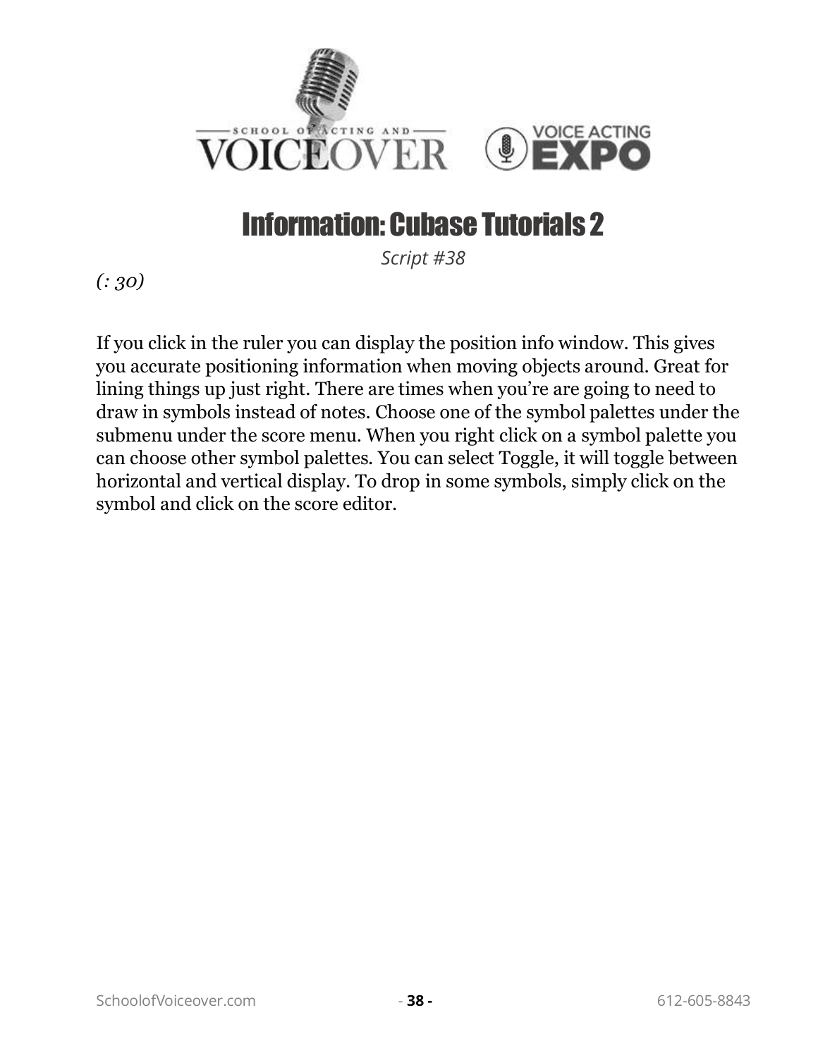# Information: Cubase Tutorials 2

*Script #38*

*(: 30)*

If you click in the ruler you can display the position info window. This gives you accurate positioning information when moving objects around. Great for lining things up just right. There are times when you're are going to need to draw in symbols instead of notes. Choose one of the symbol palettes under the submenu under the score menu. When you right click on a symbol palette you can choose other symbol palettes. You can select Toggle, it will toggle between horizontal and vertical display. To drop in some symbols, simply click on the symbol and click on the score editor.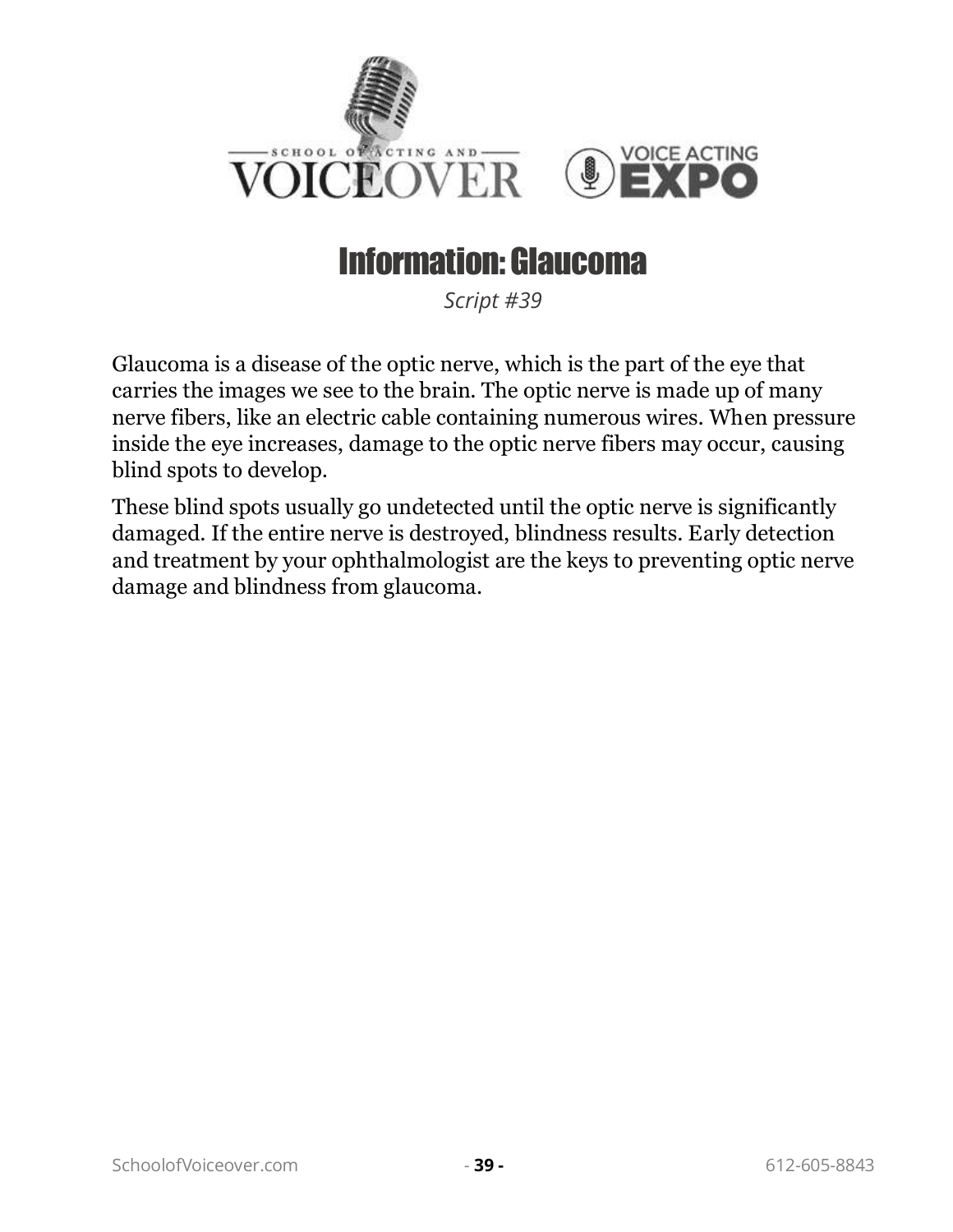# Information: Glaucoma

*Script #39*

Glaucoma is a disease of the optic nerve, which is the part of the eye that carries the images we see to the brain. The optic nerve is made up of many nerve fibers, like an electric cable containing numerous wires. When pressure inside the eye increases, damage to the optic nerve fibers may occur, causing blind spots to develop.

These blind spots usually go undetected until the optic nerve is significantly damaged. If the entire nerve is destroyed, blindness results. Early detection and treatment by your ophthalmologist are the keys to preventing optic nerve damage and blindness from glaucoma.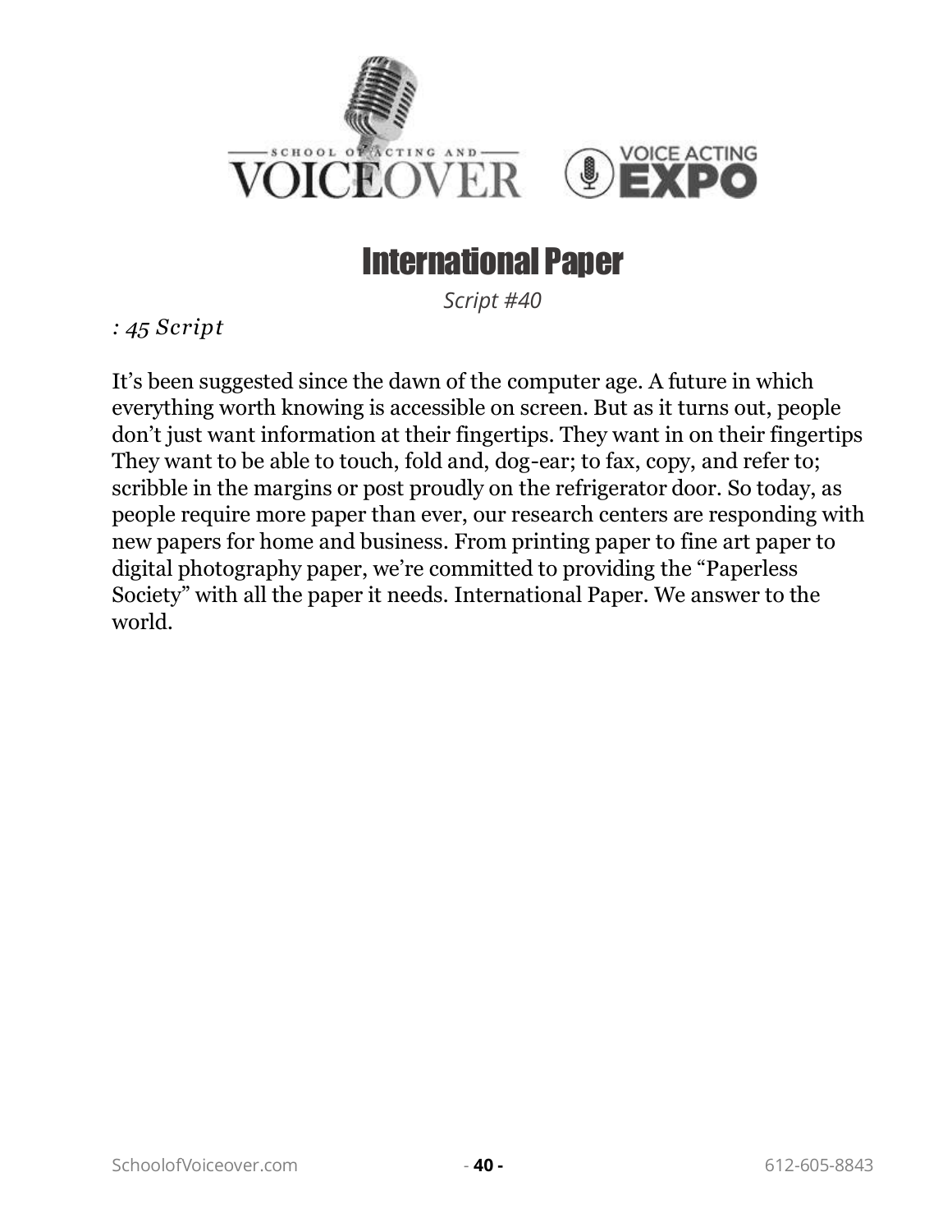# International Paper

*Script #40*

*: 45 Script*

It's been suggested since the dawn of the computer age. A future in which everything worth knowing is accessible on screen. But as it turns out, people don't just want information at their fingertips. They want in on their fingertips They want to be able to touch, fold and, dog-ear; to fax, copy, and refer to; scribble in the margins or post proudly on the refrigerator door. So today, as people require more paper than ever, our research centers are responding with new papers for home and business. From printing paper to fine art paper to digital photography paper, we're committed to providing the "Paperless Society" with all the paper it needs. International Paper. We answer to the world.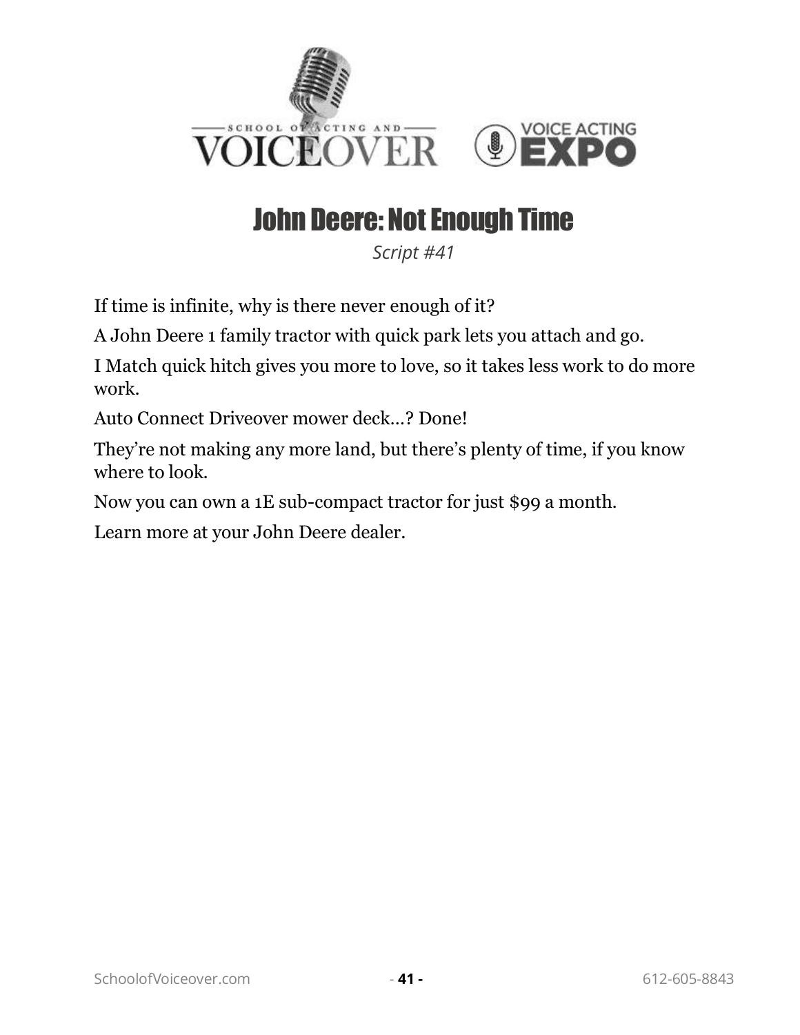# John Deere: Not Enough Time

*Script #41*

If time is infinite, why is there never enough of it?

A John Deere 1 family tractor with quick park lets you attach and go.

I Match quick hitch gives you more to love, so it takes less work to do more work.

Auto Connect Driveover mower deck…? Done!

They're not making any more land, but there's plenty of time, if you know where to look.

Now you can own a 1E sub-compact tractor for just $99 a month.

Learn more at your John Deere dealer.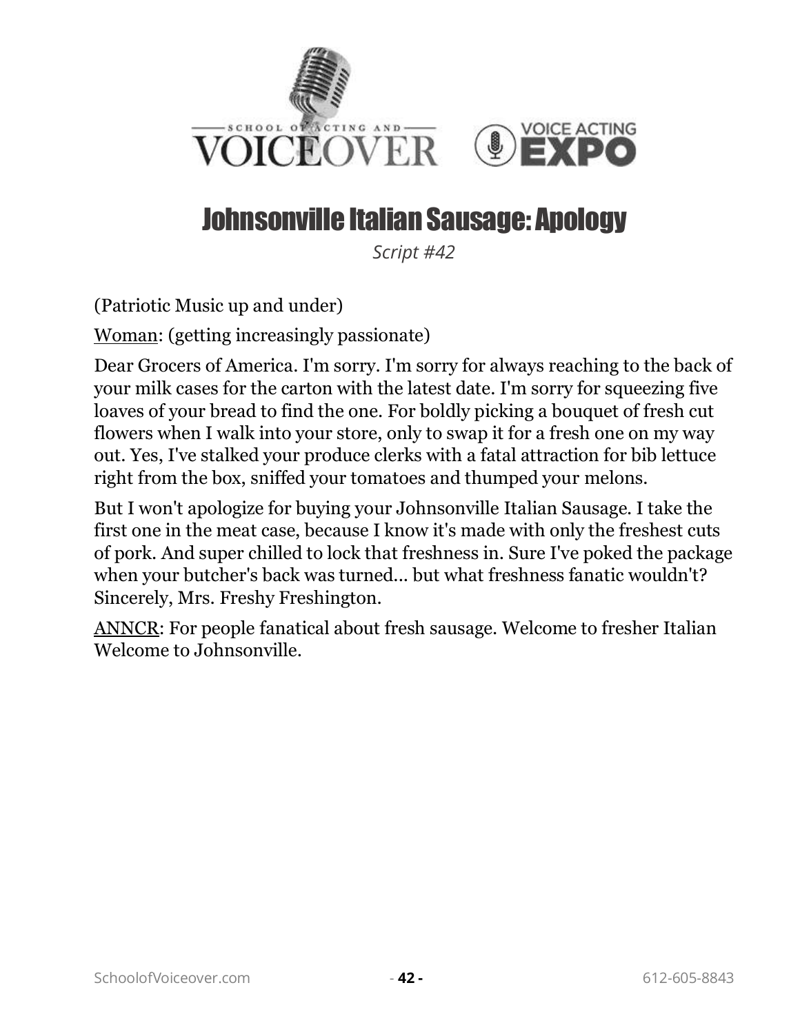# Johnsonville Italian Sausage: Apology

*Script #42*

(Patriotic Music up and under)

<u>Woman</u>: (getting increasingly passionate)

Dear Grocers of America. I'm sorry. I'm sorry for always reaching to the back of your milk cases for the carton with the latest date. I'm sorry for squeezing five loaves of your bread to find the one. For boldly picking a bouquet of fresh cut flowers when I walk into your store, only to swap it for a fresh one on my way out. Yes, I've stalked your produce clerks with a fatal attraction for bib lettuce right from the box, sniffed your tomatoes and thumped your melons.

But I won't apologize for buying your Johnsonville Italian Sausage. I take the first one in the meat case, because I know it's made with only the freshest cuts of pork. And super chilled to lock that freshness in. Sure I've poked the package when your butcher's back was turned... but what freshness fanatic wouldn't? Sincerely, Mrs. Freshy Freshington.

<u>ANNCR</u>: For people fanatical about fresh sausage. Welcome to fresher Italian Welcome to Johnsonville.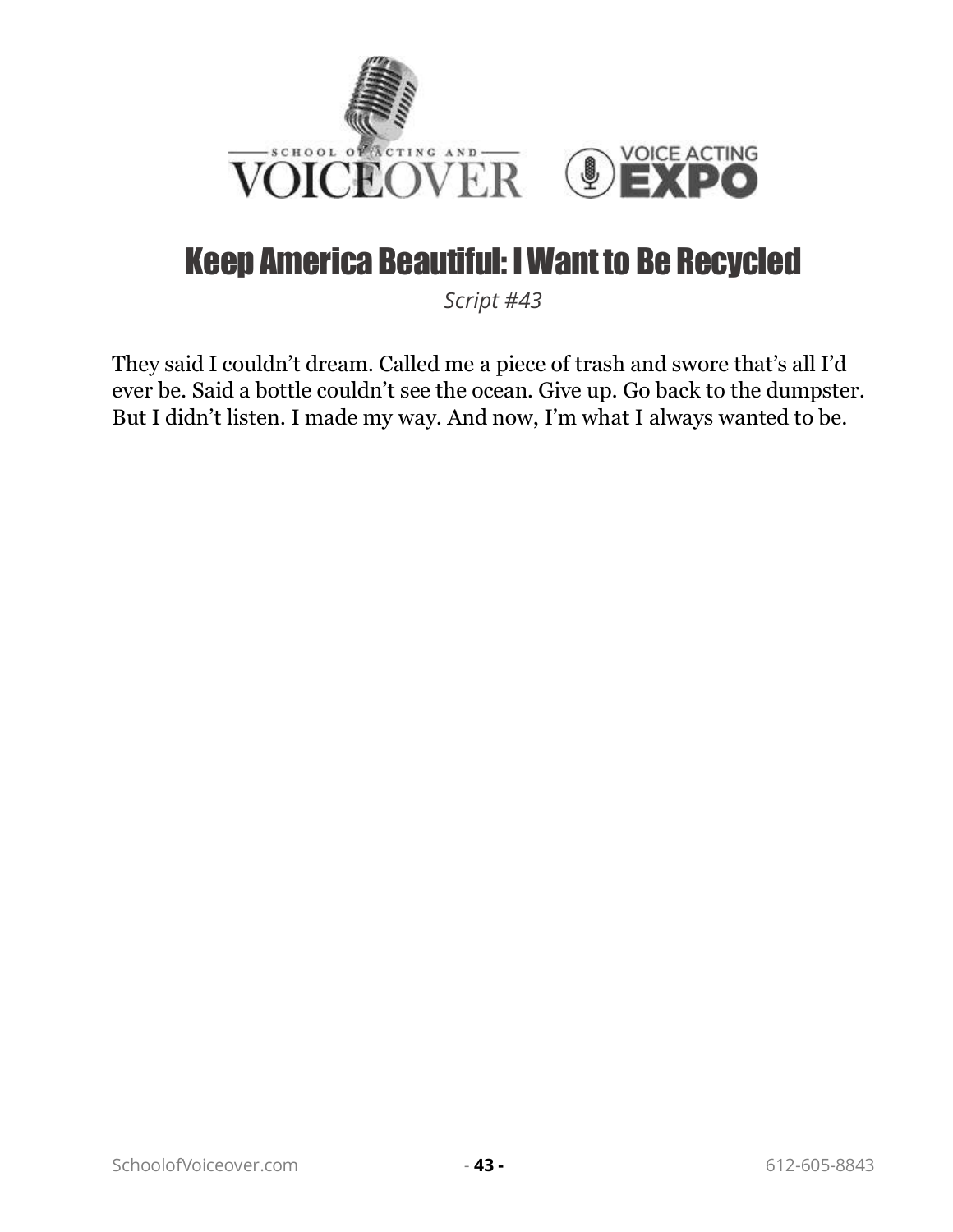# Keep America Beautiful: I Want to Be Recycled

*Script #43*

They said I couldn't dream. Called me a piece of trash and swore that's all I'd ever be. Said a bottle couldn't see the ocean. Give up. Go back to the dumpster. But I didn't listen. I made my way. And now, I'm what I always wanted to be.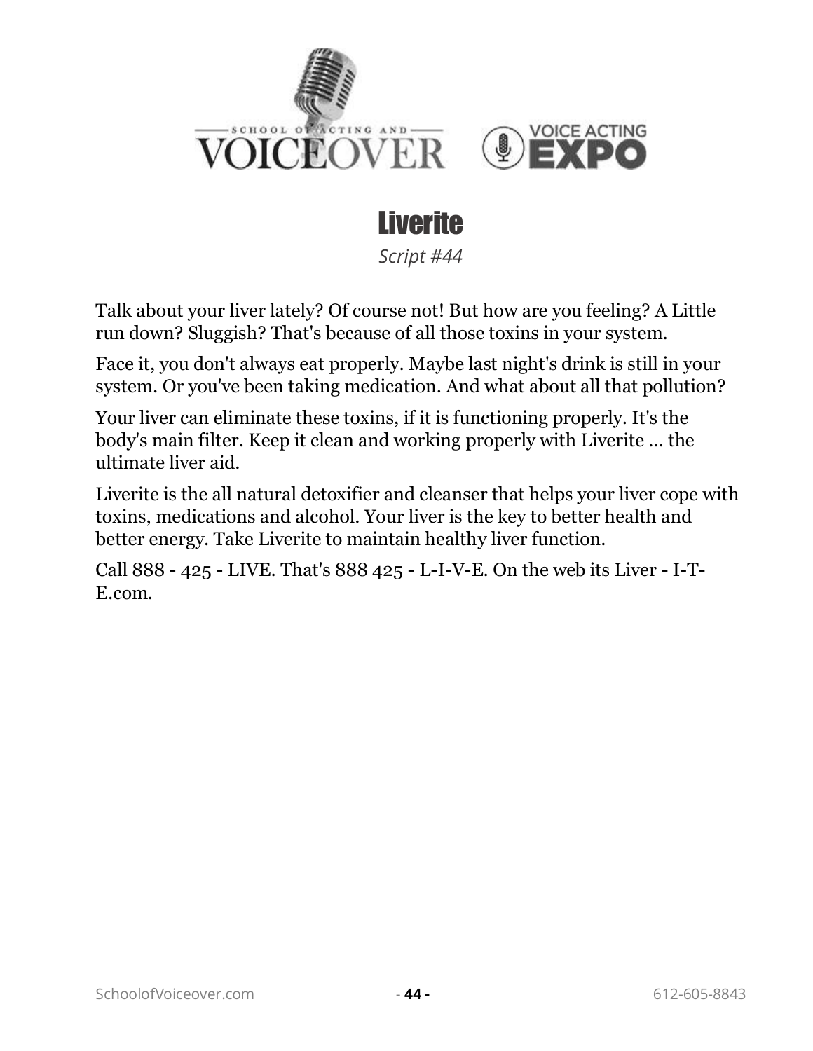# Liverite

*Script #44*

Talk about your liver lately? Of course not! But how are you feeling? A Little run down? Sluggish? That's because of all those toxins in your system.

Face it, you don't always eat properly. Maybe last night's drink is still in your system. Or you've been taking medication. And what about all that pollution?

Your liver can eliminate these toxins, if it is functioning properly. It's the body's main filter. Keep it clean and working properly with Liverite … the ultimate liver aid.

Liverite is the all natural detoxifier and cleanser that helps your liver cope with toxins, medications and alcohol. Your liver is the key to better health and better energy. Take Liverite to maintain healthy liver function.

Call 888 - 425 - LIVE. That's 888 425 - L-I-V-E. On the web its Liver - I-T-E.com.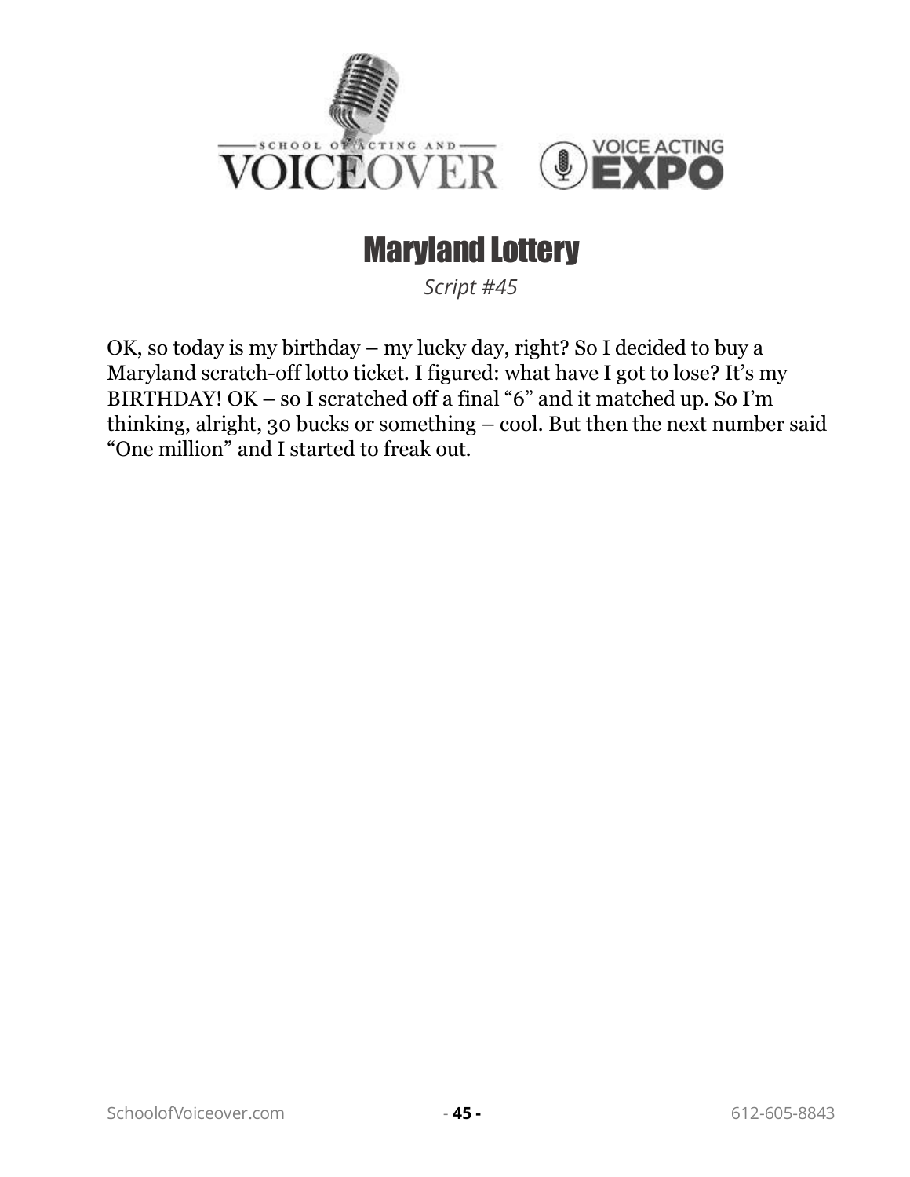# Maryland Lottery

*Script #45*

OK, so today is my birthday – my lucky day, right? So I decided to buy a Maryland scratch-off lotto ticket. I figured: what have I got to lose? It's my BIRTHDAY! OK – so I scratched off a final "6" and it matched up. So I'm thinking, alright, 30 bucks or something – cool. But then the next number said "One million" and I started to freak out.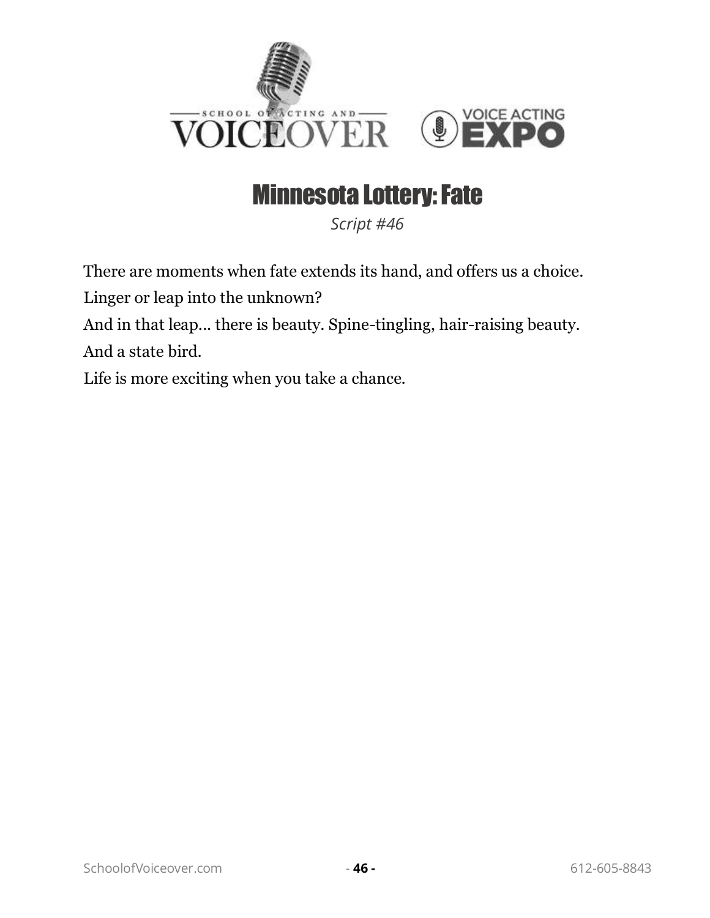# Minnesota Lottery: Fate

*Script #46*

There are moments when fate extends its hand, and offers us a choice.

Linger or leap into the unknown?

And in that leap... there is beauty. Spine-tingling, hair-raising beauty.

And a state bird.

Life is more exciting when you take a chance.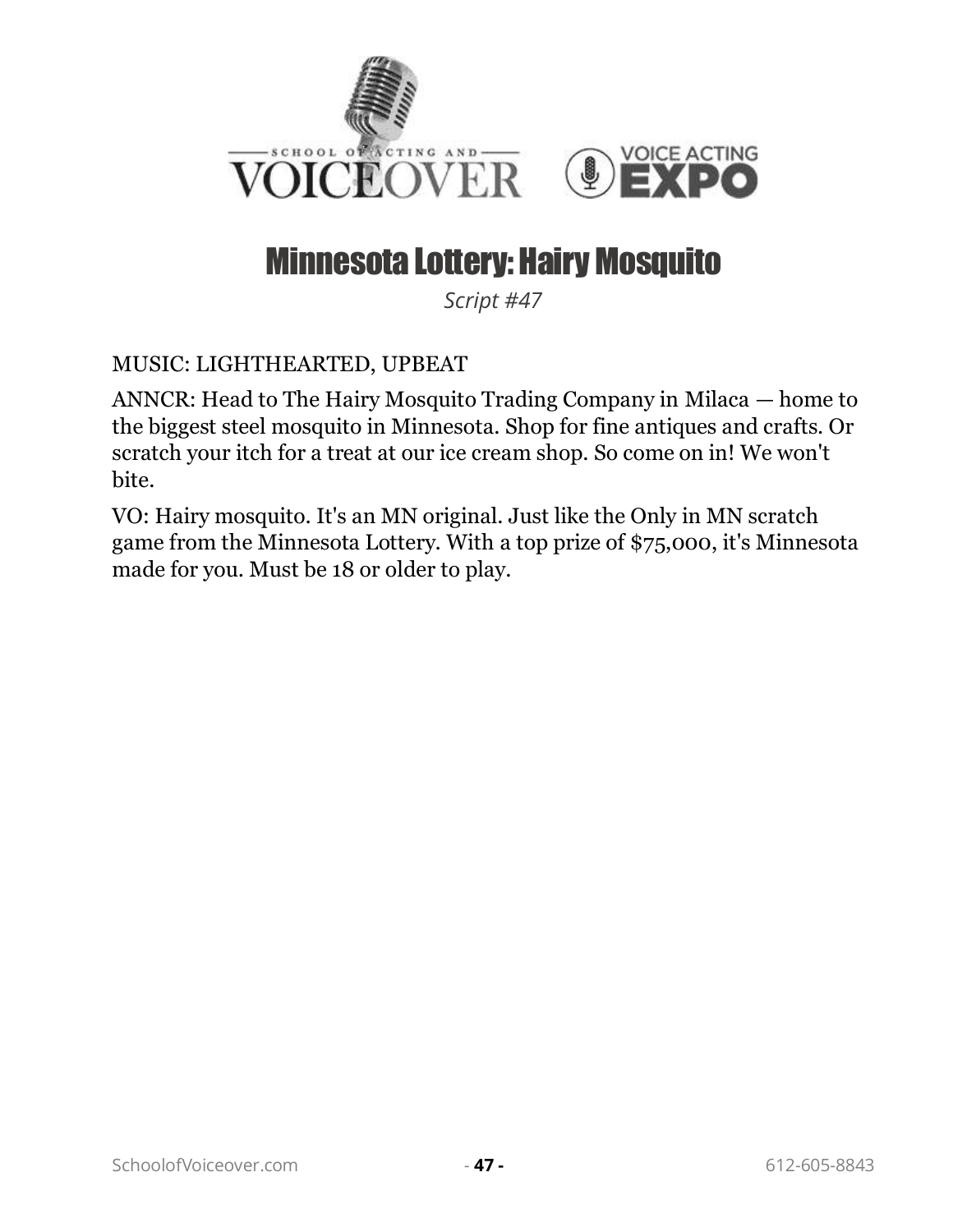# Minnesota Lottery: Hairy Mosquito

*Script #47*

MUSIC: LIGHTHEARTED, UPBEAT

ANNCR: Head to The Hairy Mosquito Trading Company in Milaca — home to the biggest steel mosquito in Minnesota. Shop for fine antiques and crafts. Or scratch your itch for a treat at our ice cream shop. So come on in! We won't bite.

VO: Hairy mosquito. It's an MN original. Just like the Only in MN scratch game from the Minnesota Lottery. With a top prize of $75,000, it's Minnesota made for you. Must be 18 or older to play.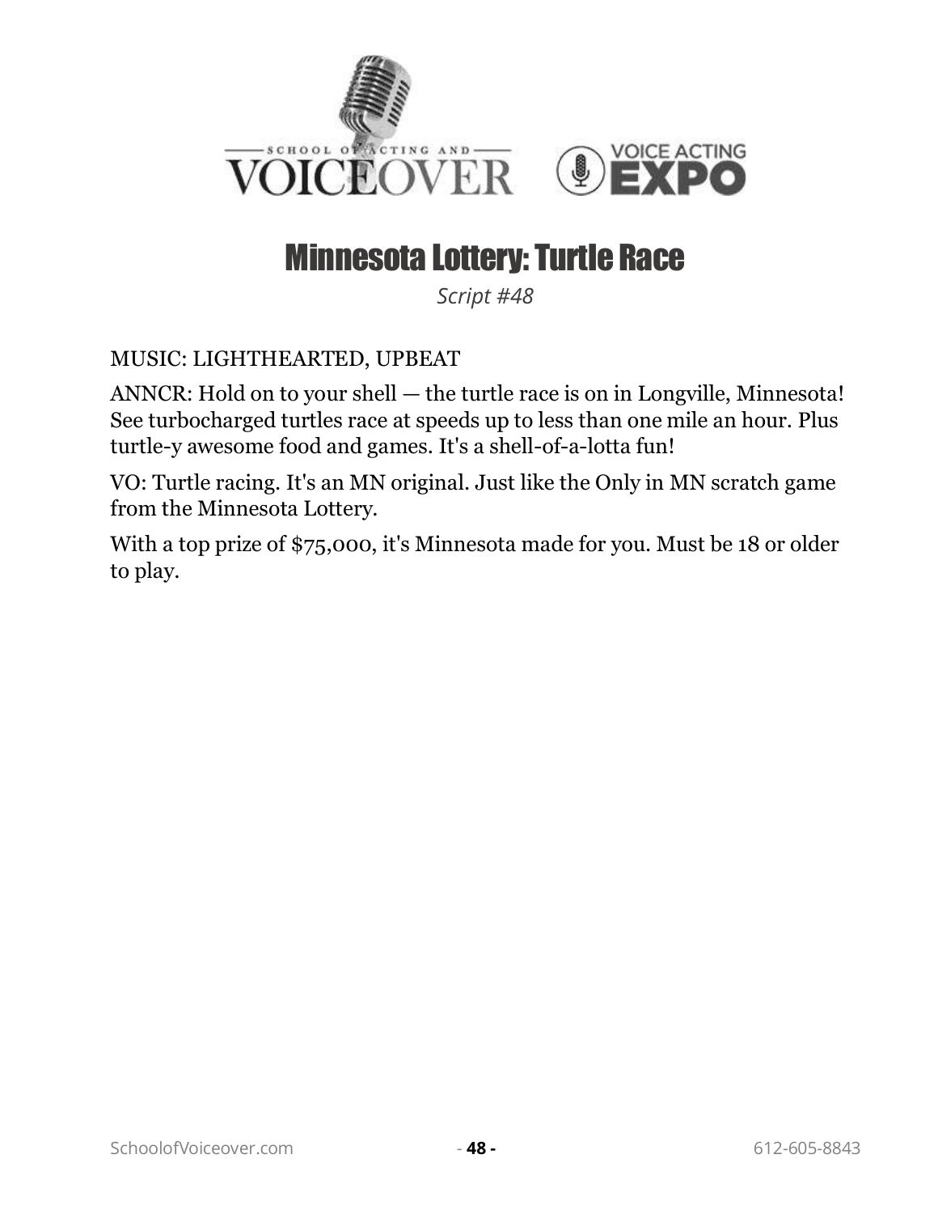# Minnesota Lottery: Turtle Race

*Script #48*

MUSIC: LIGHTHEARTED, UPBEAT

ANNCR: Hold on to your shell — the turtle race is on in Longville, Minnesota! See turbocharged turtles race at speeds up to less than one mile an hour. Plus turtle-y awesome food and games. It's a shell-of-a-lotta fun!

VO: Turtle racing. It's an MN original. Just like the Only in MN scratch game from the Minnesota Lottery.

With a top prize of $75,000, it's Minnesota made for you. Must be 18 or older to play.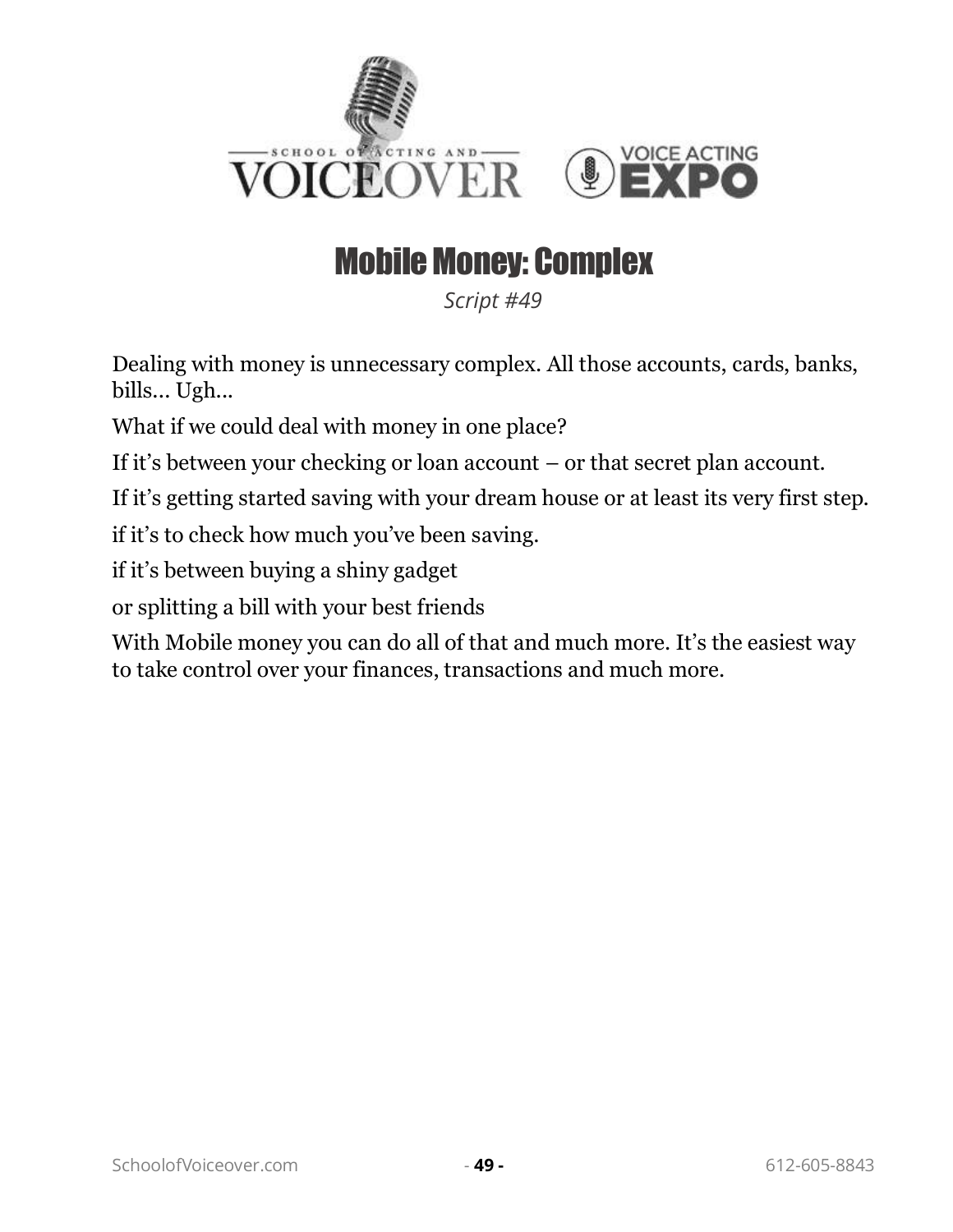# Mobile Money: Complex

*Script #49*

Dealing with money is unnecessary complex. All those accounts, cards, banks, bills… Ugh…

What if we could deal with money in one place?

If it's between your checking or loan account – or that secret plan account.

If it's getting started saving with your dream house or at least its very first step.

if it's to check how much you've been saving.

if it's between buying a shiny gadget

or splitting a bill with your best friends

With Mobile money you can do all of that and much more. It's the easiest way to take control over your finances, transactions and much more.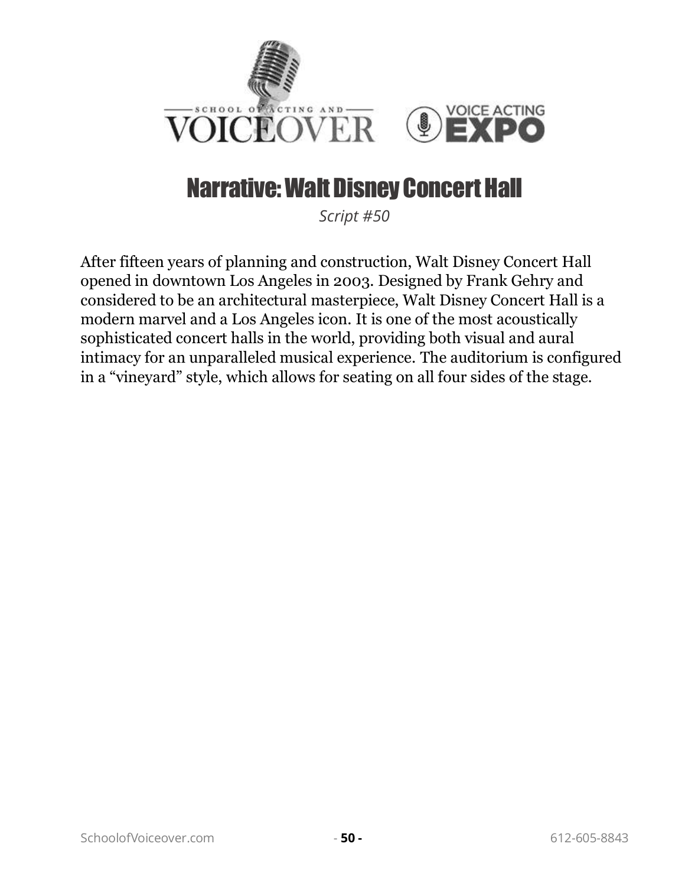# Narrative: Walt Disney Concert Hall

*Script #50*

After fifteen years of planning and construction, Walt Disney Concert Hall opened in downtown Los Angeles in 2003. Designed by Frank Gehry and considered to be an architectural masterpiece, Walt Disney Concert Hall is a modern marvel and a Los Angeles icon. It is one of the most acoustically sophisticated concert halls in the world, providing both visual and aural intimacy for an unparalleled musical experience. The auditorium is configured in a "vineyard" style, which allows for seating on all four sides of the stage.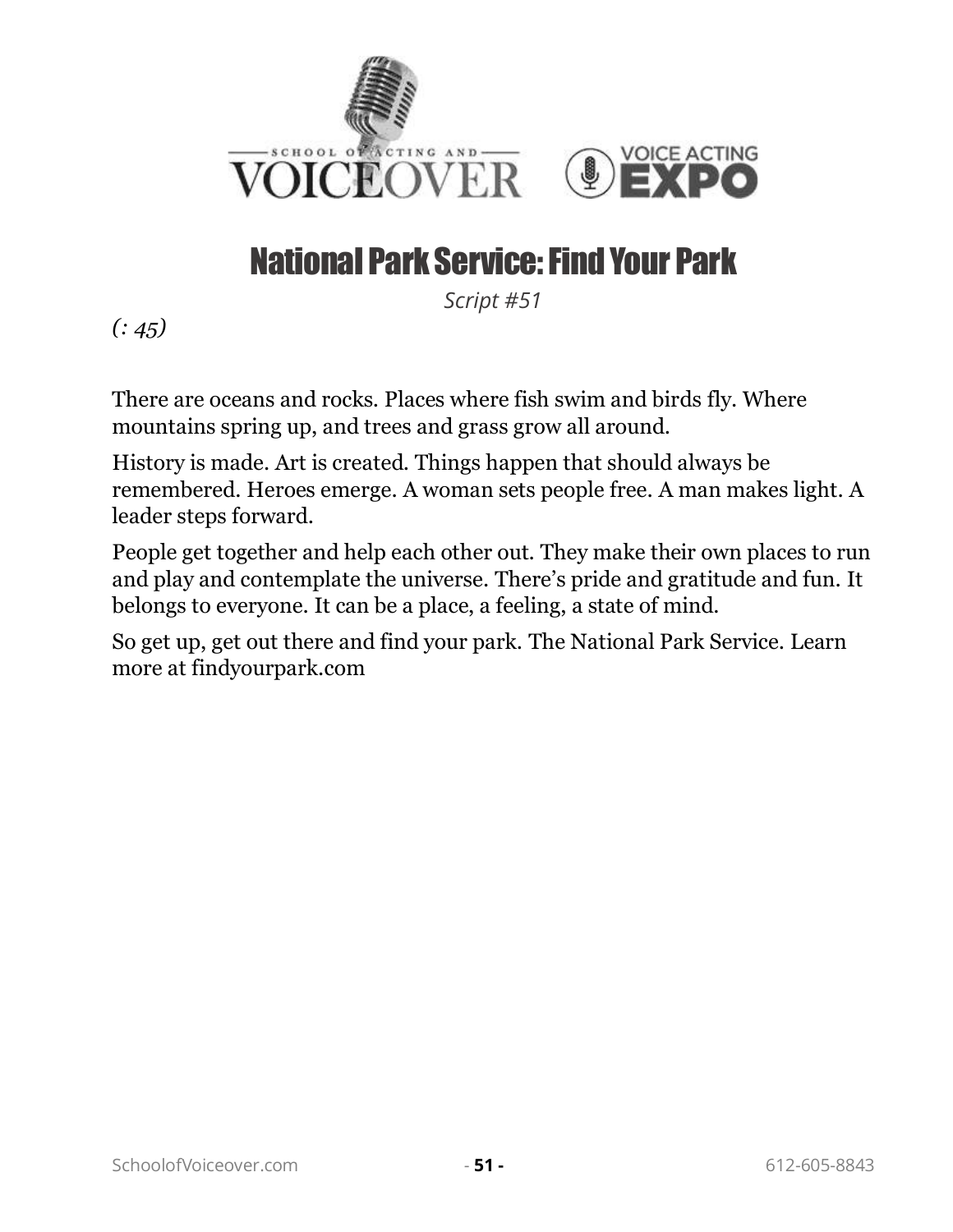# National Park Service: Find Your Park

*Script #51*

*(: 45)*

There are oceans and rocks. Places where fish swim and birds fly. Where mountains spring up, and trees and grass grow all around.

History is made. Art is created. Things happen that should always be remembered. Heroes emerge. A woman sets people free. A man makes light. A leader steps forward.

People get together and help each other out. They make their own places to run and play and contemplate the universe. There's pride and gratitude and fun. It belongs to everyone. It can be a place, a feeling, a state of mind.

So get up, get out there and find your park. The National Park Service. Learn more at findyourpark.com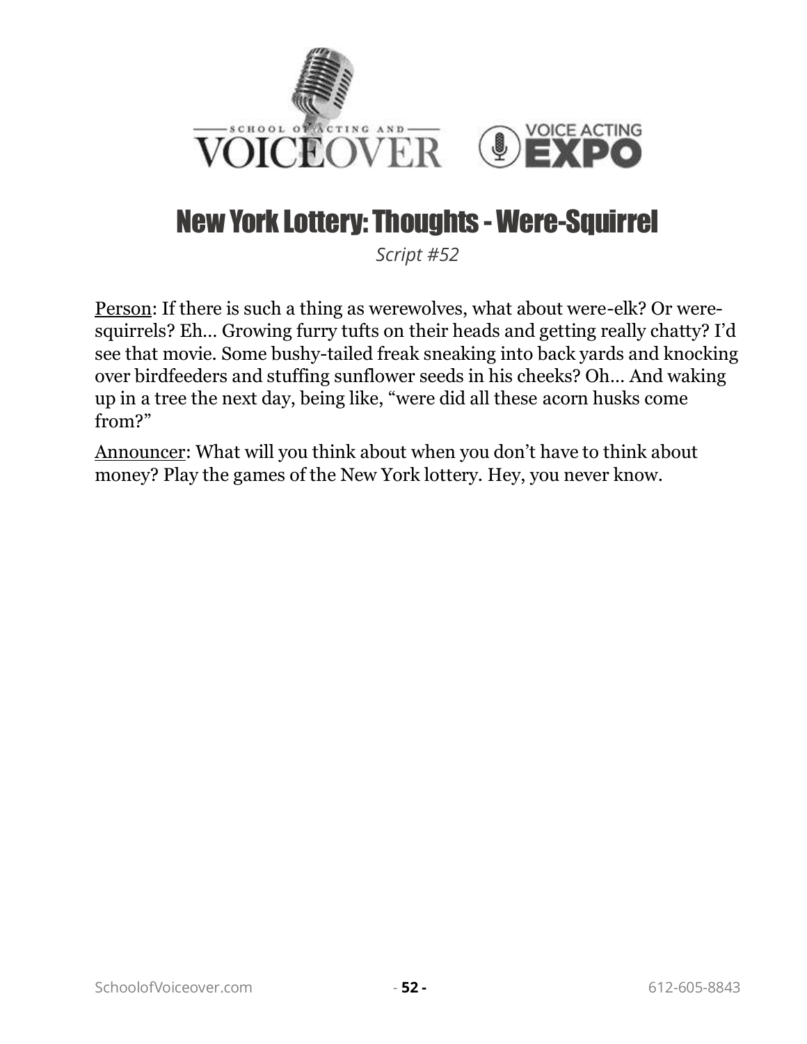# New York Lottery: Thoughts - Were-Squirrel

*Script #52*

Person: If there is such a thing as werewolves, what about were-elk? Or were-squirrels? Eh… Growing furry tufts on their heads and getting really chatty? I'd see that movie. Some bushy-tailed freak sneaking into back yards and knocking over birdfeeders and stuffing sunflower seeds in his cheeks? Oh… And waking up in a tree the next day, being like, "were did all these acorn husks come from?"

Announcer: What will you think about when you don't have to think about money? Play the games of the New York lottery. Hey, you never know.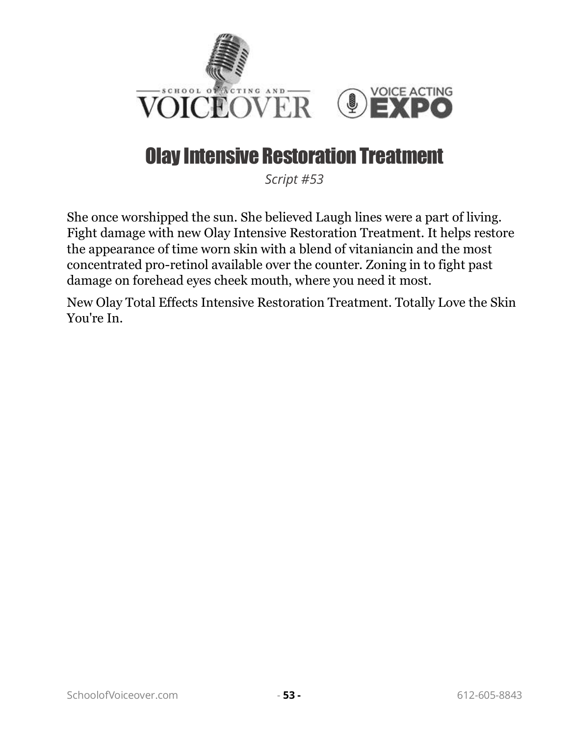# Olay Intensive Restoration Treatment

*Script #53*

She once worshipped the sun. She believed Laugh lines were a part of living. Fight damage with new Olay Intensive Restoration Treatment. It helps restore the appearance of time worn skin with a blend of vitaniancin and the most concentrated pro-retinol available over the counter. Zoning in to fight past damage on forehead eyes cheek mouth, where you need it most.

New Olay Total Effects Intensive Restoration Treatment. Totally Love the Skin You're In.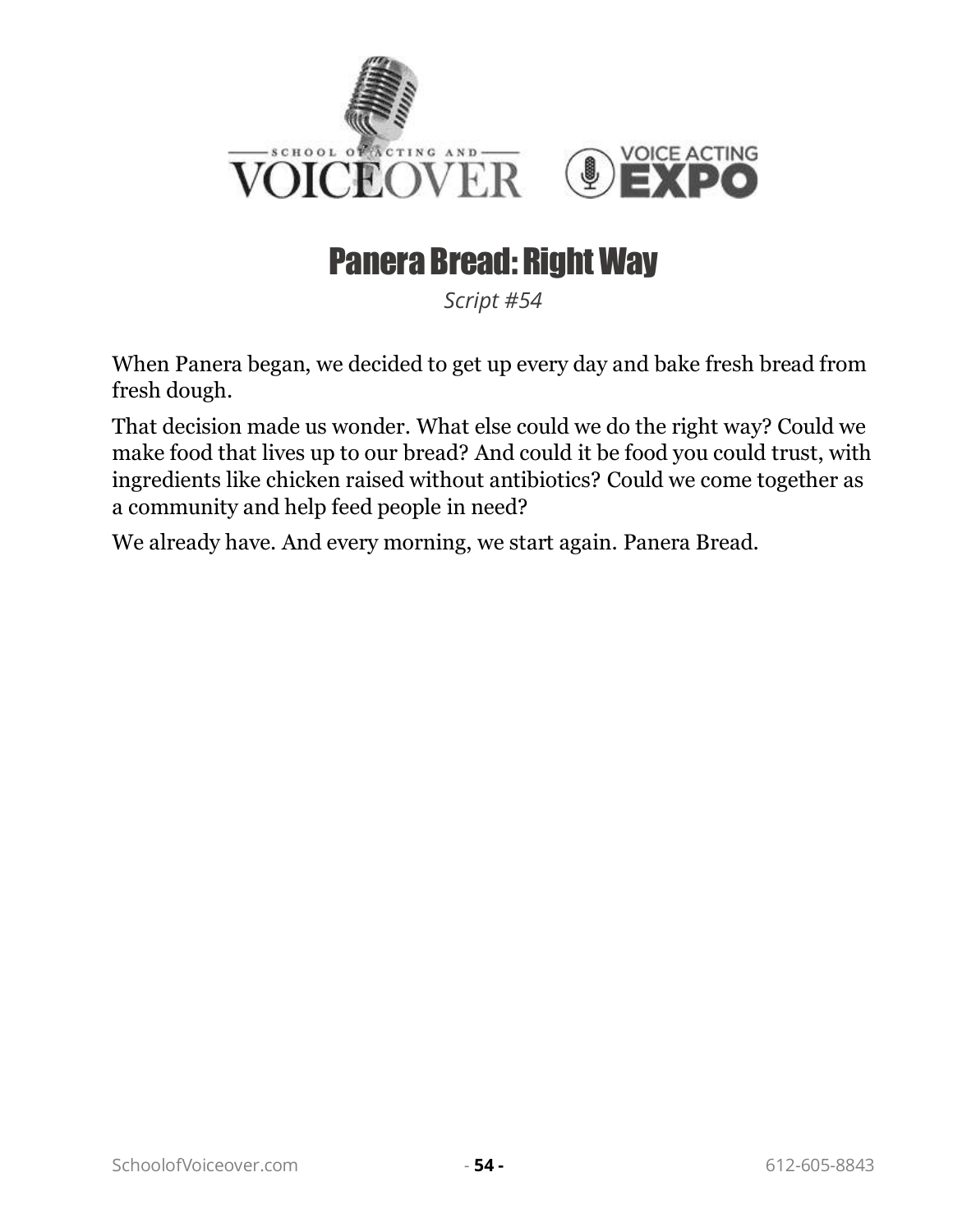# Panera Bread: Right Way

*Script #54*

When Panera began, we decided to get up every day and bake fresh bread from fresh dough.

That decision made us wonder. What else could we do the right way? Could we make food that lives up to our bread? And could it be food you could trust, with ingredients like chicken raised without antibiotics? Could we come together as a community and help feed people in need?

We already have. And every morning, we start again. Panera Bread.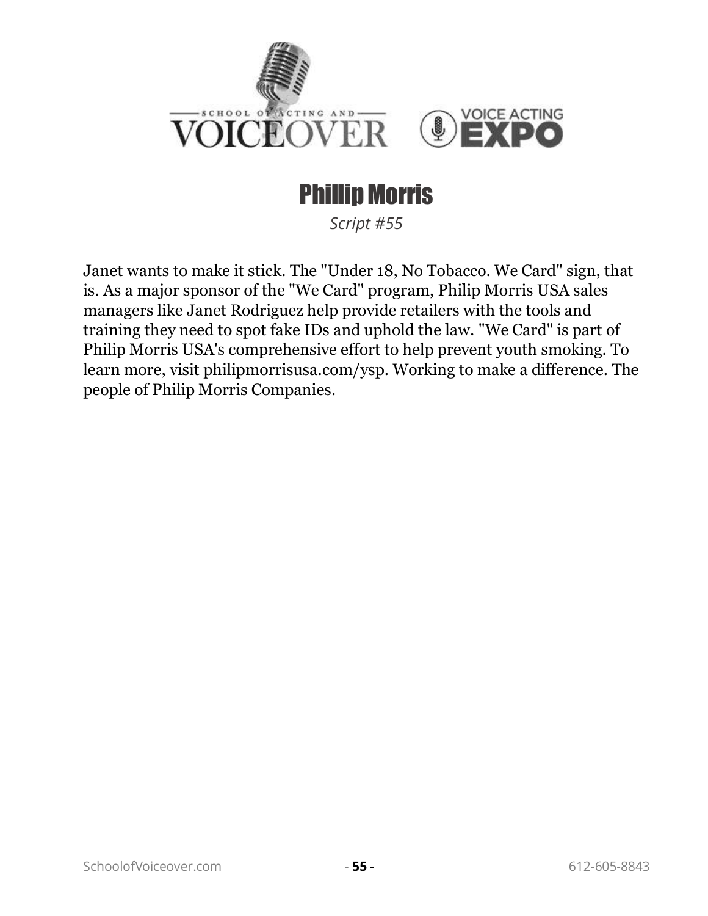# Phillip Morris

*Script #55*

Janet wants to make it stick. The "Under 18, No Tobacco. We Card" sign, that is. As a major sponsor of the "We Card" program, Philip Morris USA sales managers like Janet Rodriguez help provide retailers with the tools and training they need to spot fake IDs and uphold the law. "We Card" is part of Philip Morris USA's comprehensive effort to help prevent youth smoking. To learn more, visit philipmorrisusa.com/ysp. Working to make a difference. The people of Philip Morris Companies.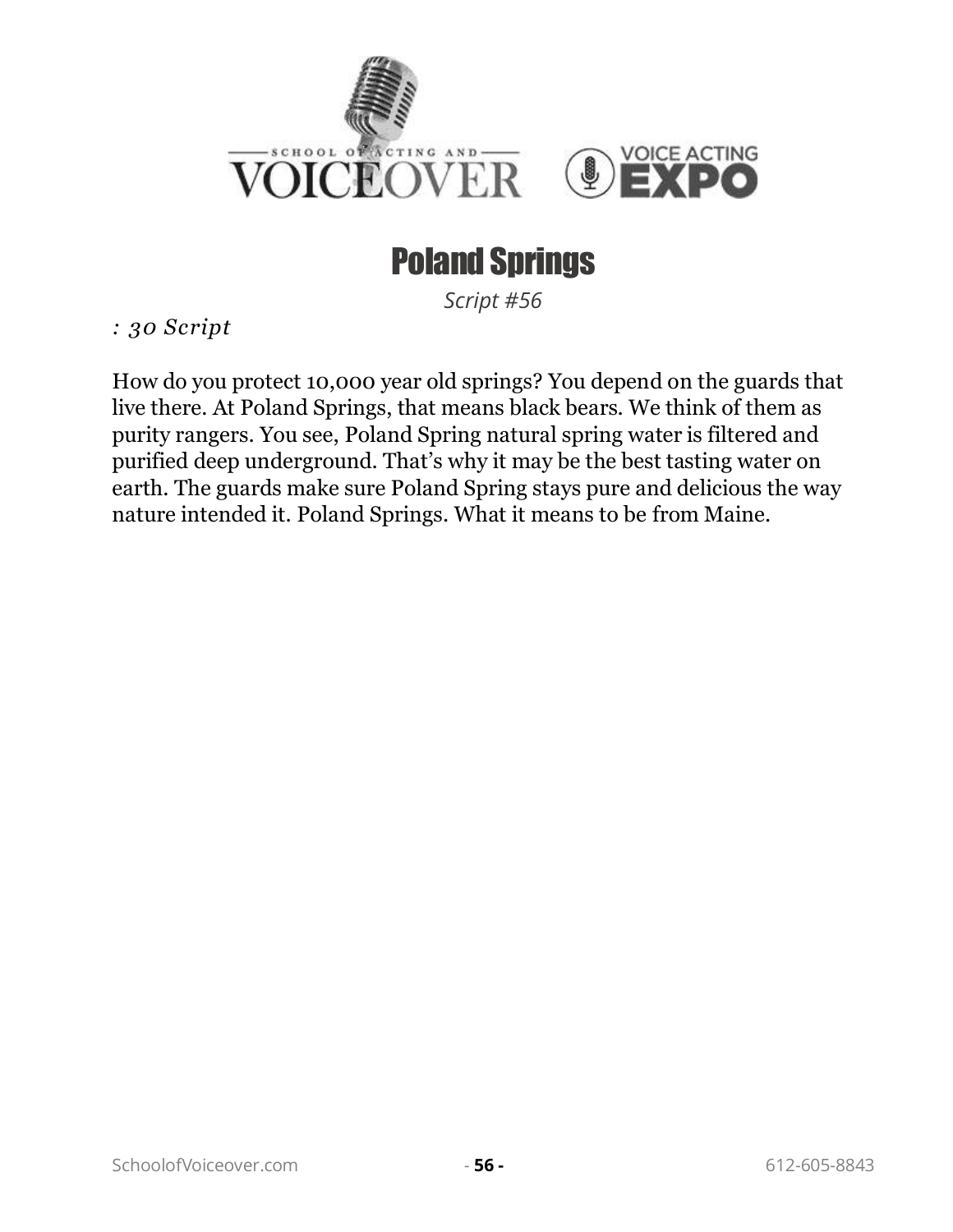# Poland Springs

*Script #56*

*: 30 Script*

How do you protect 10,000 year old springs? You depend on the guards that live there. At Poland Springs, that means black bears. We think of them as purity rangers. You see, Poland Spring natural spring water is filtered and purified deep underground. That's why it may be the best tasting water on earth. The guards make sure Poland Spring stays pure and delicious the way nature intended it. Poland Springs. What it means to be from Maine.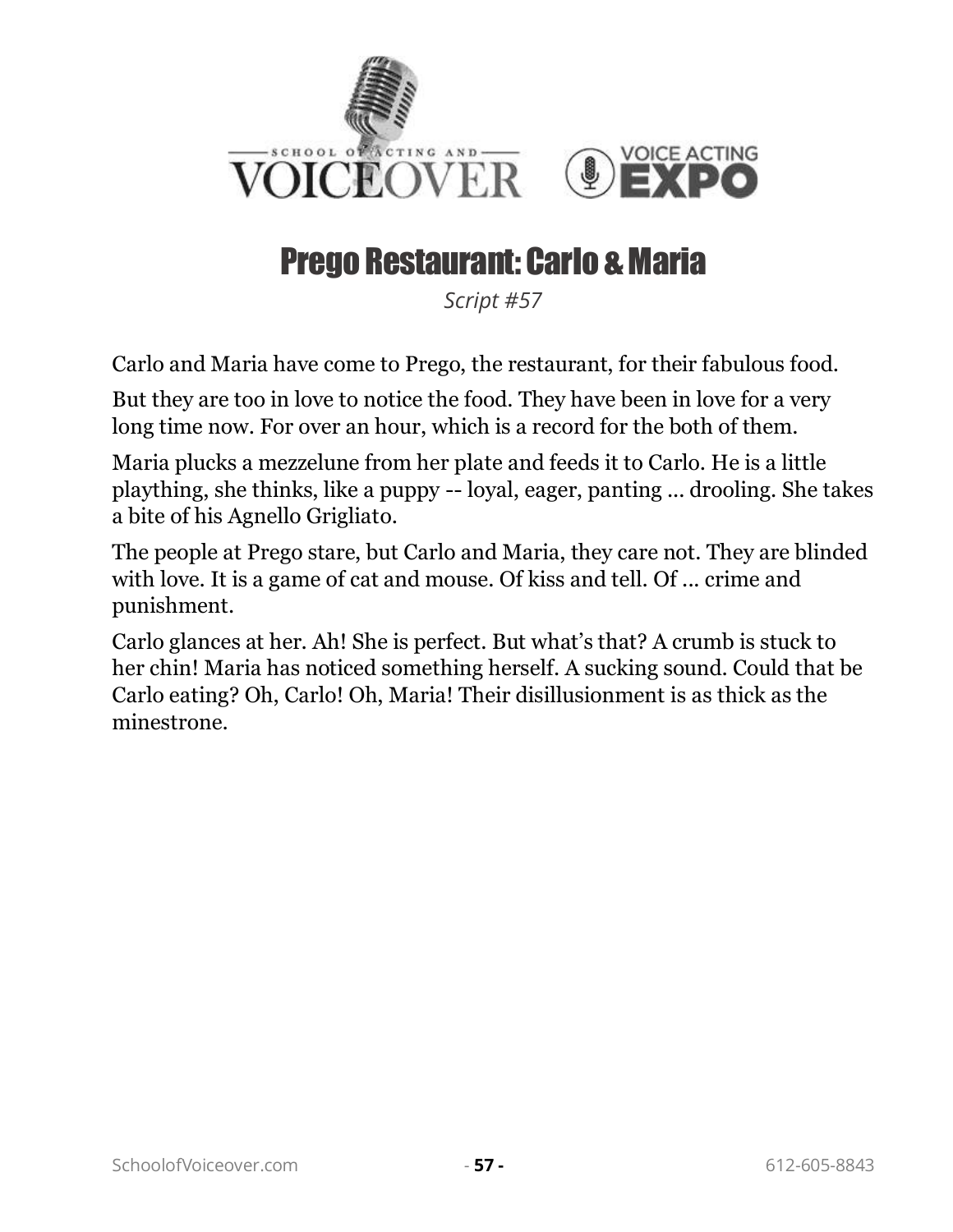# Prego Restaurant: Carlo & Maria

*Script #57*

Carlo and Maria have come to Prego, the restaurant, for their fabulous food.

But they are too in love to notice the food. They have been in love for a very long time now. For over an hour, which is a record for the both of them.

Maria plucks a mezzelune from her plate and feeds it to Carlo. He is a little plaything, she thinks, like a puppy -- loyal, eager, panting ... drooling. She takes a bite of his Agnello Grigliato.

The people at Prego stare, but Carlo and Maria, they care not. They are blinded with love. It is a game of cat and mouse. Of kiss and tell. Of ... crime and punishment.

Carlo glances at her. Ah! She is perfect. But what's that? A crumb is stuck to her chin! Maria has noticed something herself. A sucking sound. Could that be Carlo eating? Oh, Carlo! Oh, Maria! Their disillusionment is as thick as the minestrone.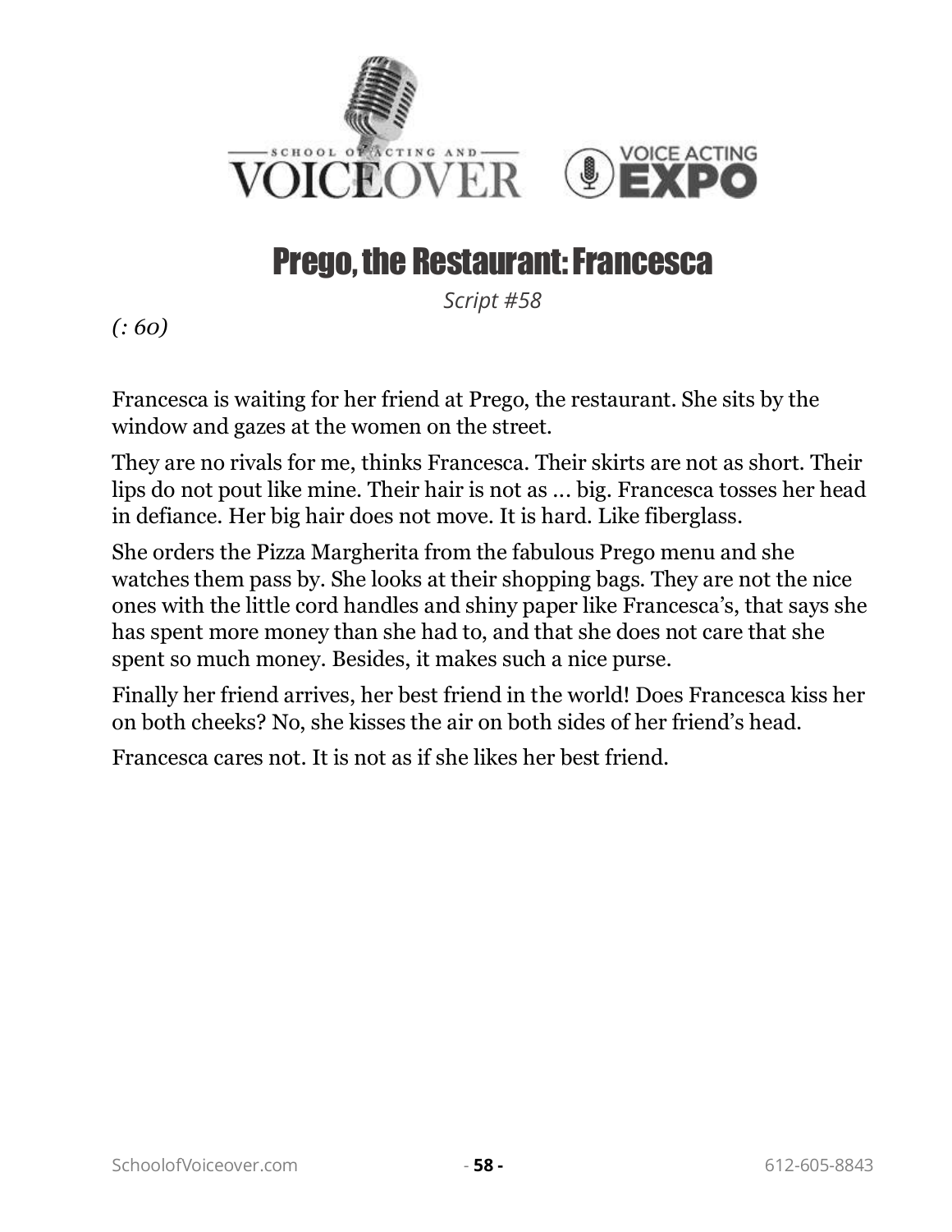# Prego, the Restaurant: Francesca

*Script #58*

*(: 60)*

Francesca is waiting for her friend at Prego, the restaurant. She sits by the window and gazes at the women on the street.

They are no rivals for me, thinks Francesca. Their skirts are not as short. Their lips do not pout like mine. Their hair is not as … big. Francesca tosses her head in defiance. Her big hair does not move. It is hard. Like fiberglass.

She orders the Pizza Margherita from the fabulous Prego menu and she watches them pass by. She looks at their shopping bags. They are not the nice ones with the little cord handles and shiny paper like Francesca's, that says she has spent more money than she had to, and that she does not care that she spent so much money. Besides, it makes such a nice purse.

Finally her friend arrives, her best friend in the world! Does Francesca kiss her on both cheeks? No, she kisses the air on both sides of her friend's head.

Francesca cares not. It is not as if she likes her best friend.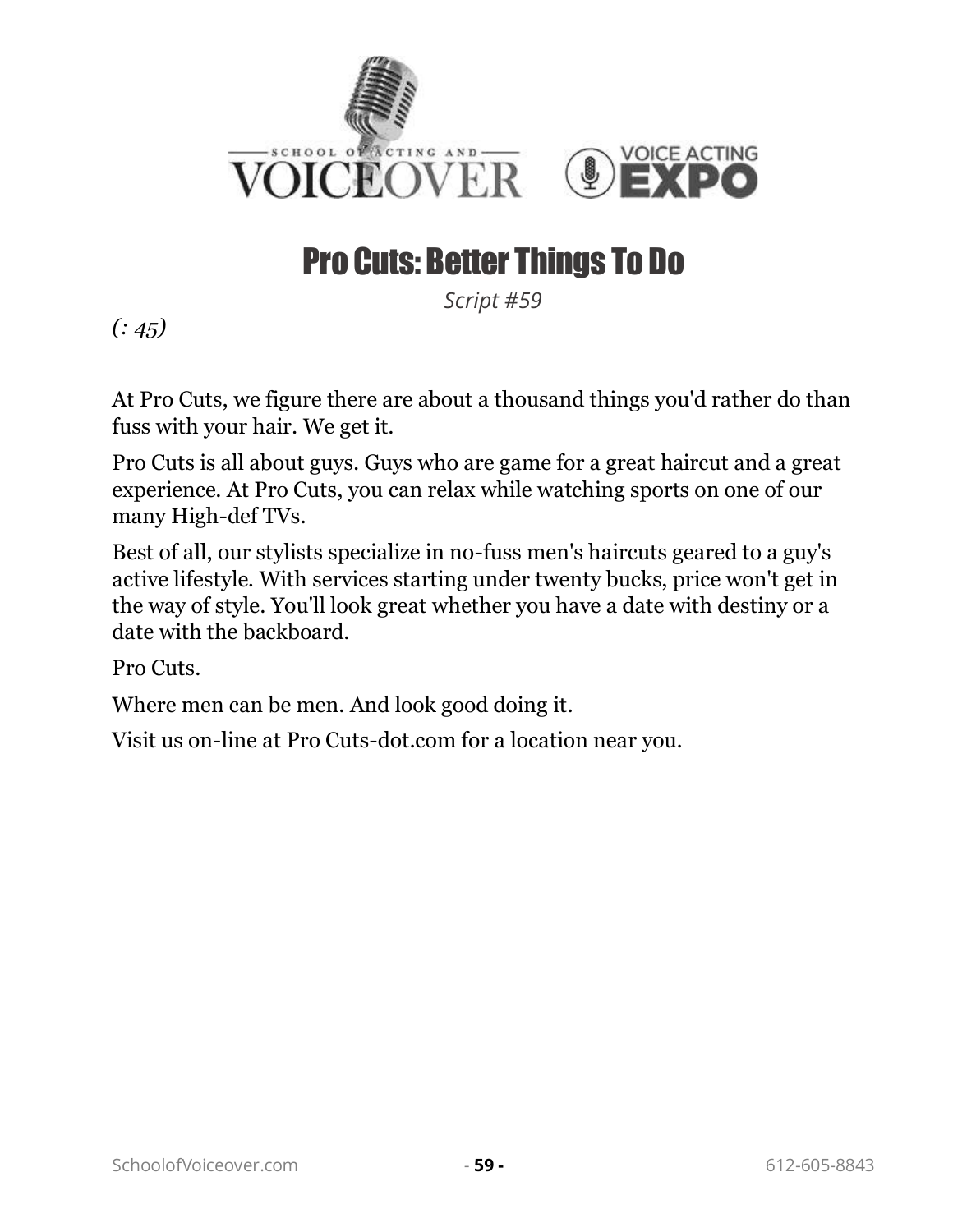# Pro Cuts: Better Things To Do

*Script #59*

*(: 45)*

At Pro Cuts, we figure there are about a thousand things you'd rather do than fuss with your hair. We get it.

Pro Cuts is all about guys. Guys who are game for a great haircut and a great experience. At Pro Cuts, you can relax while watching sports on one of our many High-def TVs.

Best of all, our stylists specialize in no-fuss men's haircuts geared to a guy's active lifestyle. With services starting under twenty bucks, price won't get in the way of style. You'll look great whether you have a date with destiny or a date with the backboard.

Pro Cuts.

Where men can be men. And look good doing it.

Visit us on-line at Pro Cuts-dot.com for a location near you.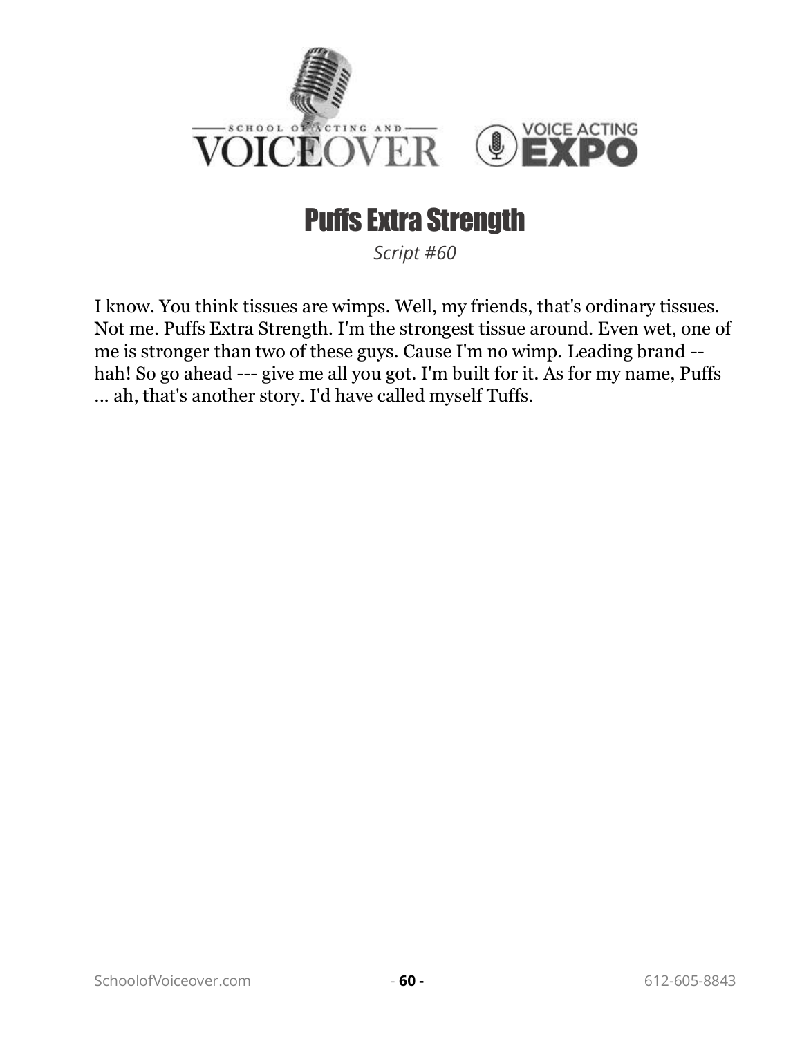# Puffs Extra Strength

*Script #60*

I know. You think tissues are wimps. Well, my friends, that's ordinary tissues. Not me. Puffs Extra Strength. I'm the strongest tissue around. Even wet, one of me is stronger than two of these guys. Cause I'm no wimp. Leading brand -- hah! So go ahead --- give me all you got. I'm built for it. As for my name, Puffs ... ah, that's another story. I'd have called myself Tuffs.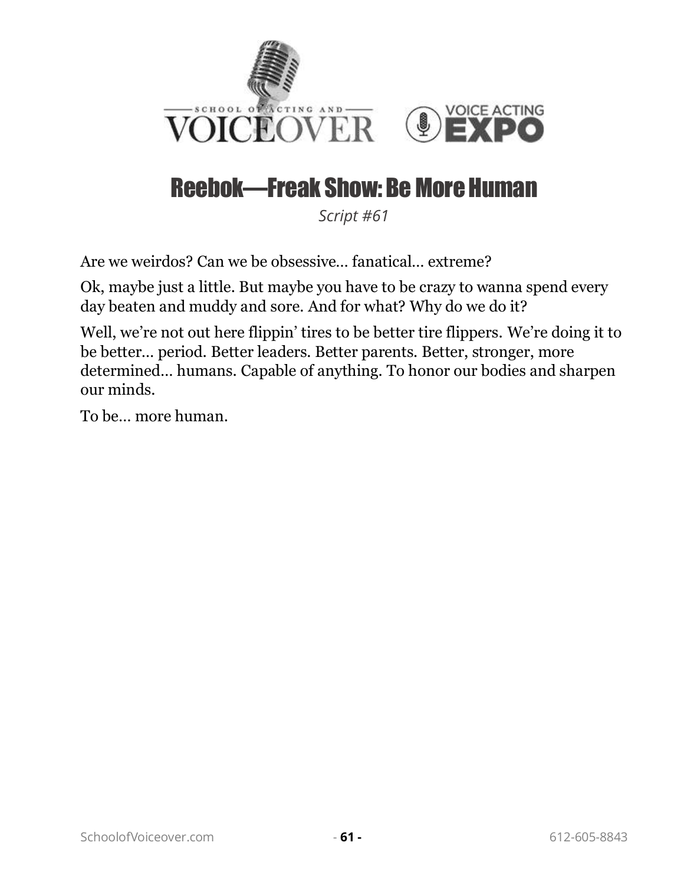# Reebok—Freak Show: Be More Human

*Script #61*

Are we weirdos? Can we be obsessive… fanatical… extreme?

Ok, maybe just a little. But maybe you have to be crazy to wanna spend every day beaten and muddy and sore. And for what? Why do we do it?

Well, we're not out here flippin' tires to be better tire flippers. We're doing it to be better… period. Better leaders. Better parents. Better, stronger, more determined… humans. Capable of anything. To honor our bodies and sharpen our minds.

To be… more human.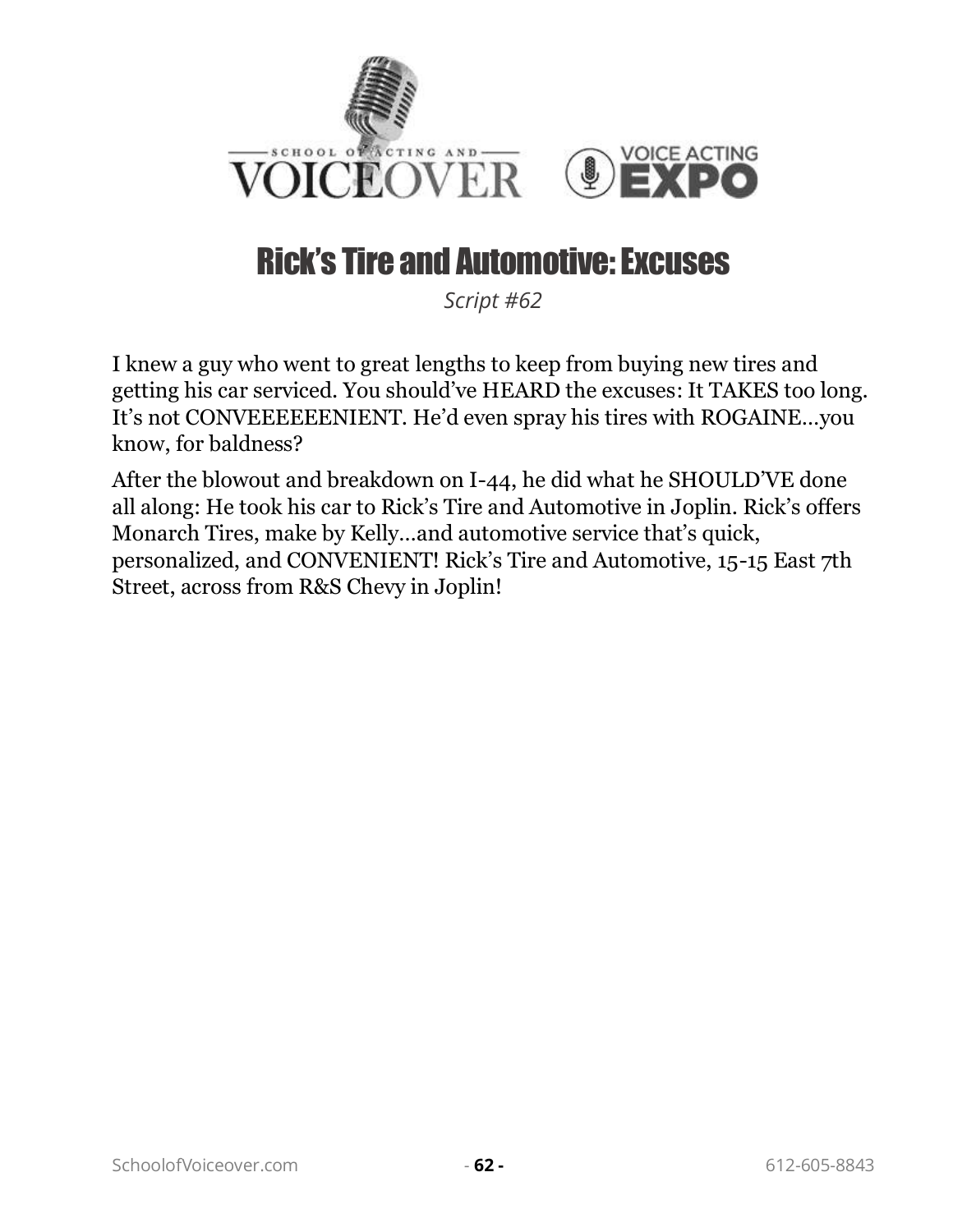# Rick's Tire and Automotive: Excuses

*Script #62*

I knew a guy who went to great lengths to keep from buying new tires and getting his car serviced. You should've HEARD the excuses: It TAKES too long. It's not CONVEEEEEEENIENT. He'd even spray his tires with ROGAINE…you know, for baldness?

After the blowout and breakdown on I-44, he did what he SHOULD'VE done all along: He took his car to Rick's Tire and Automotive in Joplin. Rick's offers Monarch Tires, make by Kelly…and automotive service that's quick, personalized, and CONVENIENT! Rick's Tire and Automotive, 15-15 East 7th Street, across from R&S Chevy in Joplin!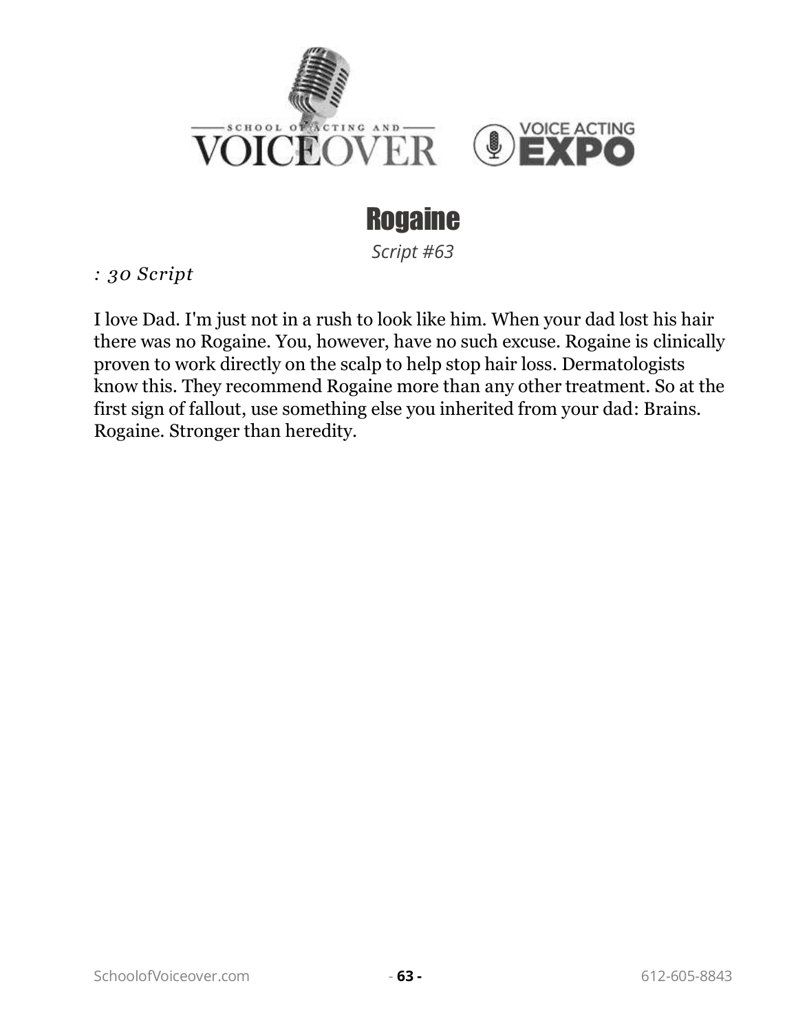# Rogaine

*Script #63*

*: 30 Script*

I love Dad. I'm just not in a rush to look like him. When your dad lost his hair there was no Rogaine. You, however, have no such excuse. Rogaine is clinically proven to work directly on the scalp to help stop hair loss. Dermatologists know this. They recommend Rogaine more than any other treatment. So at the first sign of fallout, use something else you inherited from your dad: Brains. Rogaine. Stronger than heredity.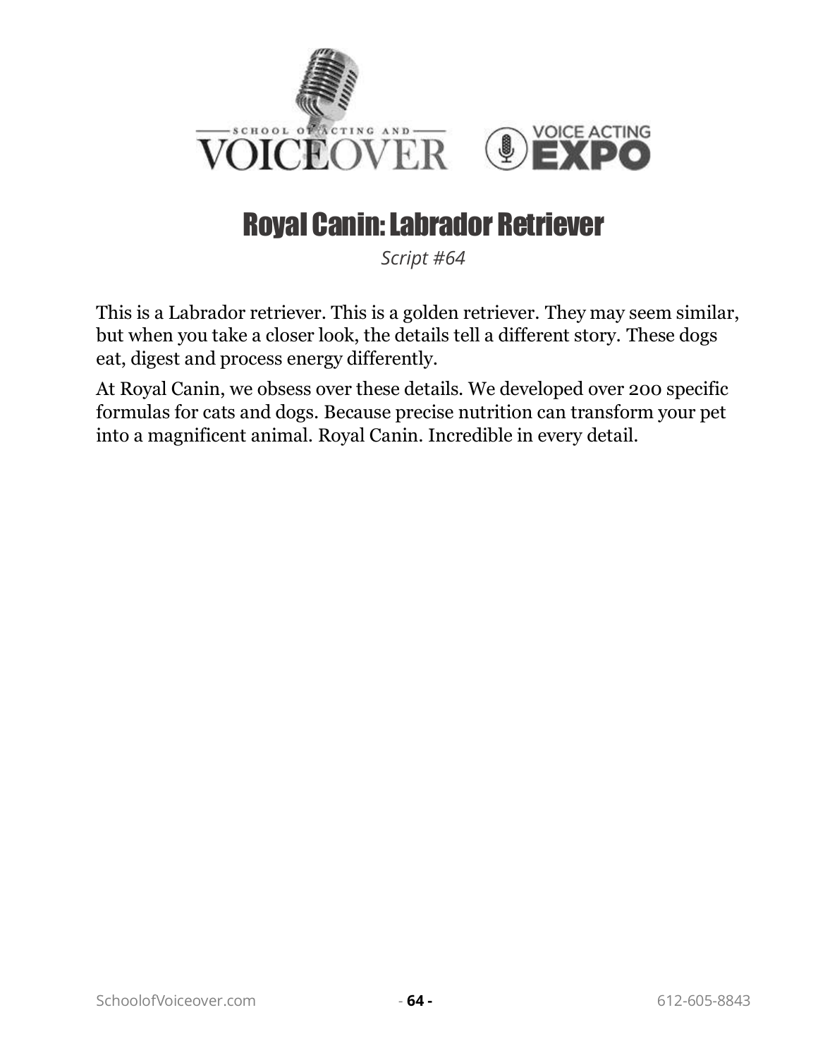# Royal Canin: Labrador Retriever

*Script #64*

This is a Labrador retriever. This is a golden retriever. They may seem similar, but when you take a closer look, the details tell a different story. These dogs eat, digest and process energy differently.

At Royal Canin, we obsess over these details. We developed over 200 specific formulas for cats and dogs. Because precise nutrition can transform your pet into a magnificent animal. Royal Canin. Incredible in every detail.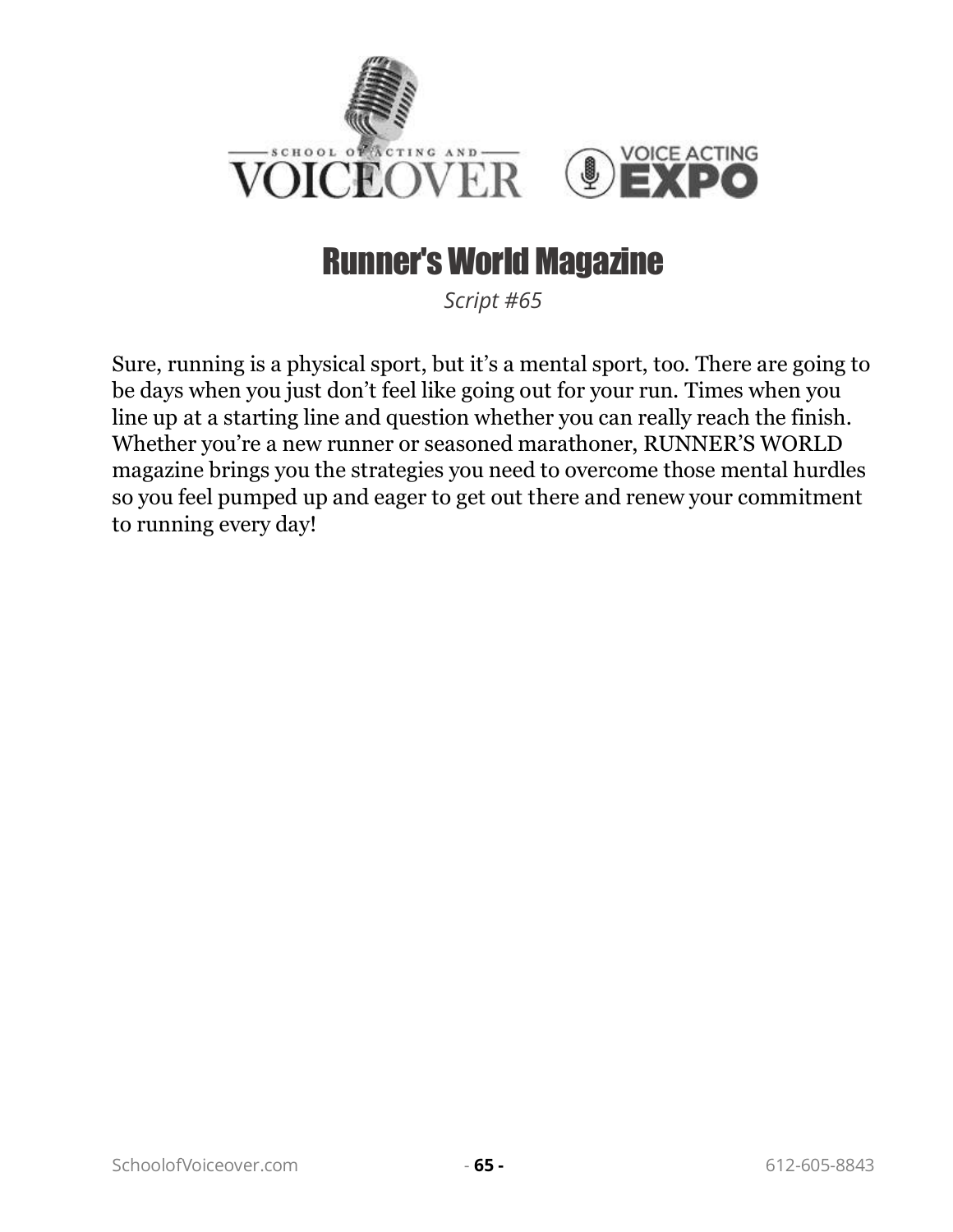# Runner's World Magazine

*Script #65*

Sure, running is a physical sport, but it's a mental sport, too. There are going to be days when you just don't feel like going out for your run. Times when you line up at a starting line and question whether you can really reach the finish. Whether you're a new runner or seasoned marathoner, RUNNER'S WORLD magazine brings you the strategies you need to overcome those mental hurdles so you feel pumped up and eager to get out there and renew your commitment to running every day!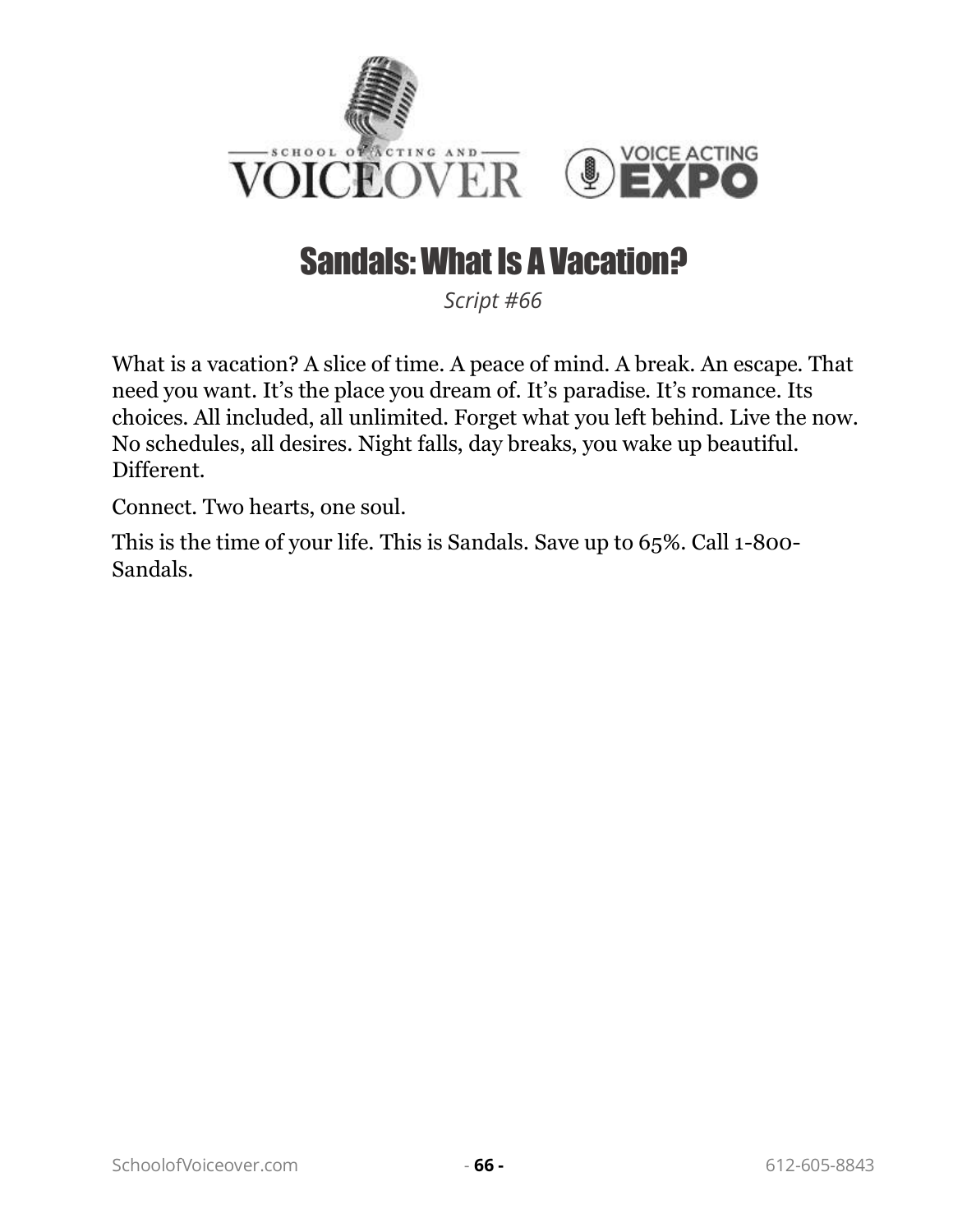# Sandals: What Is A Vacation?

*Script #66*

What is a vacation? A slice of time. A peace of mind. A break. An escape. That need you want. It's the place you dream of. It's paradise. It's romance. Its choices. All included, all unlimited. Forget what you left behind. Live the now. No schedules, all desires. Night falls, day breaks, you wake up beautiful. Different.

Connect. Two hearts, one soul.

This is the time of your life. This is Sandals. Save up to 65%. Call 1-800-Sandals.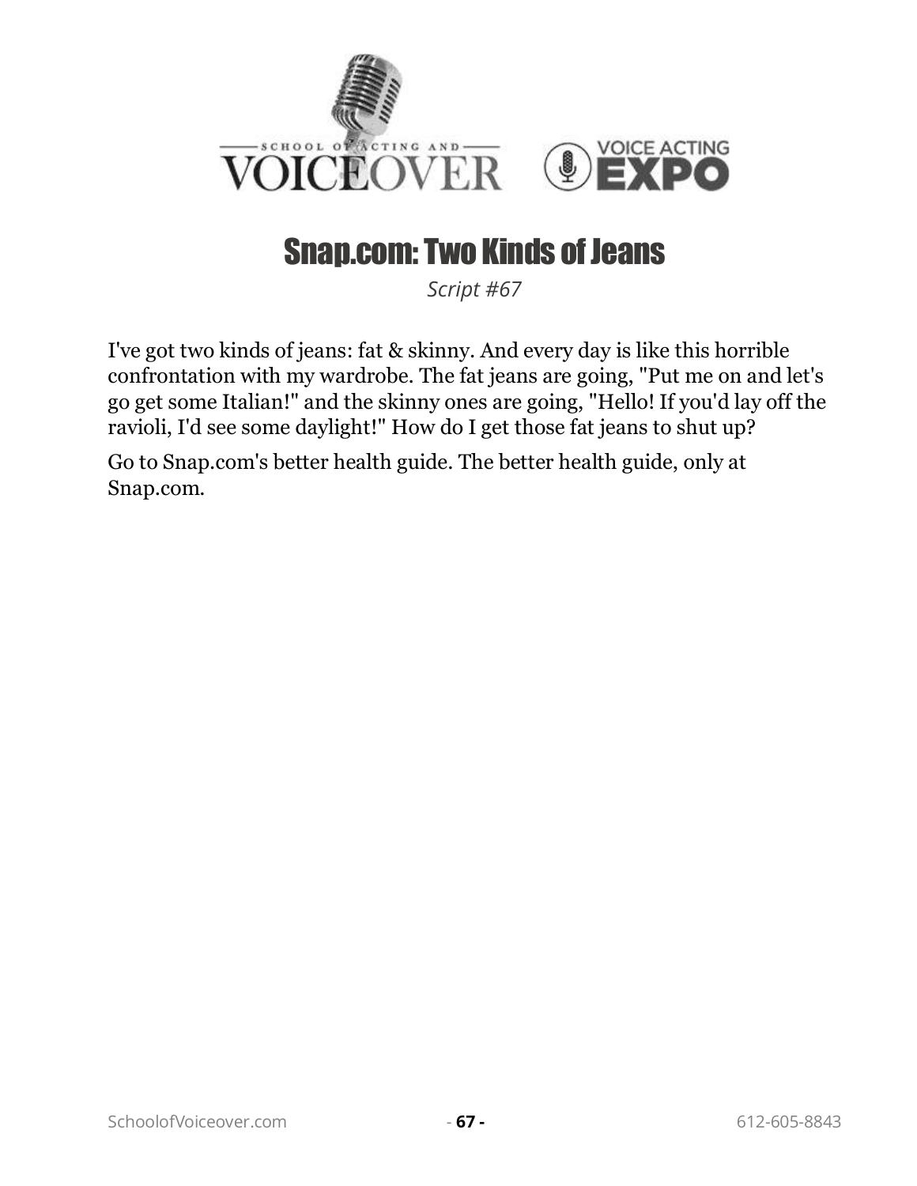# Snap.com: Two Kinds of Jeans

*Script #67*

I've got two kinds of jeans: fat & skinny. And every day is like this horrible confrontation with my wardrobe. The fat jeans are going, "Put me on and let's go get some Italian!" and the skinny ones are going, "Hello! If you'd lay off the ravioli, I'd see some daylight!" How do I get those fat jeans to shut up?

Go to Snap.com's better health guide. The better health guide, only at Snap.com.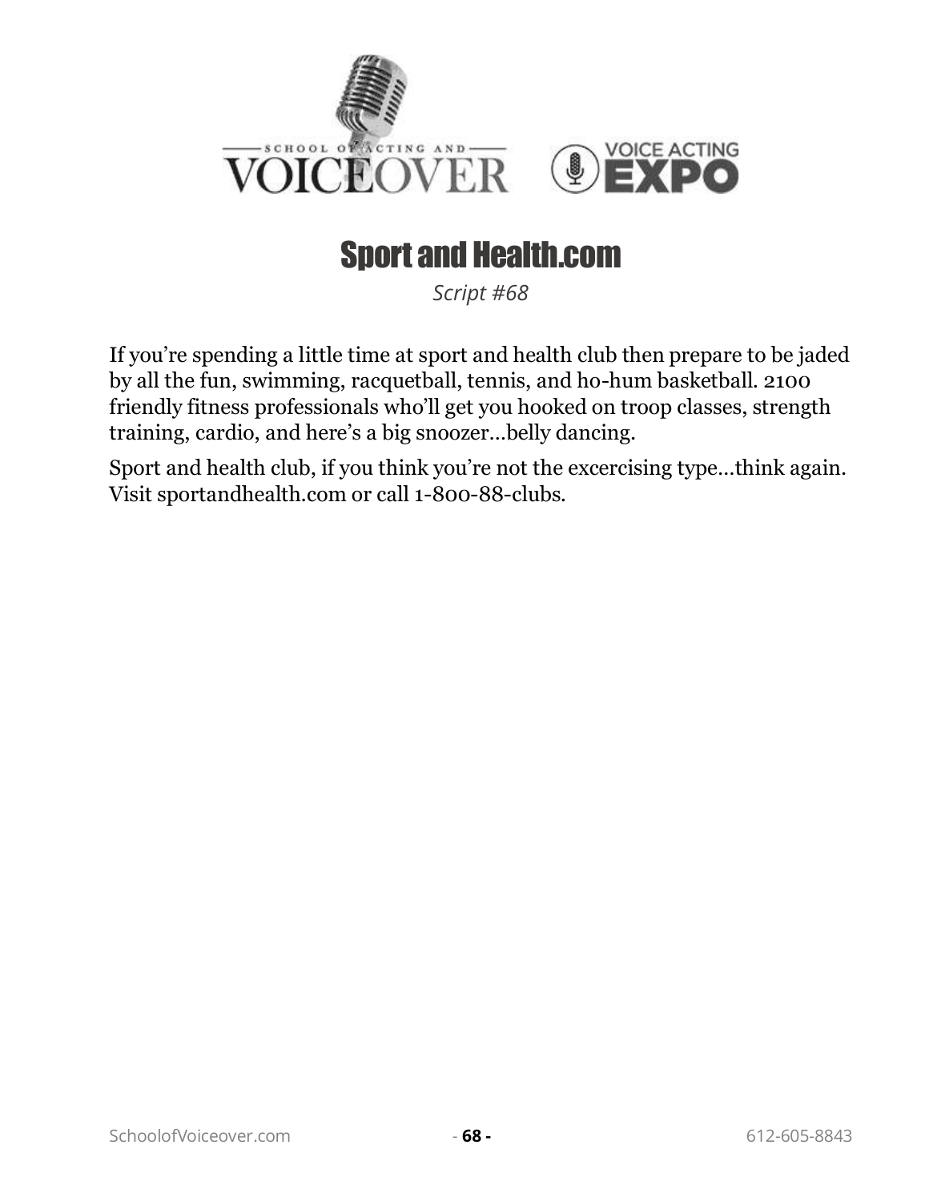# Sport and Health.com

*Script #68*

If you're spending a little time at sport and health club then prepare to be jaded by all the fun, swimming, racquetball, tennis, and ho-hum basketball. 2100 friendly fitness professionals who'll get you hooked on troop classes, strength training, cardio, and here's a big snoozer…belly dancing.

Sport and health club, if you think you're not the excercising type…think again. Visit sportandhealth.com or call 1-800-88-clubs.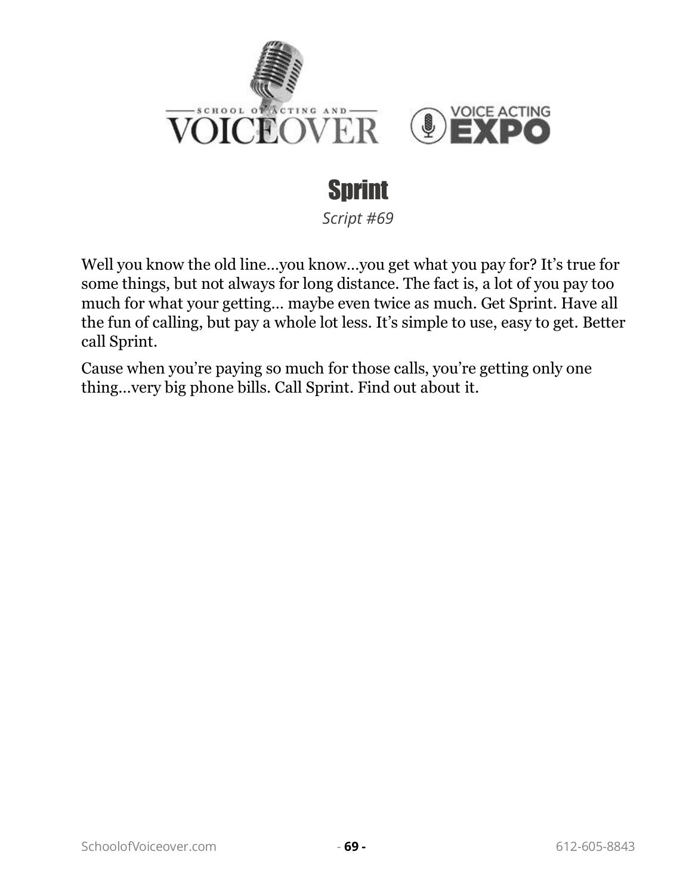# Sprint

*Script #69*

Well you know the old line…you know…you get what you pay for? It's true for some things, but not always for long distance. The fact is, a lot of you pay too much for what your getting… maybe even twice as much. Get Sprint. Have all the fun of calling, but pay a whole lot less. It's simple to use, easy to get. Better call Sprint.

Cause when you're paying so much for those calls, you're getting only one thing…very big phone bills. Call Sprint. Find out about it.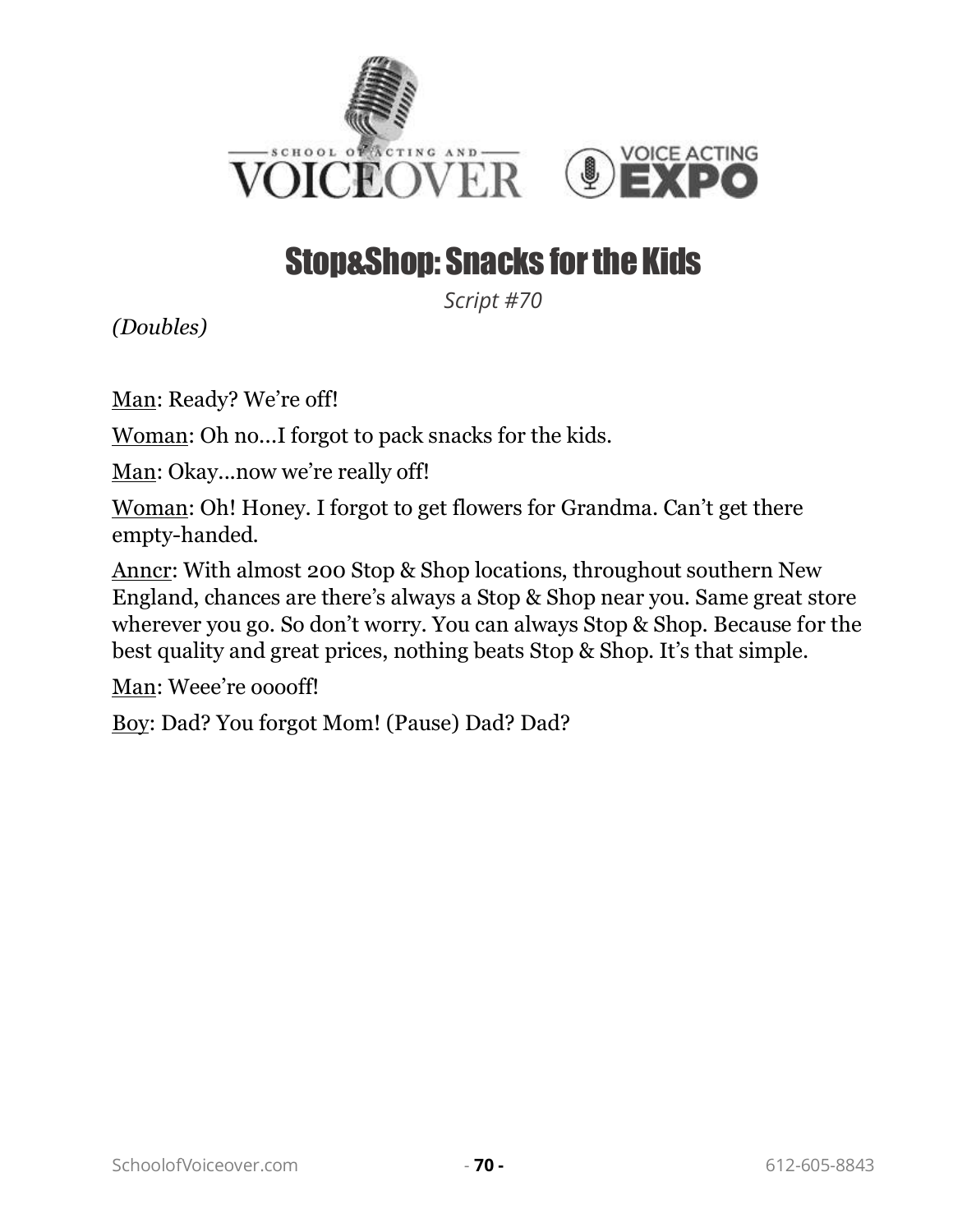# Stop&Shop: Snacks for the Kids

*Script #70*

*(Doubles)*

<u>Man</u>: Ready? We're off!

<u>Woman</u>: Oh no…I forgot to pack snacks for the kids.

<u>Man</u>: Okay…now we're really off!

<u>Woman</u>: Oh! Honey. I forgot to get flowers for Grandma. Can't get there empty-handed.

<u>Anncr</u>: With almost 200 Stop & Shop locations, throughout southern New England, chances are there's always a Stop & Shop near you. Same great store wherever you go. So don't worry. You can always Stop & Shop. Because for the best quality and great prices, nothing beats Stop & Shop. It's that simple.

<u>Man</u>: Weee're ooooff!

<u>Boy</u>: Dad? You forgot Mom! (Pause) Dad? Dad?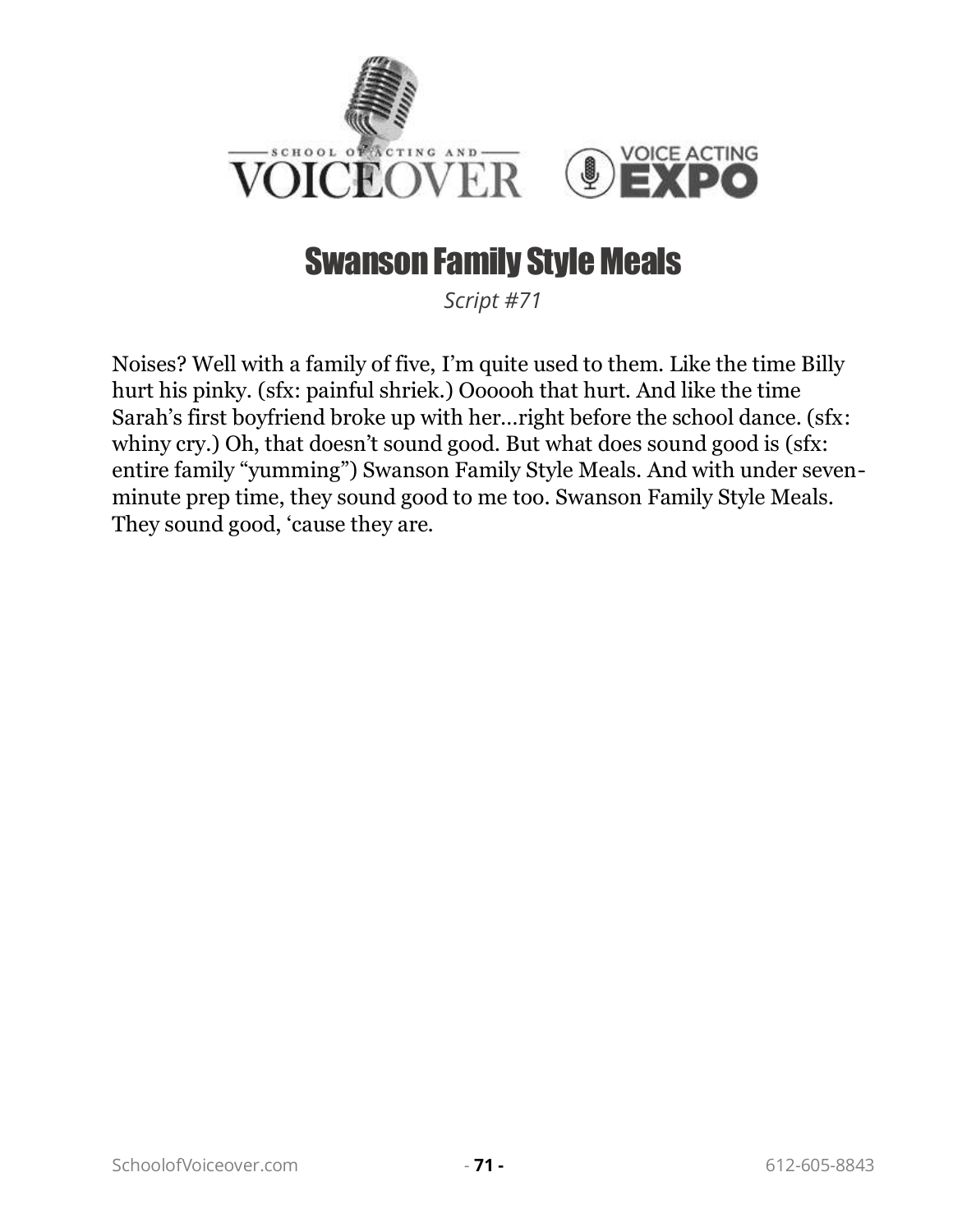# Swanson Family Style Meals

*Script #71*

Noises? Well with a family of five, I'm quite used to them. Like the time Billy hurt his pinky. (sfx: painful shriek.) Oooooh that hurt. And like the time Sarah's first boyfriend broke up with her…right before the school dance. (sfx: whiny cry.) Oh, that doesn't sound good. But what does sound good is (sfx: entire family "yumming") Swanson Family Style Meals. And with under seven-minute prep time, they sound good to me too. Swanson Family Style Meals. They sound good, 'cause they are.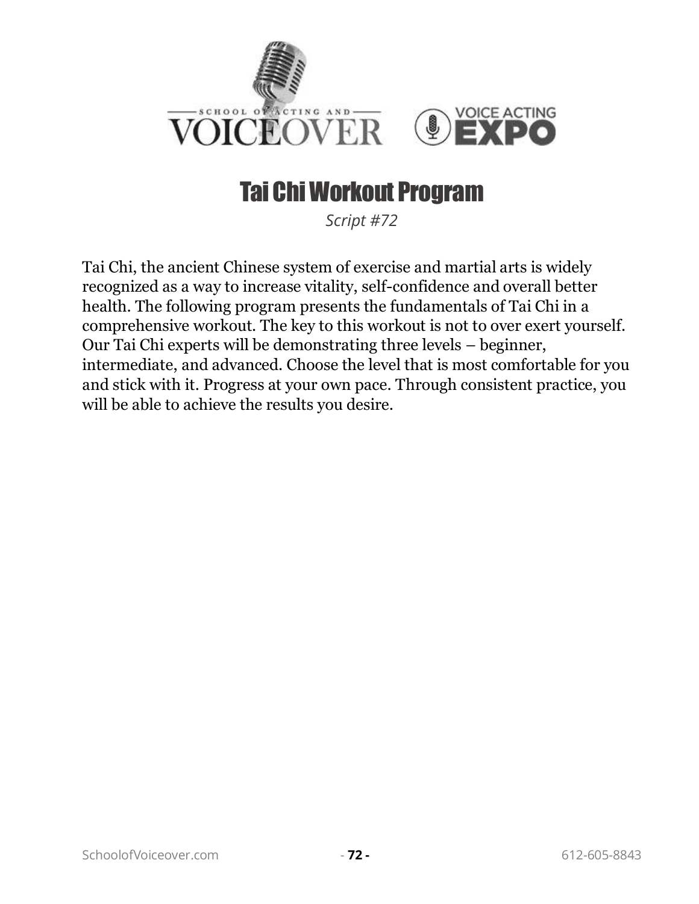# Tai Chi Workout Program

*Script #72*

Tai Chi, the ancient Chinese system of exercise and martial arts is widely recognized as a way to increase vitality, self-confidence and overall better health. The following program presents the fundamentals of Tai Chi in a comprehensive workout. The key to this workout is not to over exert yourself. Our Tai Chi experts will be demonstrating three levels – beginner, intermediate, and advanced. Choose the level that is most comfortable for you and stick with it. Progress at your own pace. Through consistent practice, you will be able to achieve the results you desire.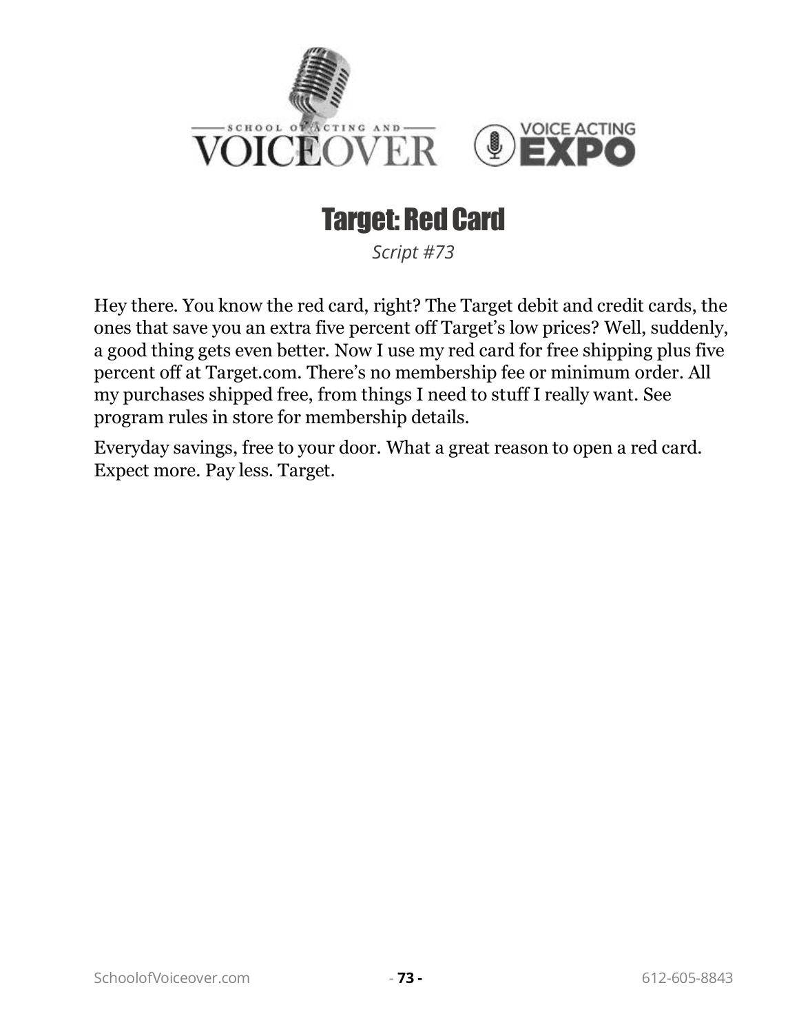# Target: Red Card

*Script #73*

Hey there. You know the red card, right? The Target debit and credit cards, the ones that save you an extra five percent off Target's low prices? Well, suddenly, a good thing gets even better. Now I use my red card for free shipping plus five percent off at Target.com. There's no membership fee or minimum order. All my purchases shipped free, from things I need to stuff I really want. See program rules in store for membership details.

Everyday savings, free to your door. What a great reason to open a red card. Expect more. Pay less. Target.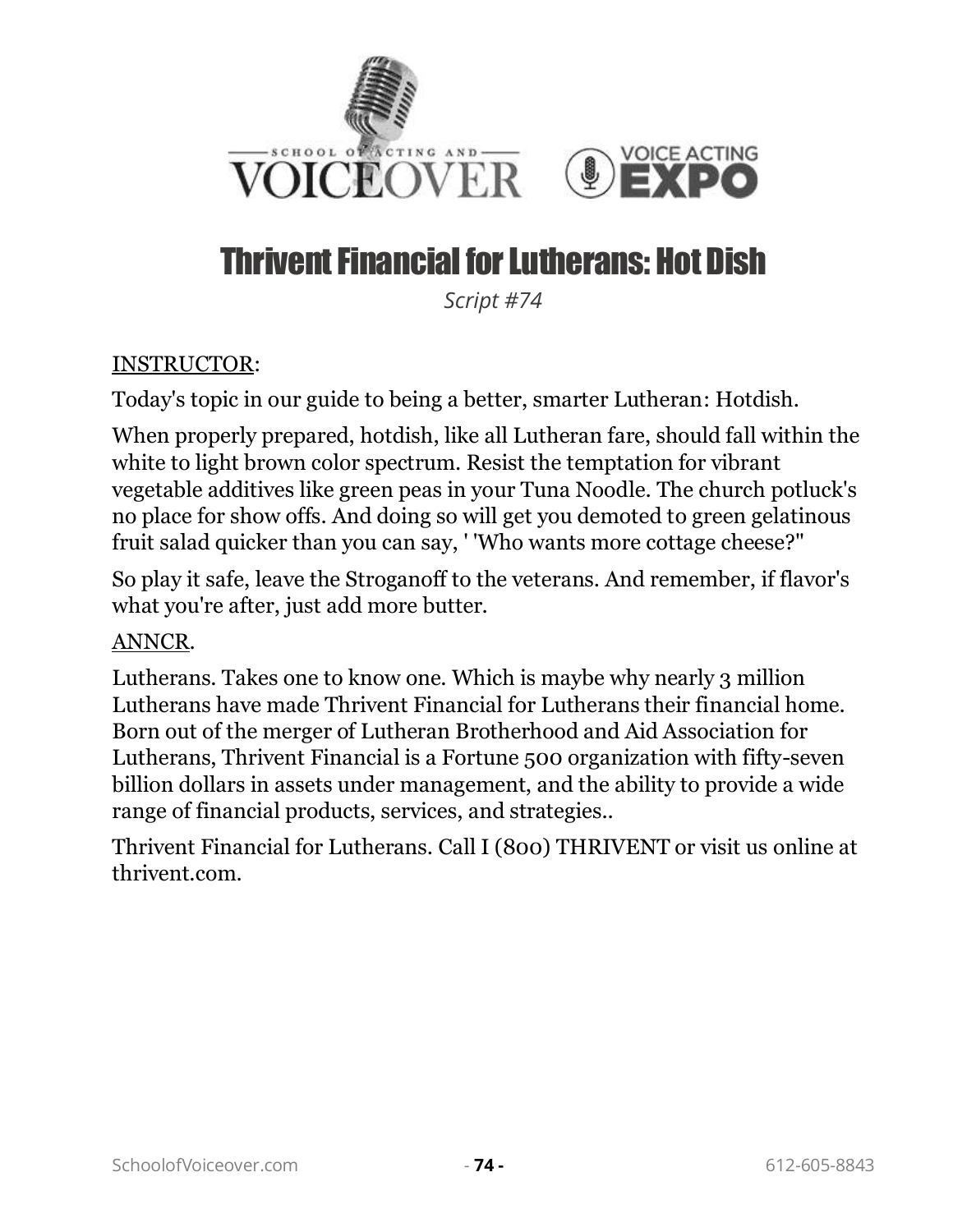# Thrivent Financial for Lutherans: Hot Dish

*Script #74*

INSTRUCTOR:

Today's topic in our guide to being a better, smarter Lutheran: Hotdish.

When properly prepared, hotdish, like all Lutheran fare, should fall within the white to light brown color spectrum. Resist the temptation for vibrant vegetable additives like green peas in your Tuna Noodle. The church potluck's no place for show offs. And doing so will get you demoted to green gelatinous fruit salad quicker than you can say, ' 'Who wants more cottage cheese?"

So play it safe, leave the Stroganoff to the veterans. And remember, if flavor's what you're after, just add more butter.

ANNCR.

Lutherans. Takes one to know one. Which is maybe why nearly 3 million Lutherans have made Thrivent Financial for Lutherans their financial home. Born out of the merger of Lutheran Brotherhood and Aid Association for Lutherans, Thrivent Financial is a Fortune 500 organization with fifty-seven billion dollars in assets under management, and the ability to provide a wide range of financial products, services, and strategies..

Thrivent Financial for Lutherans. Call I (800) THRIVENT or visit us online at thrivent.com.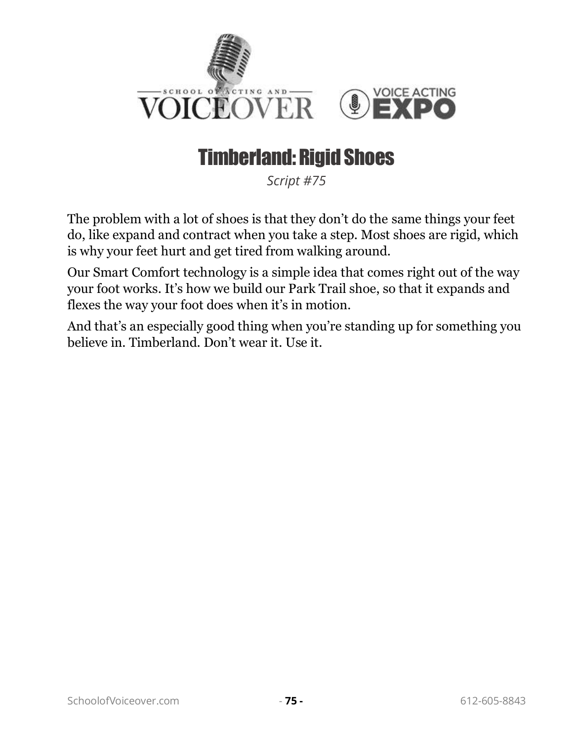# Timberland: Rigid Shoes

*Script #75*

The problem with a lot of shoes is that they don't do the same things your feet do, like expand and contract when you take a step. Most shoes are rigid, which is why your feet hurt and get tired from walking around.

Our Smart Comfort technology is a simple idea that comes right out of the way your foot works. It's how we build our Park Trail shoe, so that it expands and flexes the way your foot does when it's in motion.

And that's an especially good thing when you're standing up for something you believe in. Timberland. Don't wear it. Use it.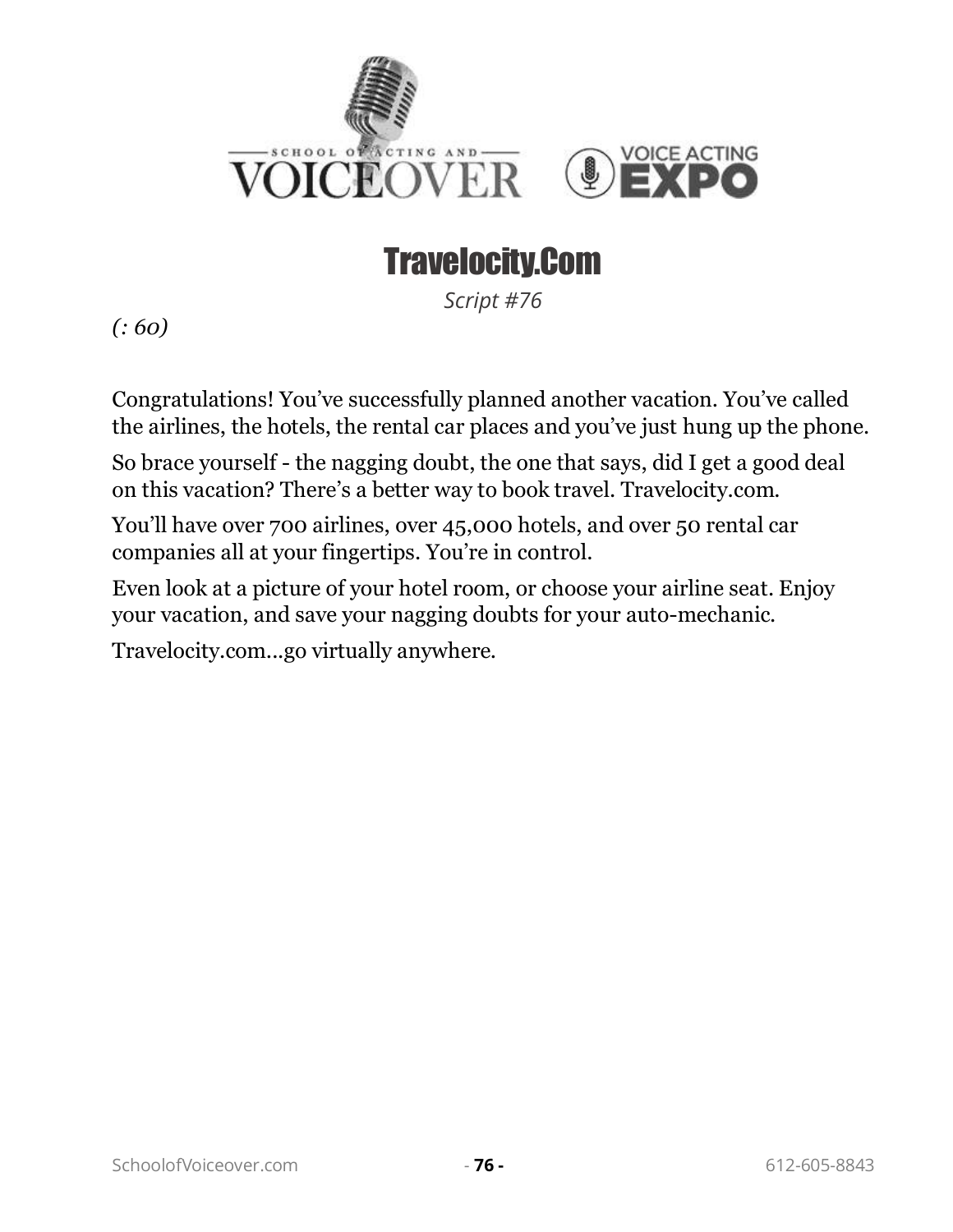# Travelocity.Com

*Script #76*

*(: 60)*

Congratulations! You've successfully planned another vacation. You've called the airlines, the hotels, the rental car places and you've just hung up the phone.

So brace yourself - the nagging doubt, the one that says, did I get a good deal on this vacation? There's a better way to book travel. Travelocity.com.

You'll have over 700 airlines, over 45,000 hotels, and over 50 rental car companies all at your fingertips. You're in control.

Even look at a picture of your hotel room, or choose your airline seat. Enjoy your vacation, and save your nagging doubts for your auto-mechanic.

Travelocity.com...go virtually anywhere.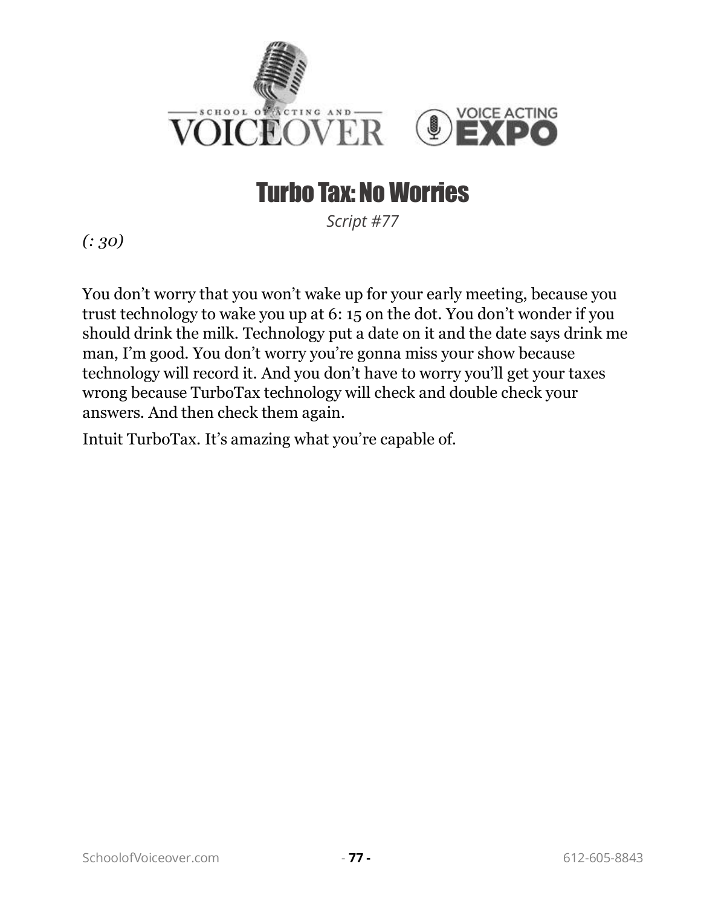# Turbo Tax: No Worries

*Script #77*

*(: 30)*

You don't worry that you won't wake up for your early meeting, because you trust technology to wake you up at 6: 15 on the dot. You don't wonder if you should drink the milk. Technology put a date on it and the date says drink me man, I'm good. You don't worry you're gonna miss your show because technology will record it. And you don't have to worry you'll get your taxes wrong because TurboTax technology will check and double check your answers. And then check them again.

Intuit TurboTax. It's amazing what you're capable of.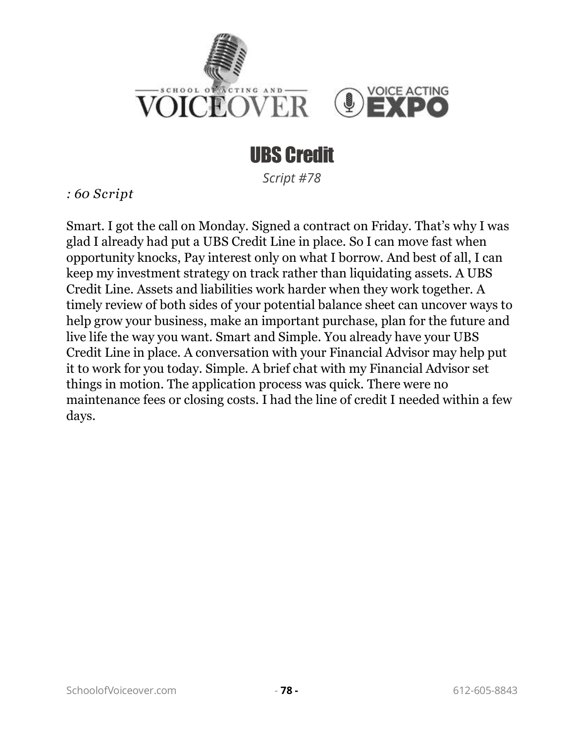# UBS Credit

*Script #78*

*: 60 Script*

Smart. I got the call on Monday. Signed a contract on Friday. That's why I was glad I already had put a UBS Credit Line in place. So I can move fast when opportunity knocks, Pay interest only on what I borrow. And best of all, I can keep my investment strategy on track rather than liquidating assets. A UBS Credit Line. Assets and liabilities work harder when they work together. A timely review of both sides of your potential balance sheet can uncover ways to help grow your business, make an important purchase, plan for the future and live life the way you want. Smart and Simple. You already have your UBS Credit Line in place. A conversation with your Financial Advisor may help put it to work for you today. Simple. A brief chat with my Financial Advisor set things in motion. The application process was quick. There were no maintenance fees or closing costs. I had the line of credit I needed within a few days.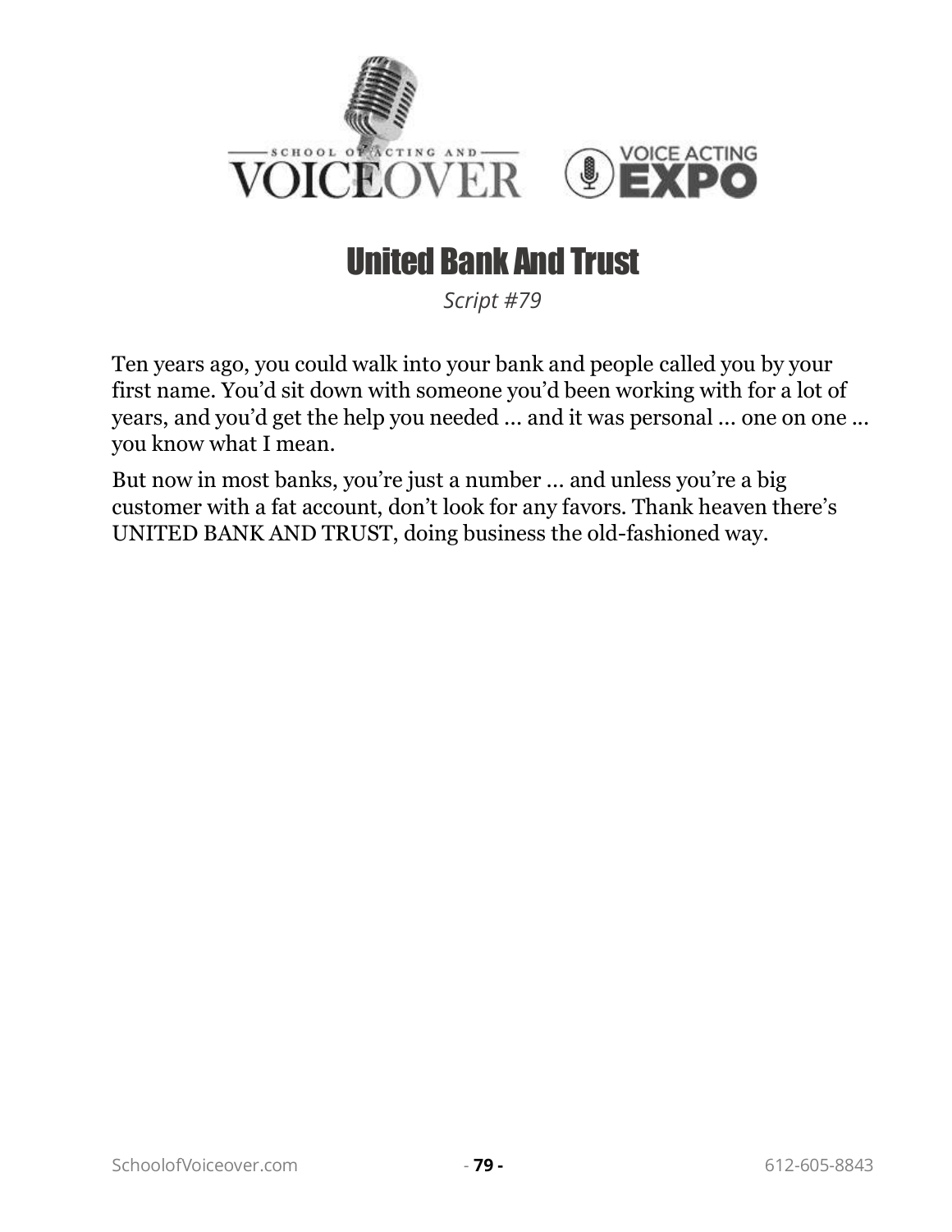# United Bank And Trust

*Script #79*

Ten years ago, you could walk into your bank and people called you by your first name. You'd sit down with someone you'd been working with for a lot of years, and you'd get the help you needed … and it was personal … one on one … you know what I mean.

But now in most banks, you're just a number … and unless you're a big customer with a fat account, don't look for any favors. Thank heaven there's UNITED BANK AND TRUST, doing business the old-fashioned way.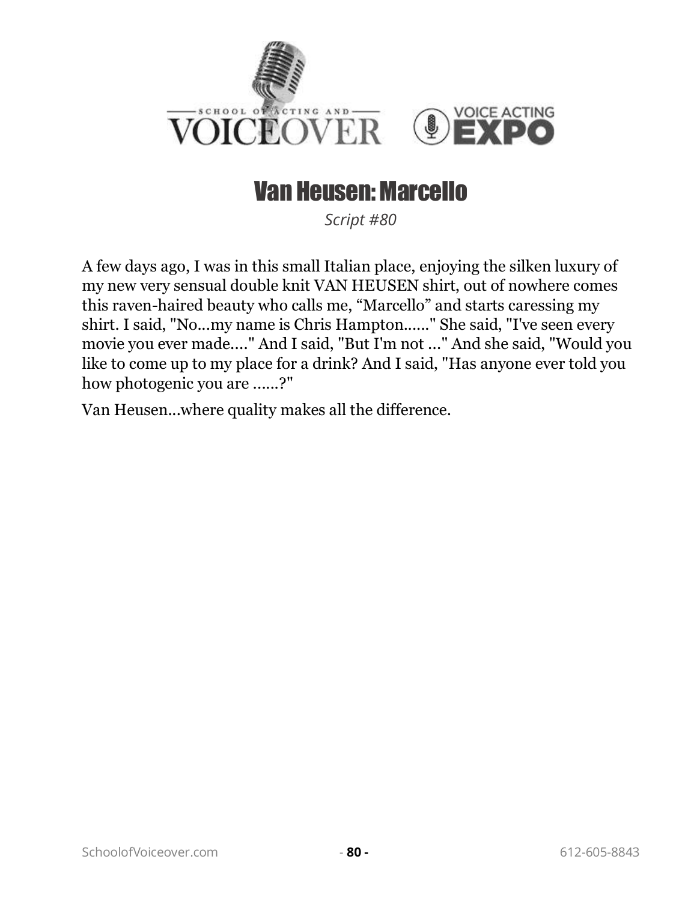# Van Heusen: Marcello

*Script #80*

A few days ago, I was in this small Italian place, enjoying the silken luxury of my new very sensual double knit VAN HEUSEN shirt, out of nowhere comes this raven-haired beauty who calls me, "Marcello" and starts caressing my shirt. I said, "No...my name is Chris Hampton......" She said, "I've seen every movie you ever made...." And I said, "But I'm not ..." And she said, "Would you like to come up to my place for a drink? And I said, "Has anyone ever told you how photogenic you are ......?"

Van Heusen...where quality makes all the difference.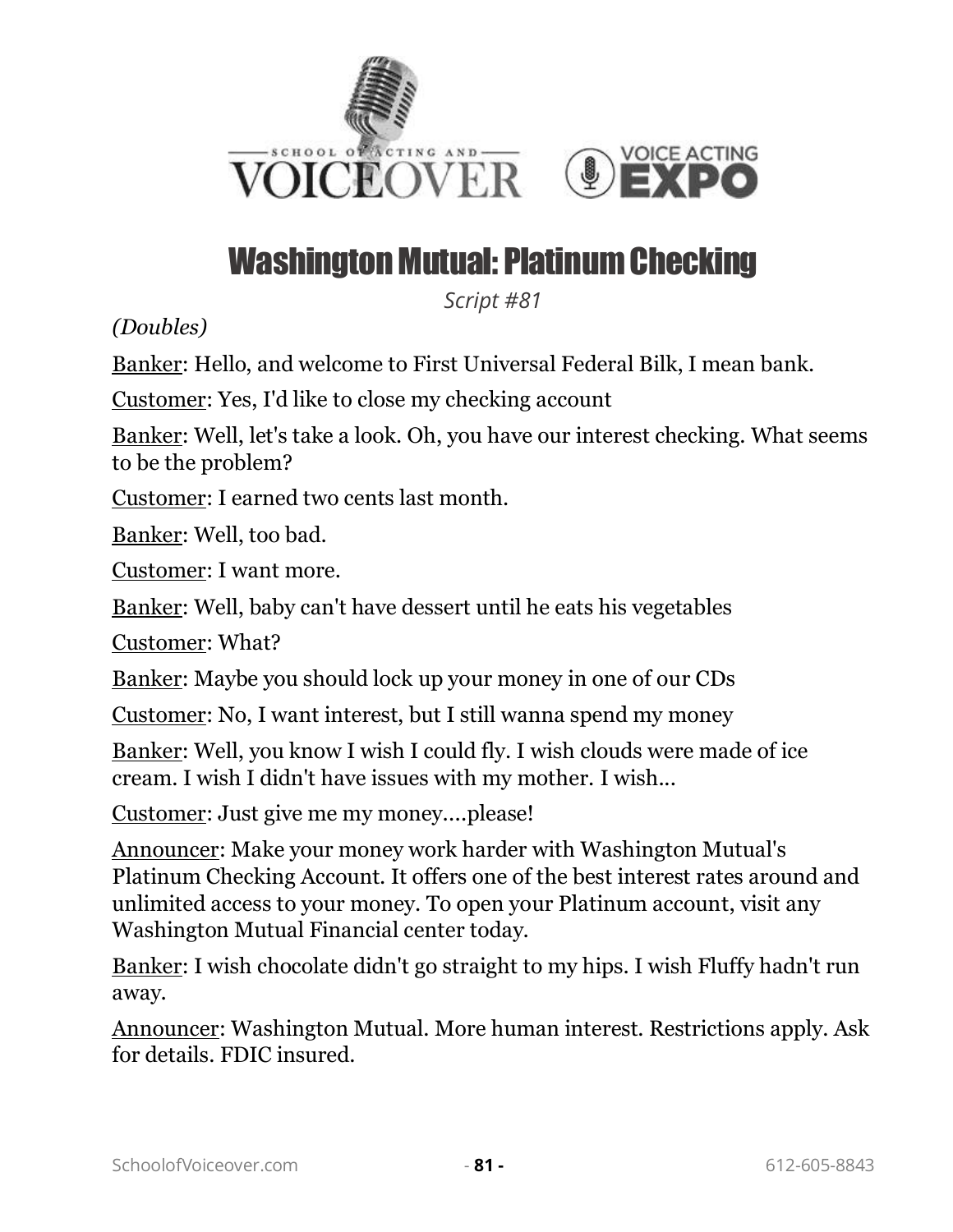# Washington Mutual: Platinum Checking

*Script #81*

*(Doubles)*

Banker: Hello, and welcome to First Universal Federal Bilk, I mean bank.

Customer: Yes, I'd like to close my checking account

Banker: Well, let's take a look. Oh, you have our interest checking. What seems to be the problem?

Customer: I earned two cents last month.

Banker: Well, too bad.

Customer: I want more.

Banker: Well, baby can't have dessert until he eats his vegetables

Customer: What?

Banker: Maybe you should lock up your money in one of our CDs

Customer: No, I want interest, but I still wanna spend my money

Banker: Well, you know I wish I could fly. I wish clouds were made of ice cream. I wish I didn't have issues with my mother. I wish...

Customer: Just give me my money....please!

Announcer: Make your money work harder with Washington Mutual's Platinum Checking Account. It offers one of the best interest rates around and unlimited access to your money. To open your Platinum account, visit any Washington Mutual Financial center today.

Banker: I wish chocolate didn't go straight to my hips. I wish Fluffy hadn't run away.

Announcer: Washington Mutual. More human interest. Restrictions apply. Ask for details. FDIC insured.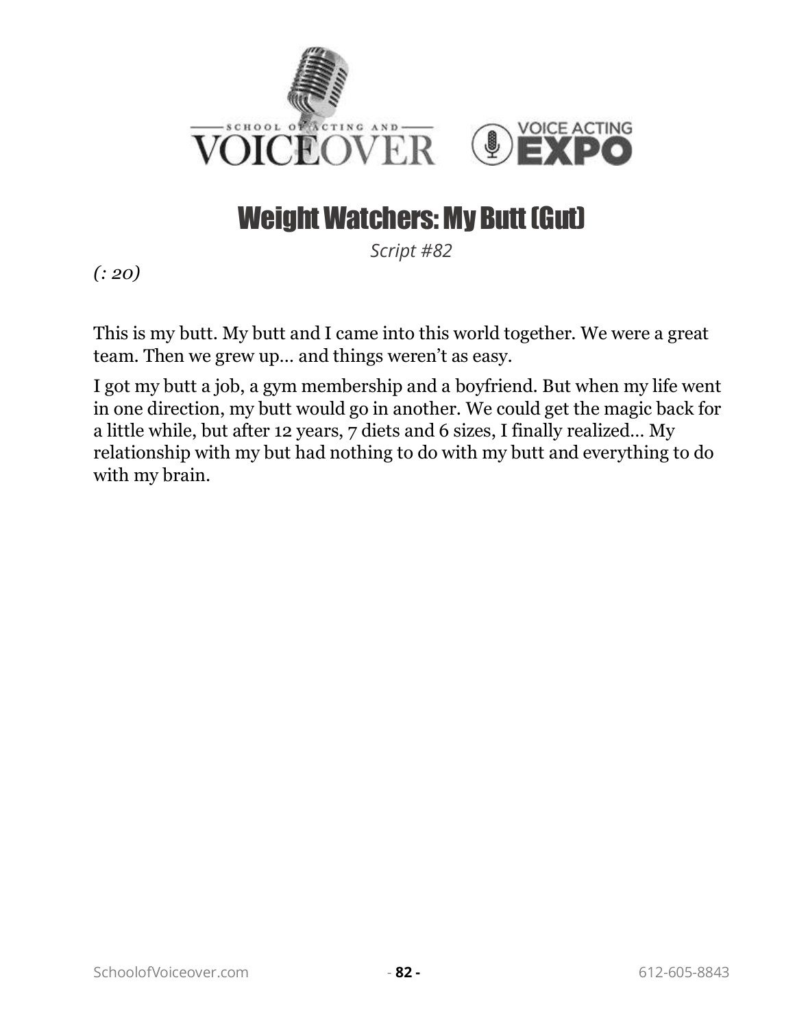# Weight Watchers: My Butt (Gut)

*Script #82*

*(: 20)*

This is my butt. My butt and I came into this world together. We were a great team. Then we grew up… and things weren't as easy.

I got my butt a job, a gym membership and a boyfriend. But when my life went in one direction, my butt would go in another. We could get the magic back for a little while, but after 12 years, 7 diets and 6 sizes, I finally realized… My relationship with my but had nothing to do with my butt and everything to do with my brain.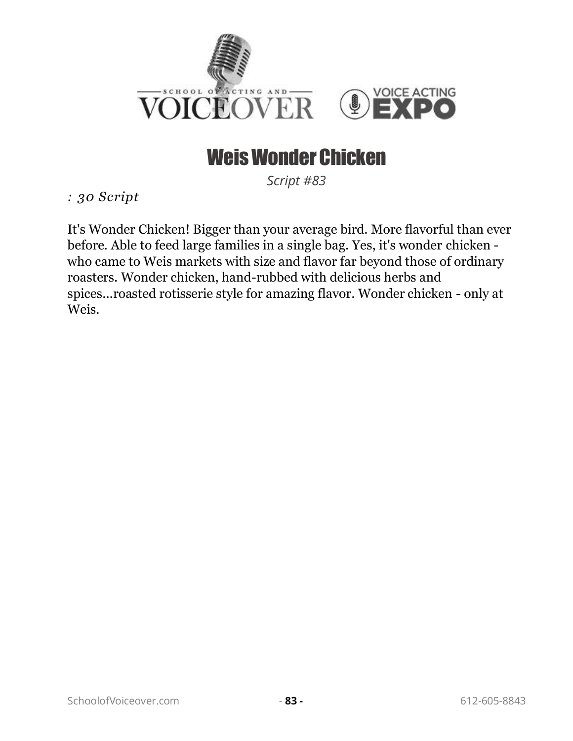# Weis Wonder Chicken

*Script #83*

*: 30 Script*

It's Wonder Chicken! Bigger than your average bird. More flavorful than ever before. Able to feed large families in a single bag. Yes, it's wonder chicken - who came to Weis markets with size and flavor far beyond those of ordinary roasters. Wonder chicken, hand-rubbed with delicious herbs and spices...roasted rotisserie style for amazing flavor. Wonder chicken - only at Weis.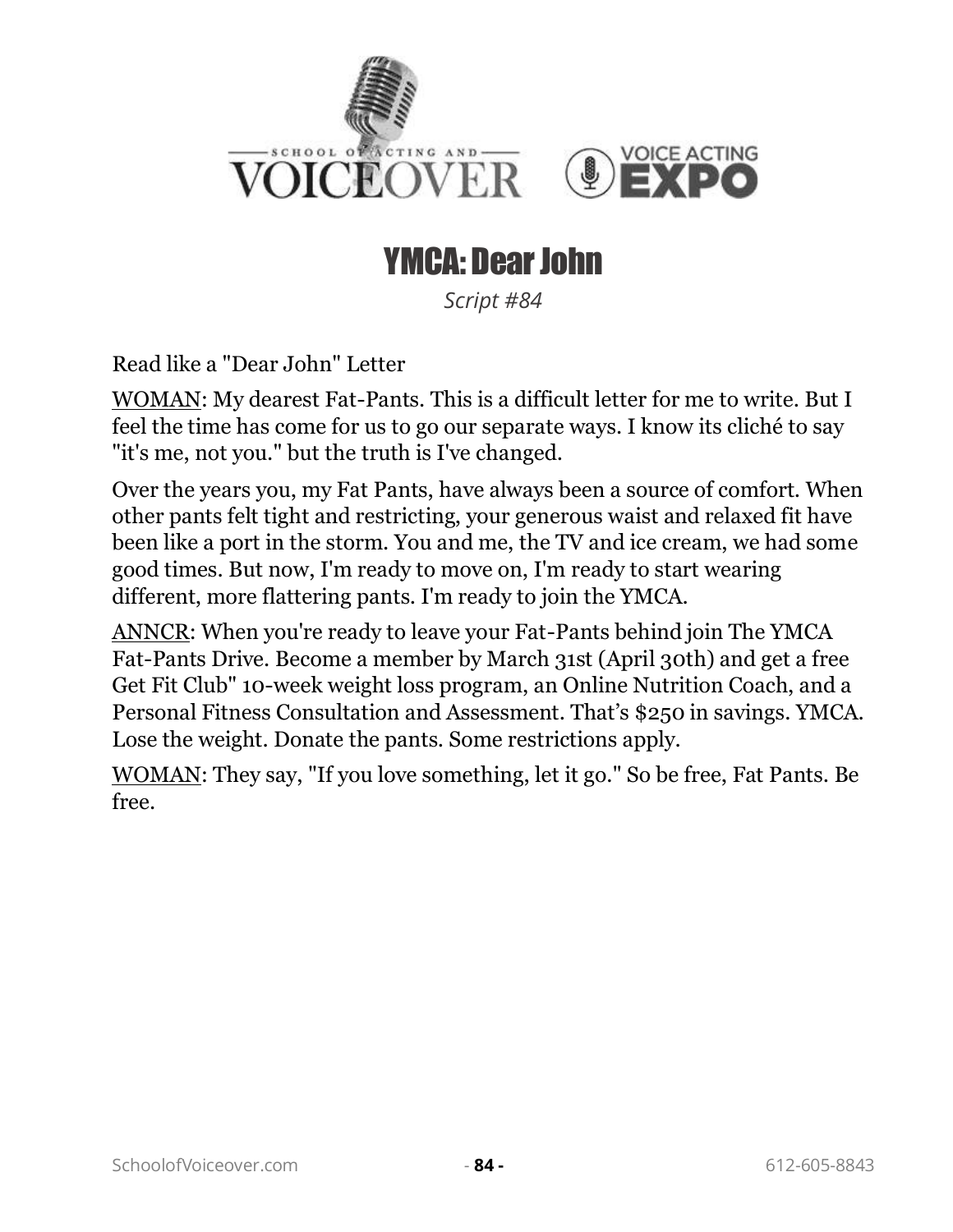# YMCA: Dear John

*Script #84*

Read like a "Dear John" Letter

<u>WOMAN</u>: My dearest Fat-Pants. This is a difficult letter for me to write. But I feel the time has come for us to go our separate ways. I know its cliché to say "it's me, not you." but the truth is I've changed.

Over the years you, my Fat Pants, have always been a source of comfort. When other pants felt tight and restricting, your generous waist and relaxed fit have been like a port in the storm. You and me, the TV and ice cream, we had some good times. But now, I'm ready to move on, I'm ready to start wearing different, more flattering pants. I'm ready to join the YMCA.

<u>ANNCR</u>: When you're ready to leave your Fat-Pants behind join The YMCA Fat-Pants Drive. Become a member by March 31st (April 30th) and get a free Get Fit Club" 10-week weight loss program, an Online Nutrition Coach, and a Personal Fitness Consultation and Assessment. That's $250 in savings. YMCA. Lose the weight. Donate the pants. Some restrictions apply.

<u>WOMAN</u>: They say, "If you love something, let it go." So be free, Fat Pants. Be free.